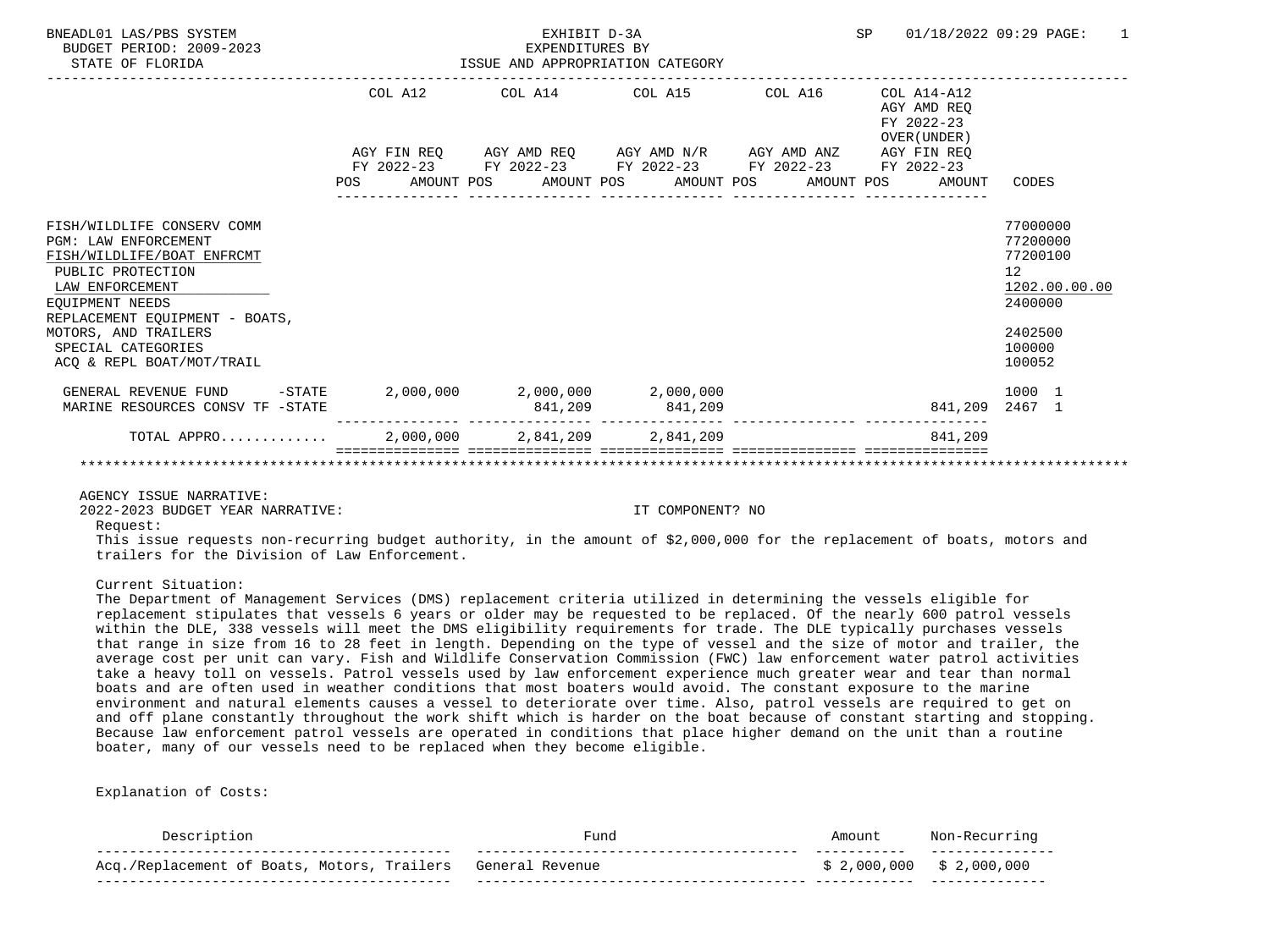BNEADL01 LAS/PBS SYSTEM — EXHIBIT D-3A — EXPENDITURES BY ISSUE AND APPROPRIATION CATEGORY

BUDGET PERIOD: 2009-2023

STATE OF FLORIDA

SP 01/18/2022 09:29

| | COL A12 AGY FIN REQ FY 2022-23 POS AMOUNT | COL A14 AGY AMD REQ FY 2022-23 POS AMOUNT | COL A15 AGY AMD N/R FY 2022-23 POS AMOUNT | COL A16 AGY AMD ANZ FY 2022-23 POS AMOUNT | COL A14-A12 AGY AMD REQ FY 2022-23 OVER(UNDER) AGY FIN REQ FY 2022-23 POS AMOUNT | CODES |
|---|---|---|---|---|---|---|
| FISH/WILDLIFE CONSERV COMM | | | | | | 77000000 |
| PGM: LAW ENFORCEMENT | | | | | | 77200000 |
| FISH/WILDLIFE/BOAT ENFRCMT | | | | | | 77200100 |
| PUBLIC PROTECTION | | | | | | 12 |
| LAW ENFORCEMENT | | | | | | 1202.00.00.00 |
| EQUIPMENT NEEDS | | | | | | 2400000 |
| REPLACEMENT EQUIPMENT - BOATS, MOTORS, AND TRAILERS | | | | | | 2402500 |
| SPECIAL CATEGORIES | | | | | | 100000 |
| ACQ & REPL BOAT/MOT/TRAIL | | | | | | 100052 |
| GENERAL REVENUE FUND -STATE | 2,000,000 | 2,000,000 | 2,000,000 | | | 1000 1 |
| MARINE RESOURCES CONSV TF -STATE | | 841,209 | 841,209 | | 841,209 | 2467 1 |
| TOTAL APPRO............ | 2,000,000 | 2,841,209 | 2,841,209 | | 841,209 | |

AGENCY ISSUE NARRATIVE:

2022-2023 BUDGET YEAR NARRATIVE: IT COMPONENT? NO

Request:

This issue requests non-recurring budget authority, in the amount of $2,000,000 for the replacement of boats, motors and trailers for the Division of Law Enforcement.

Current Situation:

The Department of Management Services (DMS) replacement criteria utilized in determining the vessels eligible for replacement stipulates that vessels 6 years or older may be requested to be replaced. Of the nearly 600 patrol vessels within the DLE, 338 vessels will meet the DMS eligibility requirements for trade. The DLE typically purchases vessels that range in size from 16 to 28 feet in length. Depending on the type of vessel and the size of motor and trailer, the average cost per unit can vary. Fish and Wildlife Conservation Commission (FWC) law enforcement water patrol activities take a heavy toll on vessels. Patrol vessels used by law enforcement experience much greater wear and tear than normal boats and are often used in weather conditions that most boaters would avoid. The constant exposure to the marine environment and natural elements causes a vessel to deteriorate over time. Also, patrol vessels are required to get on and off plane constantly throughout the work shift which is harder on the boat because of constant starting and stopping. Because law enforcement patrol vessels are operated in conditions that place higher demand on the unit than a routine boater, many of our vessels need to be replaced when they become eligible.

Explanation of Costs:

| Description | Fund | Amount | Non-Recurring |
|---|---|---|---|
| Acq./Replacement of Boats, Motors, Trailers | General Revenue | $ 2,000,000 | $ 2,000,000 |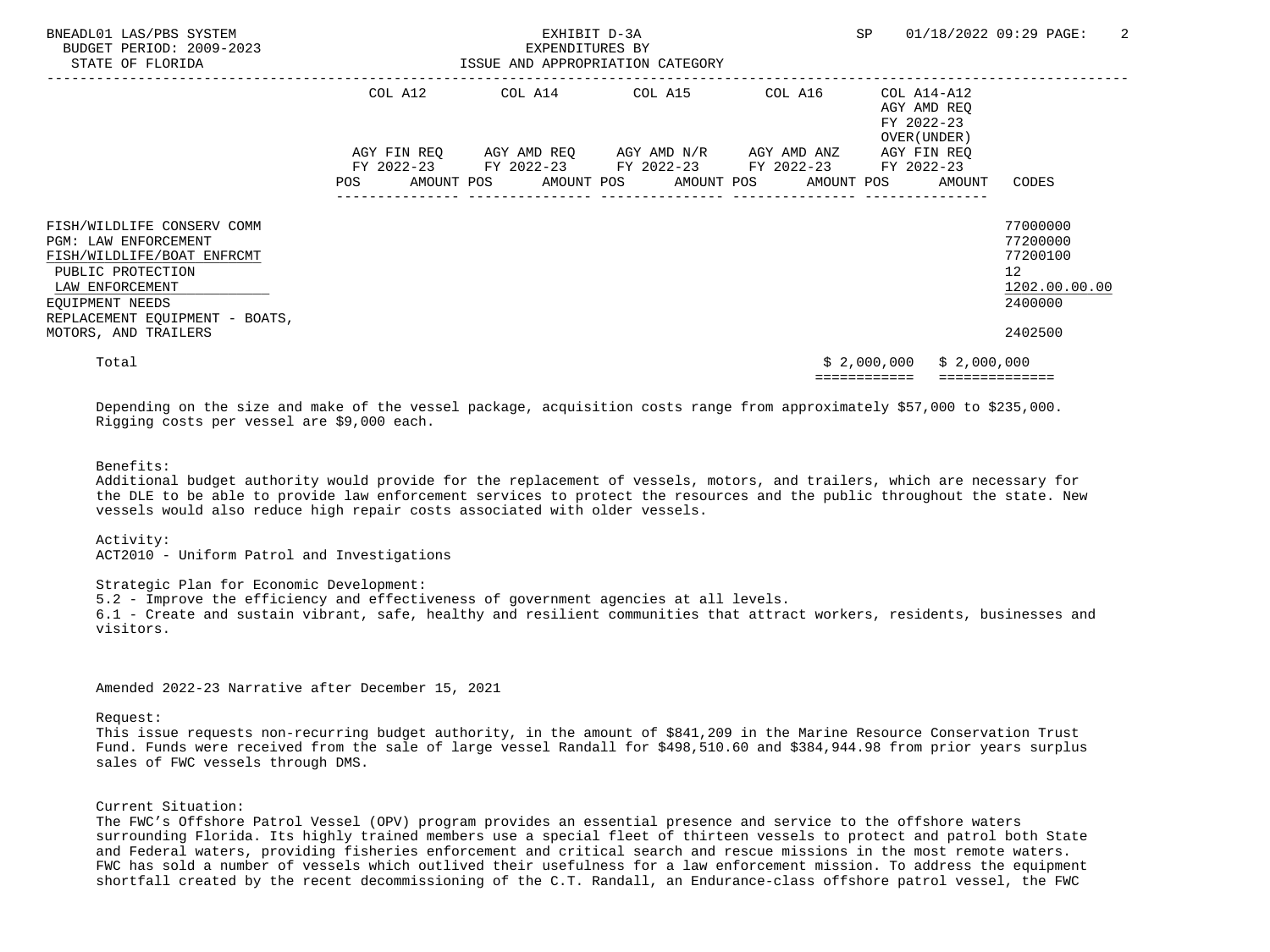| | COL A12 | | COL A14 | | COL A15 | | COL A16 | | COL A14-A12 AGY AMD REQ FY 2022-23 OVER(UNDER) AGY FIN REQ | |
|---|---|---|---|---|---|---|---|---|---|---|
| | AGY FIN REQ FY 2022-23 | | AGY AMD REQ FY 2022-23 | | AGY AMD N/R FY 2022-23 | | AGY AMD ANZ FY 2022-23 | | FY 2022-23 | |
| | POS | AMOUNT | POS | AMOUNT | POS | AMOUNT | POS | AMOUNT | POS | AMOUNT | CODES |
| FISH/WILDLIFE CONSERV COMM | | | | | | | | | | | 77000000 |
| PGM: LAW ENFORCEMENT | | | | | | | | | | | 77200000 |
| FISH/WILDLIFE/BOAT ENFRCMT | | | | | | | | | | | 77200100 |
| PUBLIC PROTECTION | | | | | | | | | | | 12 |
| LAW ENFORCEMENT | | | | | | | | | | | 1202.00.00.00 |
| EQUIPMENT NEEDS | | | | | | | | | | | 2400000 |
| REPLACEMENT EQUIPMENT - BOATS, MOTORS, AND TRAILERS | | | | | | | | | | | 2402500 |
| Total | | | | | | | | $ 2,000,000 | | $ 2,000,000 | |

Depending on the size and make of the vessel package, acquisition costs range from approximately $57,000 to $235,000. Rigging costs per vessel are $9,000 each.

Benefits:
Additional budget authority would provide for the replacement of vessels, motors, and trailers, which are necessary for the DLE to be able to provide law enforcement services to protect the resources and the public throughout the state. New vessels would also reduce high repair costs associated with older vessels.

Activity:
ACT2010 - Uniform Patrol and Investigations

Strategic Plan for Economic Development:
5.2 - Improve the efficiency and effectiveness of government agencies at all levels.
6.1 - Create and sustain vibrant, safe, healthy and resilient communities that attract workers, residents, businesses and visitors.

Amended 2022-23 Narrative after December 15, 2021

Request:
This issue requests non-recurring budget authority, in the amount of $841,209 in the Marine Resource Conservation Trust Fund. Funds were received from the sale of large vessel Randall for $498,510.60 and $384,944.98 from prior years surplus sales of FWC vessels through DMS.

Current Situation:
The FWC's Offshore Patrol Vessel (OPV) program provides an essential presence and service to the offshore waters surrounding Florida. Its highly trained members use a special fleet of thirteen vessels to protect and patrol both State and Federal waters, providing fisheries enforcement and critical search and rescue missions in the most remote waters. FWC has sold a number of vessels which outlived their usefulness for a law enforcement mission. To address the equipment shortfall created by the recent decommissioning of the C.T. Randall, an Endurance-class offshore patrol vessel, the FWC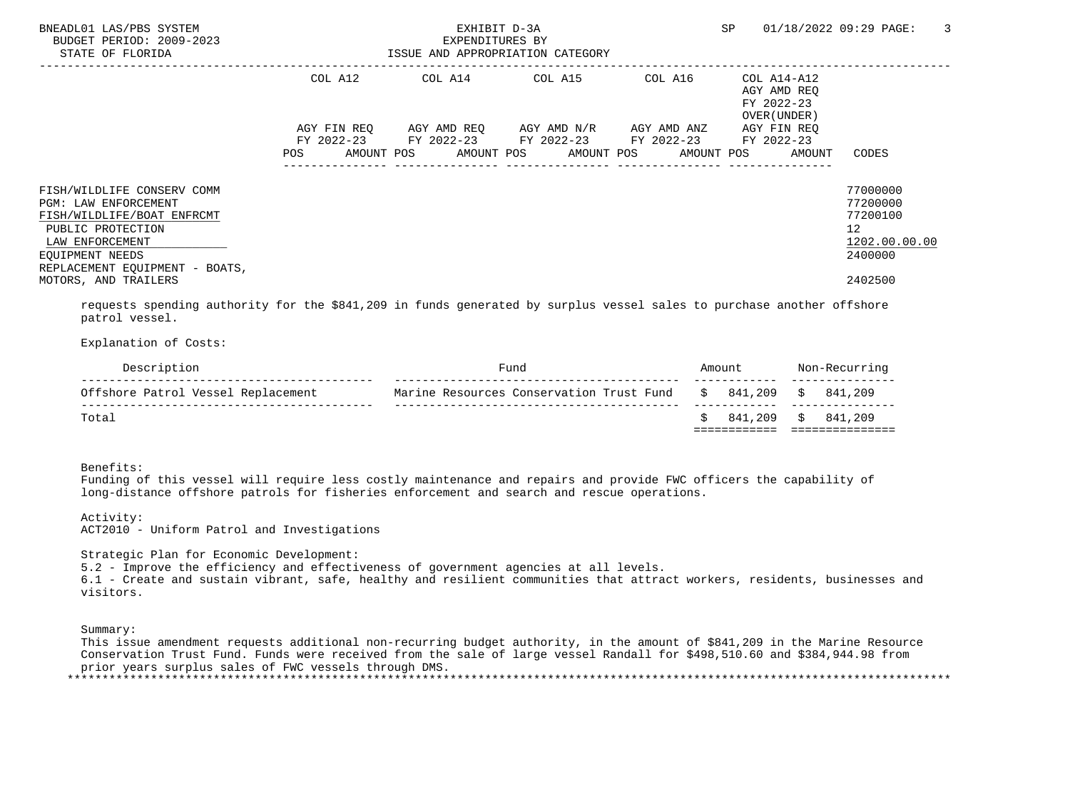EXHIBIT D-3A
EXPENDITURES BY
ISSUE AND APPROPRIATION CATEGORY

| | COL A12 AGY FIN REQ FY 2022-23 POS AMOUNT | COL A14 AGY AMD REQ FY 2022-23 POS AMOUNT | COL A15 AGY AMD N/R FY 2022-23 POS AMOUNT | COL A16 AGY AMD ANZ FY 2022-23 POS AMOUNT | COL A14-A12 AGY AMD REQ FY 2022-23 OVER(UNDER) AGY FIN REQ FY 2022-23 POS AMOUNT | CODES |
|---|---|---|---|---|---|---|
| FISH/WILDLIFE CONSERV COMM | | | | | | 77000000 |
| PGM: LAW ENFORCEMENT | | | | | | 77200000 |
| FISH/WILDLIFE/BOAT ENFRCMT | | | | | | 77200100 |
| PUBLIC PROTECTION | | | | | | 12 |
| LAW ENFORCEMENT | | | | | | 1202.00.00.00 |
| EQUIPMENT NEEDS | | | | | | 2400000 |
| REPLACEMENT EQUIPMENT - BOATS, MOTORS, AND TRAILERS | | | | | | 2402500 |

requests spending authority for the $841,209 in funds generated by surplus vessel sales to purchase another offshore patrol vessel.

Explanation of Costs:

| Description | Fund | Amount | Non-Recurring |
|---|---|---|---|
| Offshore Patrol Vessel Replacement | Marine Resources Conservation Trust Fund | $ 841,209 | $ 841,209 |
| Total | | $ 841,209 | $ 841,209 |

Benefits:
Funding of this vessel will require less costly maintenance and repairs and provide FWC officers the capability of long-distance offshore patrols for fisheries enforcement and search and rescue operations.

Activity:
ACT2010 - Uniform Patrol and Investigations

Strategic Plan for Economic Development:
5.2 - Improve the efficiency and effectiveness of government agencies at all levels.
6.1 - Create and sustain vibrant, safe, healthy and resilient communities that attract workers, residents, businesses and visitors.

Summary:
This issue amendment requests additional non-recurring budget authority, in the amount of $841,209 in the Marine Resource Conservation Trust Fund. Funds were received from the sale of large vessel Randall for $498,510.60 and $384,944.98 from prior years surplus sales of FWC vessels through DMS.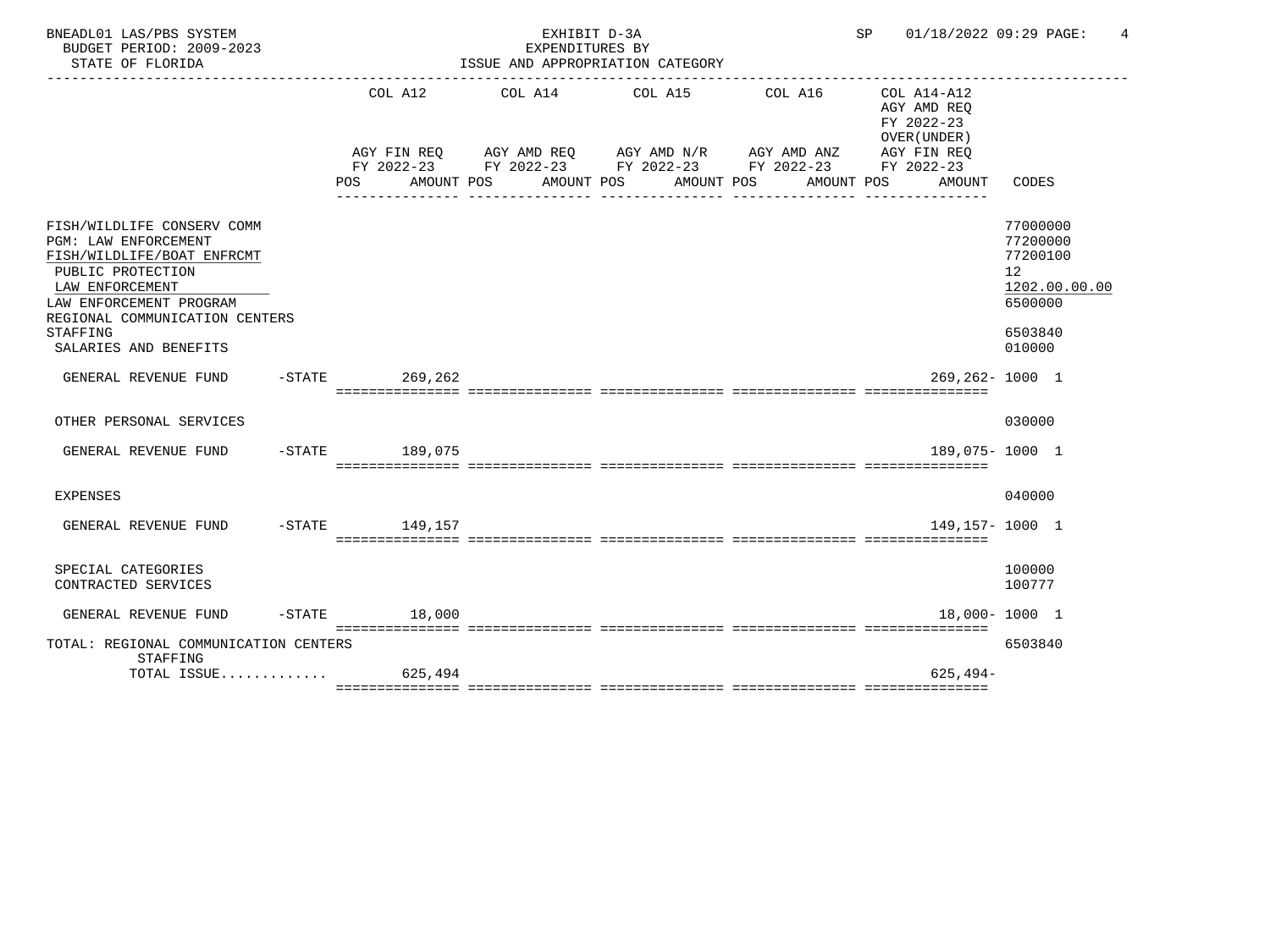BNEADL01 LAS/PBS SYSTEM — EXHIBIT D-3A — EXPENDITURES BY ISSUE AND APPROPRIATION CATEGORY

BUDGET PERIOD: 2009-2023 — STATE OF FLORIDA — SP 01/18/2022 09:29

| | COL A12 AGY FIN REQ FY 2022-23 POS AMOUNT | COL A14 AGY AMD REQ FY 2022-23 POS AMOUNT | COL A15 AGY AMD N/R FY 2022-23 POS AMOUNT | COL A16 AGY AMD ANZ FY 2022-23 POS AMOUNT | COL A14-A12 AGY AMD REQ FY 2022-23 OVER(UNDER) AGY FIN REQ FY 2022-23 POS AMOUNT | CODES |
|---|---|---|---|---|---|---|
| FISH/WILDLIFE CONSERV COMM | | | | | | 77000000 |
| PGM: LAW ENFORCEMENT | | | | | | 77200000 |
| FISH/WILDLIFE/BOAT ENFRCMT | | | | | | 77200100 |
| PUBLIC PROTECTION | | | | | | 12 |
| LAW ENFORCEMENT | | | | | | 1202.00.00.00 |
| LAW ENFORCEMENT PROGRAM | | | | | | 6500000 |
| REGIONAL COMMUNICATION CENTERS STAFFING | | | | | | 6503840 |
| SALARIES AND BENEFITS | | | | | | 010000 |
| GENERAL REVENUE FUND -STATE | 269,262 | | | | 269,262- | 1000 1 |
| OTHER PERSONAL SERVICES | | | | | | 030000 |
| GENERAL REVENUE FUND -STATE | 189,075 | | | | 189,075- | 1000 1 |
| EXPENSES | | | | | | 040000 |
| GENERAL REVENUE FUND -STATE | 149,157 | | | | 149,157- | 1000 1 |
| SPECIAL CATEGORIES | | | | | | 100000 |
| CONTRACTED SERVICES | | | | | | 100777 |
| GENERAL REVENUE FUND -STATE | 18,000 | | | | 18,000- | 1000 1 |
| TOTAL: REGIONAL COMMUNICATION CENTERS STAFFING | | | | | | 6503840 |
| TOTAL ISSUE............. | 625,494 | | | | 625,494- | |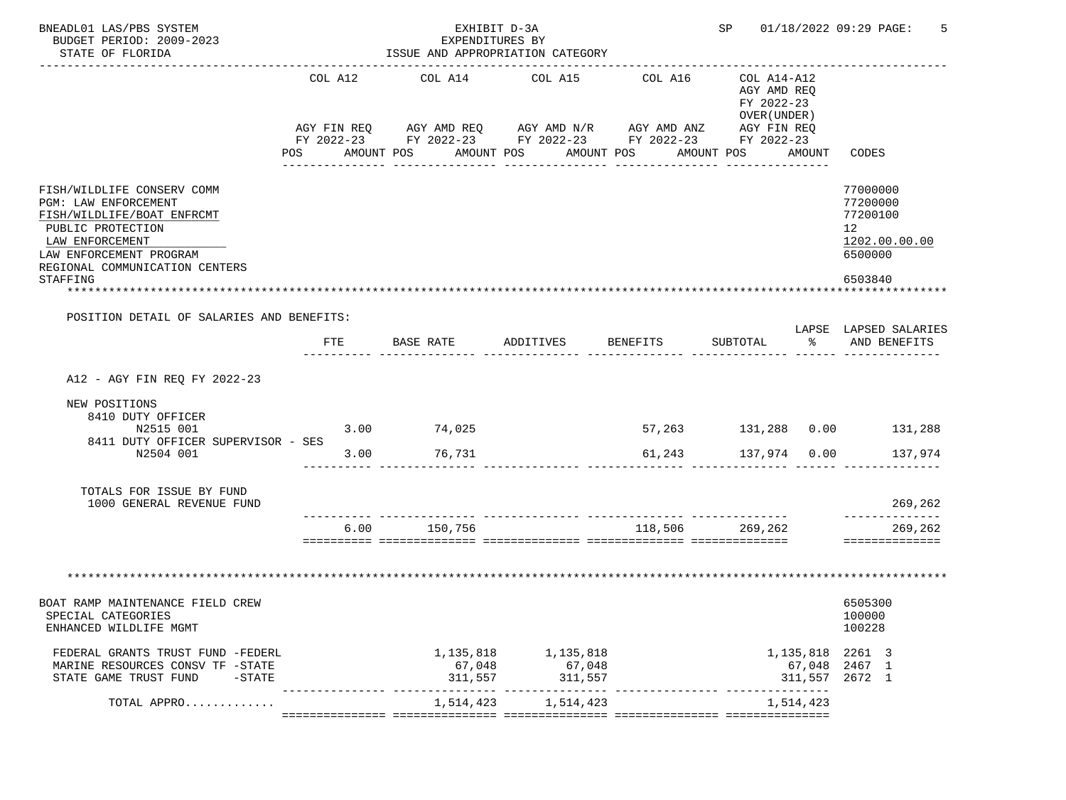BNEADL01 LAS/PBS SYSTEM — EXHIBIT D-3A — SP 01/18/2022 09:29

BUDGET PERIOD: 2009-2023 — EXPENDITURES BY

STATE OF FLORIDA — ISSUE AND APPROPRIATION CATEGORY

| | COL A12 AGY FIN REQ FY 2022-23 POS AMOUNT | COL A14 AGY AMD REQ FY 2022-23 POS AMOUNT | COL A15 AGY AMD N/R FY 2022-23 POS AMOUNT | COL A16 AGY AMD ANZ FY 2022-23 POS AMOUNT | COL A14-A12 AGY AMD REQ FY 2022-23 OVER(UNDER) AGY FIN REQ FY 2022-23 POS AMOUNT | CODES |
|---|---|---|---|---|---|---|
| FISH/WILDLIFE CONSERV COMM | | | | | | 77000000 |
| PGM: LAW ENFORCEMENT | | | | | | 77200000 |
| FISH/WILDLIFE/BOAT ENFRCMT | | | | | | 77200100 |
| PUBLIC PROTECTION | | | | | | 12 |
| LAW ENFORCEMENT | | | | | | 1202.00.00.00 |
| LAW ENFORCEMENT PROGRAM | | | | | | 6500000 |
| REGIONAL COMMUNICATION CENTERS STAFFING | | | | | | 6503840 |

POSITION DETAIL OF SALARIES AND BENEFITS:

| | FTE | BASE RATE | ADDITIVES | BENEFITS | SUBTOTAL | LAPSE % | LAPSED SALARIES AND BENEFITS |
|---|---|---|---|---|---|---|---|
| A12 - AGY FIN REQ FY 2022-23 | | | | | | | |
| NEW POSITIONS | | | | | | | |
| 8410 DUTY OFFICER N2515 001 | 3.00 | 74,025 | | 57,263 | 131,288 | 0.00 | 131,288 |
| 8411 DUTY OFFICER SUPERVISOR - SES N2504 001 | 3.00 | 76,731 | | 61,243 | 137,974 | 0.00 | 137,974 |
| TOTALS FOR ISSUE BY FUND | | | | | | | |
| 1000 GENERAL REVENUE FUND | | | | | | | 269,262 |
| | 6.00 | 150,756 | | 118,506 | 269,262 | | 269,262 |

| | COL A12 | COL A14 | COL A15 | COL A16 | COL A14-A12 | CODES |
|---|---|---|---|---|---|---|
| BOAT RAMP MAINTENANCE FIELD CREW | | | | | | 6505300 |
| SPECIAL CATEGORIES | | | | | | 100000 |
| ENHANCED WILDLIFE MGMT | | | | | | 100228 |
| FEDERAL GRANTS TRUST FUND -FEDERL | | 1,135,818 | 1,135,818 | | 1,135,818 | 2261 3 |
| MARINE RESOURCES CONSV TF -STATE | | 67,048 | 67,048 | | 67,048 | 2467 1 |
| STATE GAME TRUST FUND -STATE | | 311,557 | 311,557 | | 311,557 | 2672 1 |
| TOTAL APPRO............ | | 1,514,423 | 1,514,423 | | 1,514,423 | |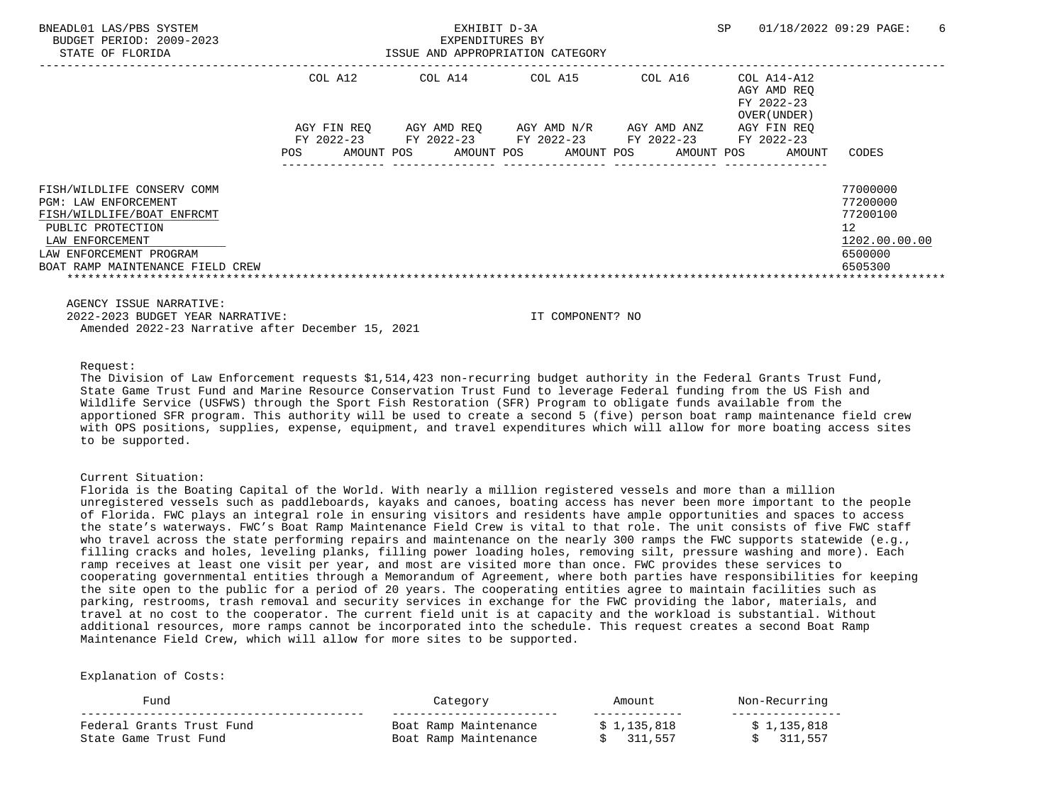BNEADL01 LAS/PBS SYSTEM — EXHIBIT D-3A — EXPENDITURES BY ISSUE AND APPROPRIATION CATEGORY

BUDGET PERIOD: 2009-2023

STATE OF FLORIDA

| | COL A12 AGY FIN REQ FY 2022-23 POS AMOUNT | COL A14 AGY AMD REQ FY 2022-23 POS AMOUNT | COL A15 AGY AMD N/R FY 2022-23 POS AMOUNT | COL A16 AGY AMD ANZ FY 2022-23 POS AMOUNT | COL A14-A12 AGY AMD REQ FY 2022-23 OVER(UNDER) AGY FIN REQ FY 2022-23 POS AMOUNT | CODES |
|---|---|---|---|---|---|---|
| FISH/WILDLIFE CONSERV COMM | | | | | | 77000000 |
| PGM: LAW ENFORCEMENT | | | | | | 77200000 |
| FISH/WILDLIFE/BOAT ENFRCMT | | | | | | 77200100 |
| PUBLIC PROTECTION | | | | | | 12 |
| LAW ENFORCEMENT | | | | | | 1202.00.00.00 |
| LAW ENFORCEMENT PROGRAM | | | | | | 6500000 |
| BOAT RAMP MAINTENANCE FIELD CREW | | | | | | 6505300 |

AGENCY ISSUE NARRATIVE:

2022-2023 BUDGET YEAR NARRATIVE: IT COMPONENT? NO

Amended 2022-23 Narrative after December 15, 2021

Request:

The Division of Law Enforcement requests $1,514,423 non-recurring budget authority in the Federal Grants Trust Fund, State Game Trust Fund and Marine Resource Conservation Trust Fund to leverage Federal funding from the US Fish and Wildlife Service (USFWS) through the Sport Fish Restoration (SFR) Program to obligate funds available from the apportioned SFR program. This authority will be used to create a second 5 (five) person boat ramp maintenance field crew with OPS positions, supplies, expense, equipment, and travel expenditures which will allow for more boating access sites to be supported.

Current Situation:

Florida is the Boating Capital of the World. With nearly a million registered vessels and more than a million unregistered vessels such as paddleboards, kayaks and canoes, boating access has never been more important to the people of Florida. FWC plays an integral role in ensuring visitors and residents have ample opportunities and spaces to access the state's waterways. FWC's Boat Ramp Maintenance Field Crew is vital to that role. The unit consists of five FWC staff who travel across the state performing repairs and maintenance on the nearly 300 ramps the FWC supports statewide (e.g., filling cracks and holes, leveling planks, filling power loading holes, removing silt, pressure washing and more). Each ramp receives at least one visit per year, and most are visited more than once. FWC provides these services to cooperating governmental entities through a Memorandum of Agreement, where both parties have responsibilities for keeping the site open to the public for a period of 20 years. The cooperating entities agree to maintain facilities such as parking, restrooms, trash removal and security services in exchange for the FWC providing the labor, materials, and travel at no cost to the cooperator. The current field unit is at capacity and the workload is substantial. Without additional resources, more ramps cannot be incorporated into the schedule. This request creates a second Boat Ramp Maintenance Field Crew, which will allow for more sites to be supported.

Explanation of Costs:

| Fund | Category | Amount | Non-Recurring |
|---|---|---|---|
| Federal Grants Trust Fund | Boat Ramp Maintenance | $ 1,135,818 | $ 1,135,818 |
| State Game Trust Fund | Boat Ramp Maintenance | $ 311,557 | $ 311,557 |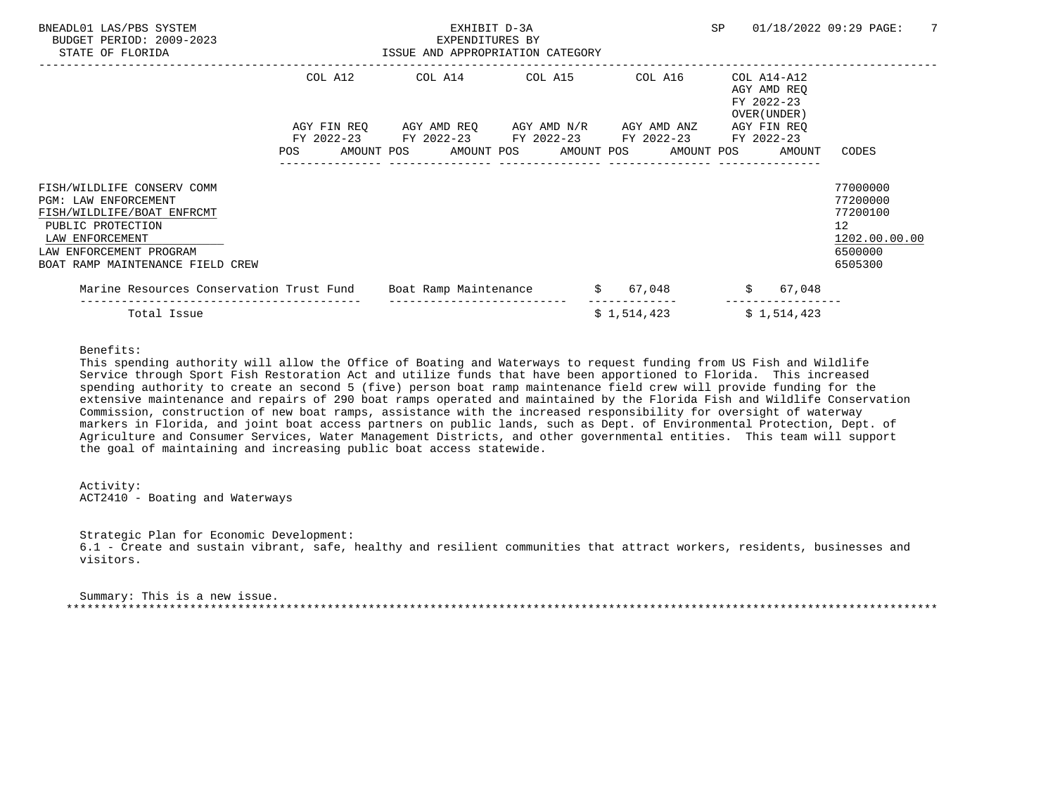EXHIBIT D-3A
EXPENDITURES BY
ISSUE AND APPROPRIATION CATEGORY

| | COL A12 AGY FIN REQ FY 2022-23 POS AMOUNT | COL A14 AGY AMD REQ FY 2022-23 POS AMOUNT | COL A15 AGY AMD N/R FY 2022-23 POS AMOUNT | COL A16 AGY AMD ANZ FY 2022-23 POS AMOUNT | COL A14-A12 AGY AMD REQ FY 2022-23 OVER(UNDER) AGY FIN REQ FY 2022-23 POS AMOUNT | CODES |
|---|---|---|---|---|---|---|
| FISH/WILDLIFE CONSERV COMM | | | | | | 77000000 |
| PGM: LAW ENFORCEMENT | | | | | | 77200000 |
| FISH/WILDLIFE/BOAT ENFRCMT | | | | | | 77200100 |
| PUBLIC PROTECTION | | | | | | 12 |
| LAW ENFORCEMENT | | | | | | 1202.00.00.00 |
| LAW ENFORCEMENT PROGRAM | | | | | | 6500000 |
| BOAT RAMP MAINTENANCE FIELD CREW | | | | | | 6505300 |
| Marine Resources Conservation Trust Fund | | Boat Ramp Maintenance | $ 67,048 | | $ 67,048 | |
| Total Issue | | | $ 1,514,423 | | $ 1,514,423 | |

Benefits:
This spending authority will allow the Office of Boating and Waterways to request funding from US Fish and Wildlife Service through Sport Fish Restoration Act and utilize funds that have been apportioned to Florida. This increased spending authority to create an second 5 (five) person boat ramp maintenance field crew will provide funding for the extensive maintenance and repairs of 290 boat ramps operated and maintained by the Florida Fish and Wildlife Conservation Commission, construction of new boat ramps, assistance with the increased responsibility for oversight of waterway markers in Florida, and joint boat access partners on public lands, such as Dept. of Environmental Protection, Dept. of Agriculture and Consumer Services, Water Management Districts, and other governmental entities. This team will support the goal of maintaining and increasing public boat access statewide.

Activity:
ACT2410 - Boating and Waterways

Strategic Plan for Economic Development:
6.1 - Create and sustain vibrant, safe, healthy and resilient communities that attract workers, residents, businesses and visitors.

Summary: This is a new issue.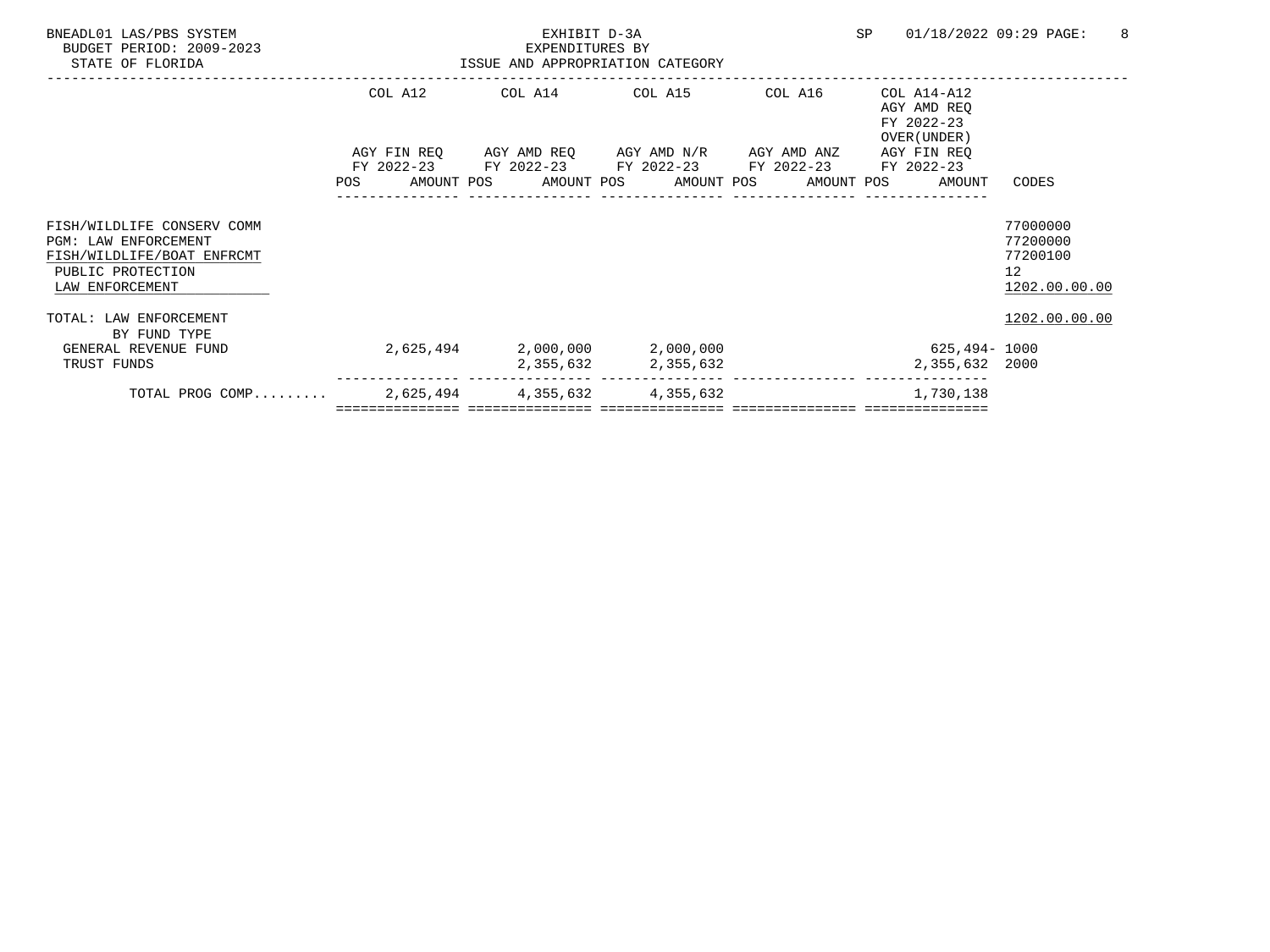BNEADL01 LAS/PBS SYSTEM
BUDGET PERIOD: 2009-2023
STATE OF FLORIDA

EXHIBIT D-3A
EXPENDITURES BY
ISSUE AND APPROPRIATION CATEGORY

SP 01/18/2022 09:29 PAGE: 8

| | COL A12 AGY FIN REQ FY 2022-23 POS AMOUNT | COL A14 AGY AMD REQ FY 2022-23 POS AMOUNT | COL A15 AGY AMD N/R FY 2022-23 POS AMOUNT | COL A16 AGY AMD ANZ FY 2022-23 POS AMOUNT | COL A14-A12 AGY AMD REQ FY 2022-23 OVER(UNDER) AGY FIN REQ FY 2022-23 POS AMOUNT | CODES |
|---|---|---|---|---|---|---|
| FISH/WILDLIFE CONSERV COMM | | | | | | 77000000 |
| PGM: LAW ENFORCEMENT | | | | | | 77200000 |
| FISH/WILDLIFE/BOAT ENFRCMT | | | | | | 77200100 |
| PUBLIC PROTECTION | | | | | | 12 |
| LAW ENFORCEMENT | | | | | | 1202.00.00.00 |
| TOTAL: LAW ENFORCEMENT | | | | | | 1202.00.00.00 |
| BY FUND TYPE | | | | | | |
| GENERAL REVENUE FUND | 2,625,494 | 2,000,000 | 2,000,000 | | 625,494- | 1000 |
| TRUST FUNDS | | 2,355,632 | 2,355,632 | | 2,355,632 | 2000 |
| TOTAL PROG COMP......... | 2,625,494 | 4,355,632 | 4,355,632 | | 1,730,138 | |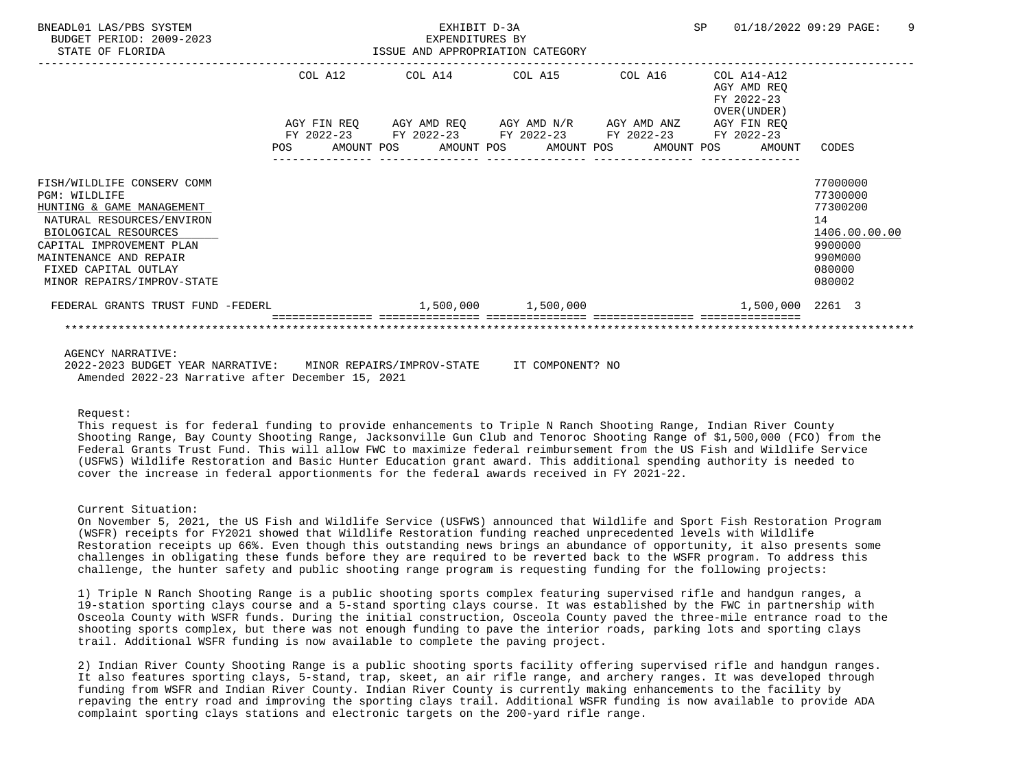BNEADL01 LAS/PBS SYSTEM — EXHIBIT D-3A — EXPENDITURES BY ISSUE AND APPROPRIATION CATEGORY
BUDGET PERIOD: 2009-2023
STATE OF FLORIDA
SP 01/18/2022 09:29

| | COL A12 AGY FIN REQ FY 2022-23 POS AMOUNT | COL A14 AGY AMD REQ FY 2022-23 POS AMOUNT | COL A15 AGY AMD N/R FY 2022-23 POS AMOUNT | COL A16 AGY AMD ANZ FY 2022-23 POS AMOUNT | COL A14-A12 AGY AMD REQ FY 2022-23 OVER(UNDER) AGY FIN REQ FY 2022-23 POS AMOUNT | CODES |
|---|---|---|---|---|---|---|
| FISH/WILDLIFE CONSERV COMM | | | | | | 77000000 |
| PGM: WILDLIFE | | | | | | 77300000 |
| HUNTING & GAME MANAGEMENT | | | | | | 77300200 |
| NATURAL RESOURCES/ENVIRON | | | | | | 14 |
| BIOLOGICAL RESOURCES | | | | | | 1406.00.00.00 |
| CAPITAL IMPROVEMENT PLAN | | | | | | 9900000 |
| MAINTENANCE AND REPAIR | | | | | | 990M000 |
| FIXED CAPITAL OUTLAY | | | | | | 080000 |
| MINOR REPAIRS/IMPROV-STATE | | | | | | 080002 |
| FEDERAL GRANTS TRUST FUND -FEDERL | | 1,500,000 | 1,500,000 | | 1,500,000 | 2261 3 |

AGENCY NARRATIVE:
2022-2023 BUDGET YEAR NARRATIVE: MINOR REPAIRS/IMPROV-STATE IT COMPONENT? NO
Amended 2022-23 Narrative after December 15, 2021

Request:
This request is for federal funding to provide enhancements to Triple N Ranch Shooting Range, Indian River County Shooting Range, Bay County Shooting Range, Jacksonville Gun Club and Tenoroc Shooting Range of $1,500,000 (FCO) from the Federal Grants Trust Fund. This will allow FWC to maximize federal reimbursement from the US Fish and Wildlife Service (USFWS) Wildlife Restoration and Basic Hunter Education grant award. This additional spending authority is needed to cover the increase in federal apportionments for the federal awards received in FY 2021-22.

Current Situation:
On November 5, 2021, the US Fish and Wildlife Service (USFWS) announced that Wildlife and Sport Fish Restoration Program (WSFR) receipts for FY2021 showed that Wildlife Restoration funding reached unprecedented levels with Wildlife Restoration receipts up 66%. Even though this outstanding news brings an abundance of opportunity, it also presents some challenges in obligating these funds before they are required to be reverted back to the WSFR program. To address this challenge, the hunter safety and public shooting range program is requesting funding for the following projects:

1) Triple N Ranch Shooting Range is a public shooting sports complex featuring supervised rifle and handgun ranges, a 19-station sporting clays course and a 5-stand sporting clays course. It was established by the FWC in partnership with Osceola County with WSFR funds. During the initial construction, Osceola County paved the three-mile entrance road to the shooting sports complex, but there was not enough funding to pave the interior roads, parking lots and sporting clays trail. Additional WSFR funding is now available to complete the paving project.

2) Indian River County Shooting Range is a public shooting sports facility offering supervised rifle and handgun ranges. It also features sporting clays, 5-stand, trap, skeet, an air rifle range, and archery ranges. It was developed through funding from WSFR and Indian River County. Indian River County is currently making enhancements to the facility by repaving the entry road and improving the sporting clays trail. Additional WSFR funding is now available to provide ADA complaint sporting clays stations and electronic targets on the 200-yard rifle range.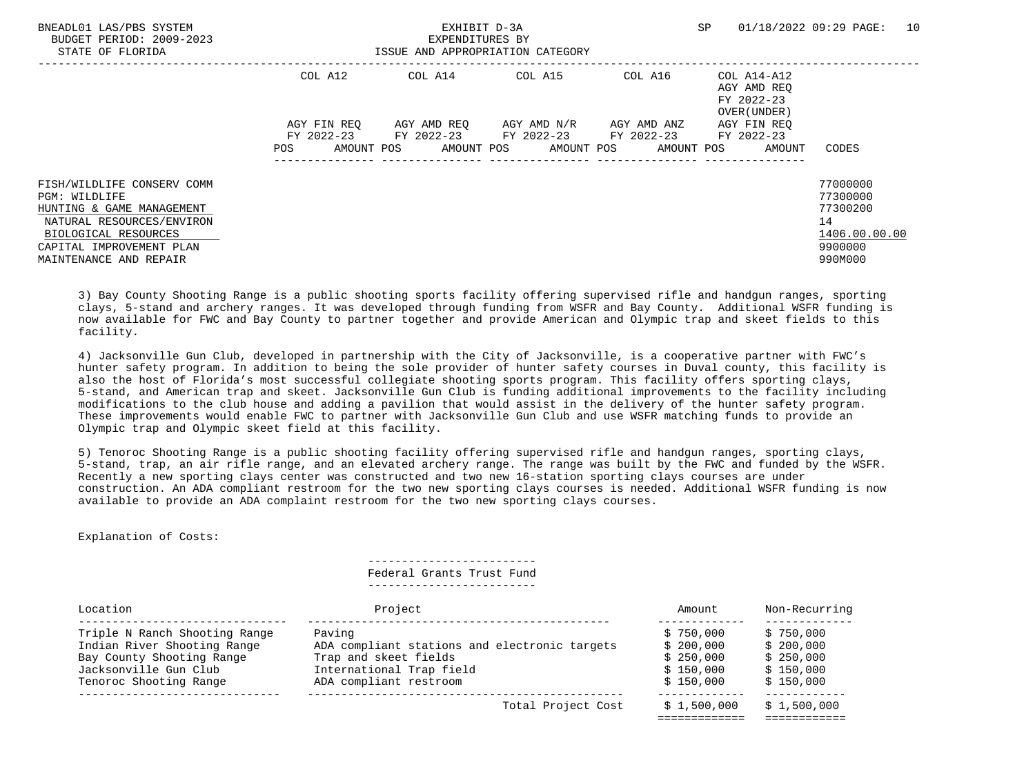| | COL A12 | | COL A14 | | COL A15 | | COL A16 | | COL A14-A12 AGY AMD REQ FY 2022-23 OVER(UNDER) | |
|---|---|---|---|---|---|---|---|---|---|---|
| | AGY FIN REQ FY 2022-23 | | AGY AMD REQ FY 2022-23 | | AGY AMD N/R FY 2022-23 | | AGY AMD ANZ FY 2022-23 | | AGY FIN REQ FY 2022-23 | |
| | POS | AMOUNT | POS | AMOUNT | POS | AMOUNT | POS | AMOUNT | POS AMOUNT | CODES |
| FISH/WILDLIFE CONSERV COMM | | | | | | | | | | 77000000 |
| PGM: WILDLIFE | | | | | | | | | | 77300000 |
| HUNTING & GAME MANAGEMENT | | | | | | | | | | 77300200 |
| NATURAL RESOURCES/ENVIRON | | | | | | | | | | 14 |
| BIOLOGICAL RESOURCES | | | | | | | | | | 1406.00.00.00 |
| CAPITAL IMPROVEMENT PLAN | | | | | | | | | | 9900000 |
| MAINTENANCE AND REPAIR | | | | | | | | | | 990M000 |

3) Bay County Shooting Range is a public shooting sports facility offering supervised rifle and handgun ranges, sporting clays, 5-stand and archery ranges. It was developed through funding from WSFR and Bay County. Additional WSFR funding is now available for FWC and Bay County to partner together and provide American and Olympic trap and skeet fields to this facility.

4) Jacksonville Gun Club, developed in partnership with the City of Jacksonville, is a cooperative partner with FWC's hunter safety program. In addition to being the sole provider of hunter safety courses in Duval county, this facility is also the host of Florida's most successful collegiate shooting sports program. This facility offers sporting clays, 5-stand, and American trap and skeet. Jacksonville Gun Club is funding additional improvements to the facility including modifications to the club house and adding a pavilion that would assist in the delivery of the hunter safety program. These improvements would enable FWC to partner with Jacksonville Gun Club and use WSFR matching funds to provide an Olympic trap and Olympic skeet field at this facility.

5) Tenoroc Shooting Range is a public shooting facility offering supervised rifle and handgun ranges, sporting clays, 5-stand, trap, an air rifle range, and an elevated archery range. The range was built by the FWC and funded by the WSFR. Recently a new sporting clays center was constructed and two new 16-station sporting clays courses are under construction. An ADA compliant restroom for the two new sporting clays courses is needed. Additional WSFR funding is now available to provide an ADA complaint restroom for the two new sporting clays courses.

Explanation of Costs:

Federal Grants Trust Fund

| Location | Project | Amount | Non-Recurring |
|---|---|---|---|
| Triple N Ranch Shooting Range | Paving | $ 750,000 | $ 750,000 |
| Indian River Shooting Range | ADA compliant stations and electronic targets | $ 200,000 | $ 200,000 |
| Bay County Shooting Range | Trap and skeet fields | $ 250,000 | $ 250,000 |
| Jacksonville Gun Club | International Trap field | $ 150,000 | $ 150,000 |
| Tenoroc Shooting Range | ADA compliant restroom | $ 150,000 | $ 150,000 |
| | Total Project Cost | $ 1,500,000 | $ 1,500,000 |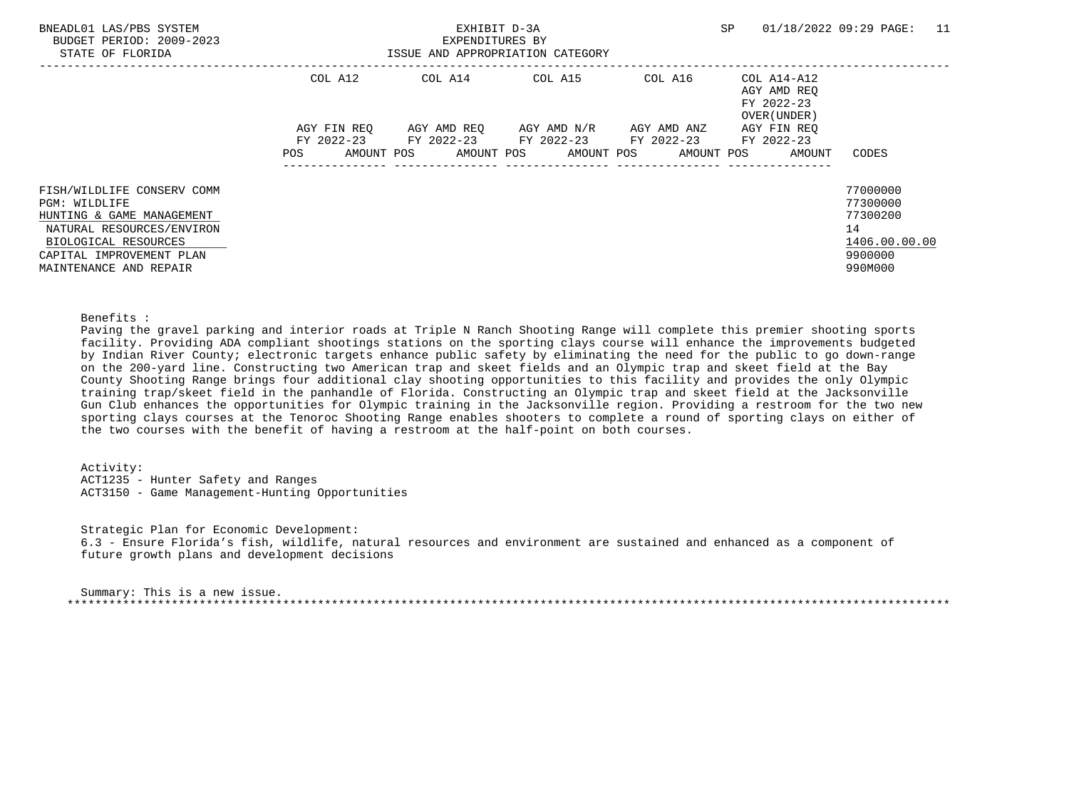BNEADL01 LAS/PBS SYSTEM
BUDGET PERIOD: 2009-2023
STATE OF FLORIDA

EXHIBIT D-3A
EXPENDITURES BY
ISSUE AND APPROPRIATION CATEGORY

SP 01/18/2022 09:29

| | COL A12 | | COL A14 | | COL A15 | | COL A16 | | COL A14-A12 AGY AMD REQ FY 2022-23 OVER(UNDER) | | |
|---|---|---|---|---|---|---|---|---|---|---|---|
| | AGY FIN REQ FY 2022-23 | | AGY AMD REQ FY 2022-23 | | AGY AMD N/R FY 2022-23 | | AGY AMD ANZ FY 2022-23 | | AGY FIN REQ FY 2022-23 | | |
| | POS | AMOUNT | POS | AMOUNT | POS | AMOUNT | POS | AMOUNT | POS | AMOUNT | CODES |
| FISH/WILDLIFE CONSERV COMM | | | | | | | | | | | 77000000 |
| PGM: WILDLIFE | | | | | | | | | | | 77300000 |
| HUNTING & GAME MANAGEMENT | | | | | | | | | | | 77300200 |
| NATURAL RESOURCES/ENVIRON | | | | | | | | | | | 14 |
| BIOLOGICAL RESOURCES | | | | | | | | | | | 1406.00.00.00 |
| CAPITAL IMPROVEMENT PLAN | | | | | | | | | | | 9900000 |
| MAINTENANCE AND REPAIR | | | | | | | | | | | 990M000 |

Benefits :
Paving the gravel parking and interior roads at Triple N Ranch Shooting Range will complete this premier shooting sports facility. Providing ADA compliant shootings stations on the sporting clays course will enhance the improvements budgeted by Indian River County; electronic targets enhance public safety by eliminating the need for the public to go down-range on the 200-yard line. Constructing two American trap and skeet fields and an Olympic trap and skeet field at the Bay County Shooting Range brings four additional clay shooting opportunities to this facility and provides the only Olympic training trap/skeet field in the panhandle of Florida. Constructing an Olympic trap and skeet field at the Jacksonville Gun Club enhances the opportunities for Olympic training in the Jacksonville region. Providing a restroom for the two new sporting clays courses at the Tenoroc Shooting Range enables shooters to complete a round of sporting clays on either of the two courses with the benefit of having a restroom at the half-point on both courses.

Activity:
ACT1235 - Hunter Safety and Ranges
ACT3150 - Game Management-Hunting Opportunities

Strategic Plan for Economic Development:
6.3 - Ensure Florida’s fish, wildlife, natural resources and environment are sustained and enhanced as a component of future growth plans and development decisions

Summary: This is a new issue.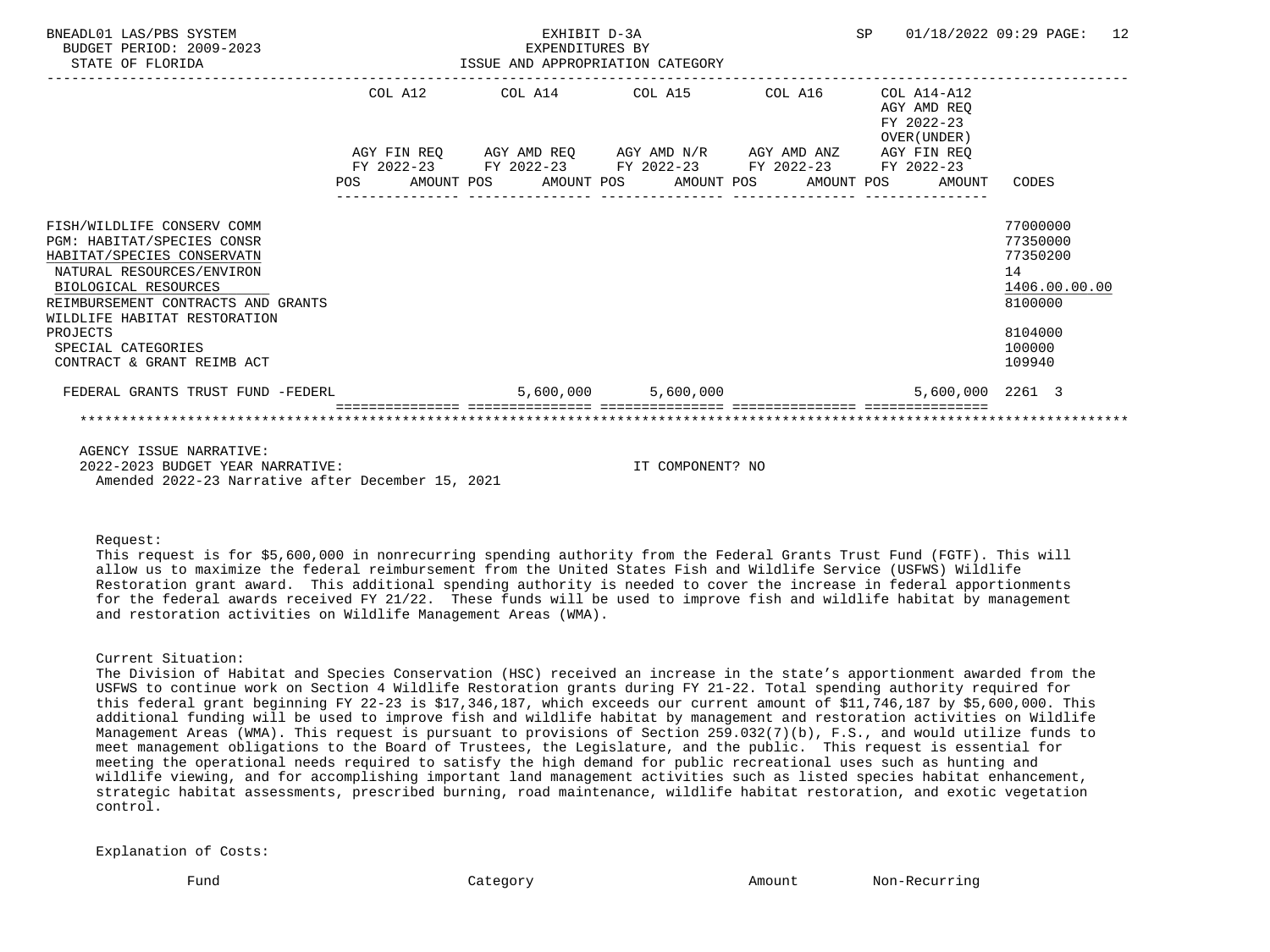BNEADL01 LAS/PBS SYSTEM
BUDGET PERIOD: 2009-2023
STATE OF FLORIDA

EXHIBIT D-3A
EXPENDITURES BY
ISSUE AND APPROPRIATION CATEGORY

SP 01/18/2022 09:29 PAGE: 12

| | COL A12 AGY FIN REQ FY 2022-23 POS AMOUNT | COL A14 AGY AMD REQ FY 2022-23 POS AMOUNT | COL A15 AGY AMD N/R FY 2022-23 POS AMOUNT | COL A16 AGY AMD ANZ FY 2022-23 POS AMOUNT | COL A14-A12 AGY AMD REQ FY 2022-23 OVER(UNDER) AGY FIN REQ FY 2022-23 POS AMOUNT | CODES |
|---|---|---|---|---|---|---|
| FISH/WILDLIFE CONSERV COMM | | | | | | 77000000 |
| PGM: HABITAT/SPECIES CONSR | | | | | | 77350000 |
| HABITAT/SPECIES CONSERVATN | | | | | | 77350200 |
| NATURAL RESOURCES/ENVIRON | | | | | | 14 |
| BIOLOGICAL RESOURCES | | | | | | 1406.00.00.00 |
| REIMBURSEMENT CONTRACTS AND GRANTS | | | | | | 8100000 |
| WILDLIFE HABITAT RESTORATION PROJECTS | | | | | | 8104000 |
| SPECIAL CATEGORIES | | | | | | 100000 |
| CONTRACT & GRANT REIMB ACT | | | | | | 109940 |
| FEDERAL GRANTS TRUST FUND -FEDERL | | 5,600,000 | 5,600,000 | | 5,600,000 | 2261 3 |

AGENCY ISSUE NARRATIVE:
2022-2023 BUDGET YEAR NARRATIVE: IT COMPONENT? NO
Amended 2022-23 Narrative after December 15, 2021

Request:
This request is for $5,600,000 in nonrecurring spending authority from the Federal Grants Trust Fund (FGTF). This will allow us to maximize the federal reimbursement from the United States Fish and Wildlife Service (USFWS) Wildlife Restoration grant award. This additional spending authority is needed to cover the increase in federal apportionments for the federal awards received FY 21/22. These funds will be used to improve fish and wildlife habitat by management and restoration activities on Wildlife Management Areas (WMA).

Current Situation:
The Division of Habitat and Species Conservation (HSC) received an increase in the state's apportionment awarded from the USFWS to continue work on Section 4 Wildlife Restoration grants during FY 21-22. Total spending authority required for this federal grant beginning FY 22-23 is $17,346,187, which exceeds our current amount of $11,746,187 by $5,600,000. This additional funding will be used to improve fish and wildlife habitat by management and restoration activities on Wildlife Management Areas (WMA). This request is pursuant to provisions of Section 259.032(7)(b), F.S., and would utilize funds to meet management obligations to the Board of Trustees, the Legislature, and the public. This request is essential for meeting the operational needs required to satisfy the high demand for public recreational uses such as hunting and wildlife viewing, and for accomplishing important land management activities such as listed species habitat enhancement, strategic habitat assessments, prescribed burning, road maintenance, wildlife habitat restoration, and exotic vegetation control.

Explanation of Costs:

| Fund | Category | Amount | Non-Recurring |
|---|---|---|---|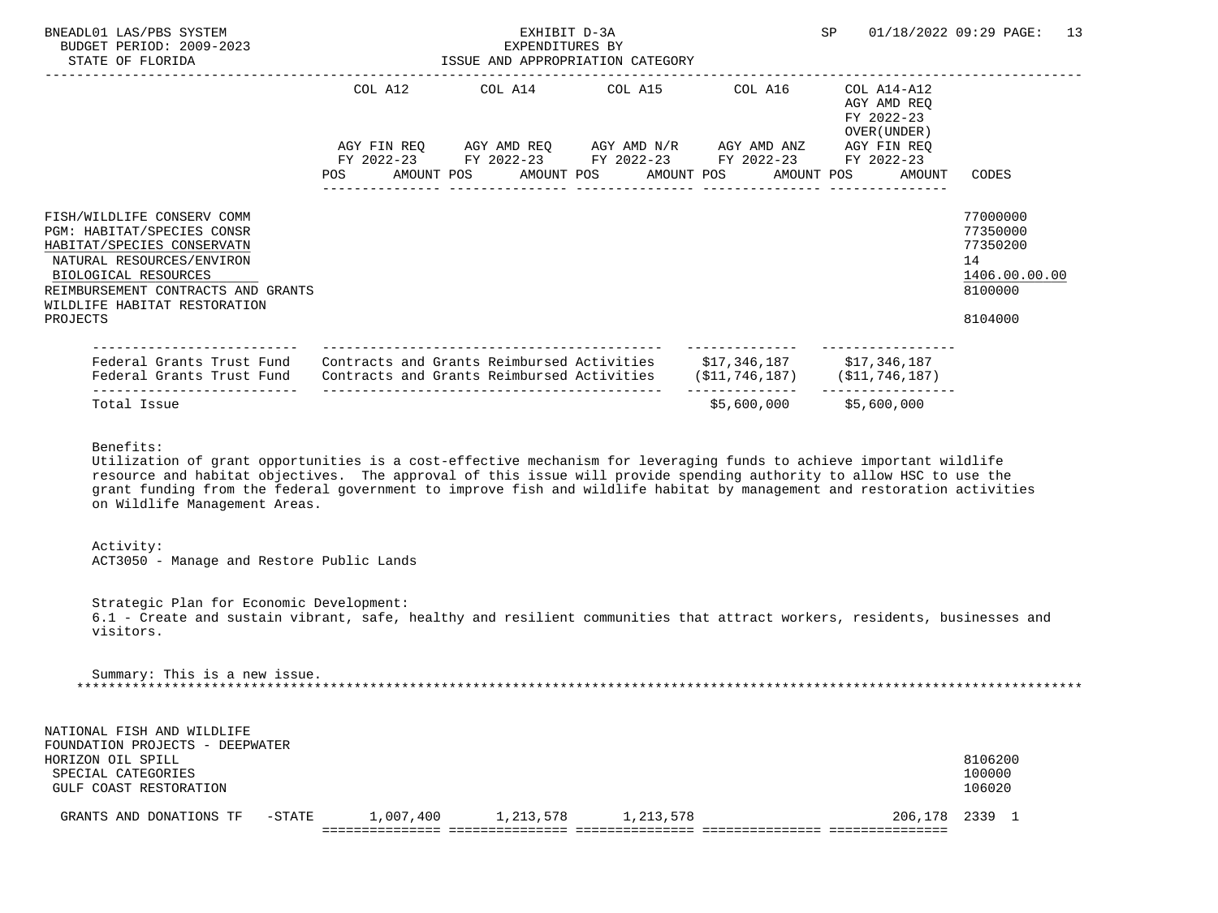BNEADL01 LAS/PBS SYSTEM | EXHIBIT D-3A | EXPENDITURES BY ISSUE AND APPROPRIATION CATEGORY
BUDGET PERIOD: 2009-2023
STATE OF FLORIDA

| | COL A12 AGY FIN REQ FY 2022-23 POS AMOUNT | COL A14 AGY AMD REQ FY 2022-23 POS AMOUNT | COL A15 AGY AMD N/R FY 2022-23 POS AMOUNT | COL A16 AGY AMD ANZ FY 2022-23 POS AMOUNT | COL A14-A12 AGY AMD REQ FY 2022-23 OVER(UNDER) AGY FIN REQ FY 2022-23 POS AMOUNT | CODES |
|---|---|---|---|---|---|---|
| FISH/WILDLIFE CONSERV COMM | | | | | | 77000000 |
| PGM: HABITAT/SPECIES CONSR | | | | | | 77350000 |
| HABITAT/SPECIES CONSERVATN | | | | | | 77350200 |
| NATURAL RESOURCES/ENVIRON | | | | | | 14 |
| BIOLOGICAL RESOURCES | | | | | | 1406.00.00.00 |
| REIMBURSEMENT CONTRACTS AND GRANTS | | | | | | 8100000 |
| WILDLIFE HABITAT RESTORATION PROJECTS | | | | | | 8104000 |

| Fund | Category | Amount | Amount |
|---|---|---|---|
| Federal Grants Trust Fund | Contracts and Grants Reimbursed Activities | $17,346,187 | $17,346,187 |
| Federal Grants Trust Fund | Contracts and Grants Reimbursed Activities | ($11,746,187) | ($11,746,187) |
| Total Issue | | $5,600,000 | $5,600,000 |

Benefits:
Utilization of grant opportunities is a cost-effective mechanism for leveraging funds to achieve important wildlife resource and habitat objectives. The approval of this issue will provide spending authority to allow HSC to use the grant funding from the federal government to improve fish and wildlife habitat by management and restoration activities on Wildlife Management Areas.

Activity:
ACT3050 - Manage and Restore Public Lands

Strategic Plan for Economic Development:
6.1 - Create and sustain vibrant, safe, healthy and resilient communities that attract workers, residents, businesses and visitors.

Summary: This is a new issue.

*******************************************************************************************************************

| | COL A12 | COL A14 | COL A15 | COL A16 | COL A14-A12 | CODES |
|---|---|---|---|---|---|---|
| NATIONAL FISH AND WILDLIFE FOUNDATION PROJECTS - DEEPWATER HORIZON OIL SPILL | | | | | | 8106200 |
| SPECIAL CATEGORIES | | | | | | 100000 |
| GULF COAST RESTORATION | | | | | | 106020 |
| GRANTS AND DONATIONS TF -STATE | 1,007,400 | 1,213,578 | 1,213,578 | | 206,178 | 2339 1 |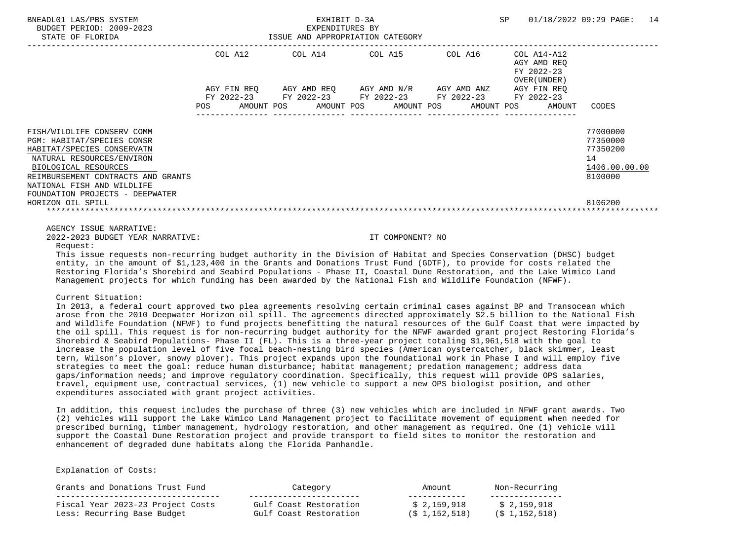BNEADL01 LAS/PBS SYSTEM
BUDGET PERIOD: 2009-2023
STATE OF FLORIDA

EXHIBIT D-3A
EXPENDITURES BY
ISSUE AND APPROPRIATION CATEGORY

SP 01/18/2022 09:29

| | COL A12 AGY FIN REQ FY 2022-23 POS AMOUNT | COL A14 AGY AMD REQ FY 2022-23 POS AMOUNT | COL A15 AGY AMD N/R FY 2022-23 POS AMOUNT | COL A16 AGY AMD ANZ FY 2022-23 POS AMOUNT | COL A14-A12 AGY AMD REQ FY 2022-23 OVER(UNDER) AGY FIN REQ FY 2022-23 POS AMOUNT | CODES |
|---|---|---|---|---|---|---|
| FISH/WILDLIFE CONSERV COMM | | | | | | 77000000 |
| PGM: HABITAT/SPECIES CONSR | | | | | | 77350000 |
| HABITAT/SPECIES CONSERVATN | | | | | | 77350200 |
| NATURAL RESOURCES/ENVIRON | | | | | | 14 |
| BIOLOGICAL RESOURCES | | | | | | 1406.00.00.00 |
| REIMBURSEMENT CONTRACTS AND GRANTS | | | | | | 8100000 |
| NATIONAL FISH AND WILDLIFE FOUNDATION PROJECTS - DEEPWATER HORIZON OIL SPILL | | | | | | 8106200 |

AGENCY ISSUE NARRATIVE:

2022-2023 BUDGET YEAR NARRATIVE: IT COMPONENT? NO

Request:

This issue requests non-recurring budget authority in the Division of Habitat and Species Conservation (DHSC) budget entity, in the amount of $1,123,400 in the Grants and Donations Trust Fund (GDTF), to provide for costs related the Restoring Florida's Shorebird and Seabird Populations - Phase II, Coastal Dune Restoration, and the Lake Wimico Land Management projects for which funding has been awarded by the National Fish and Wildlife Foundation (NFWF).

Current Situation:

In 2013, a federal court approved two plea agreements resolving certain criminal cases against BP and Transocean which arose from the 2010 Deepwater Horizon oil spill. The agreements directed approximately $2.5 billion to the National Fish and Wildlife Foundation (NFWF) to fund projects benefitting the natural resources of the Gulf Coast that were impacted by the oil spill. This request is for non-recurring budget authority for the NFWF awarded grant project Restoring Florida's Shorebird & Seabird Populations- Phase II (FL). This is a three-year project totaling $1,961,518 with the goal to increase the population level of five focal beach-nesting bird species (American oystercatcher, black skimmer, least tern, Wilson's plover, snowy plover). This project expands upon the foundational work in Phase I and will employ five strategies to meet the goal: reduce human disturbance; habitat management; predation management; address data gaps/information needs; and improve regulatory coordination. Specifically, this request will provide OPS salaries, travel, equipment use, contractual services, (1) new vehicle to support a new OPS biologist position, and other expenditures associated with grant project activities.

In addition, this request includes the purchase of three (3) new vehicles which are included in NFWF grant awards. Two (2) vehicles will support the Lake Wimico Land Management project to facilitate movement of equipment when needed for prescribed burning, timber management, hydrology restoration, and other management as required. One (1) vehicle will support the Coastal Dune Restoration project and provide transport to field sites to monitor the restoration and enhancement of degraded dune habitats along the Florida Panhandle.

Explanation of Costs:

| Grants and Donations Trust Fund | Category | Amount | Non-Recurring |
|---|---|---|---|
| Fiscal Year 2023-23 Project Costs | Gulf Coast Restoration | $ 2,159,918 | $ 2,159,918 |
| Less: Recurring Base Budget | Gulf Coast Restoration | ($ 1,152,518) | ($ 1,152,518) |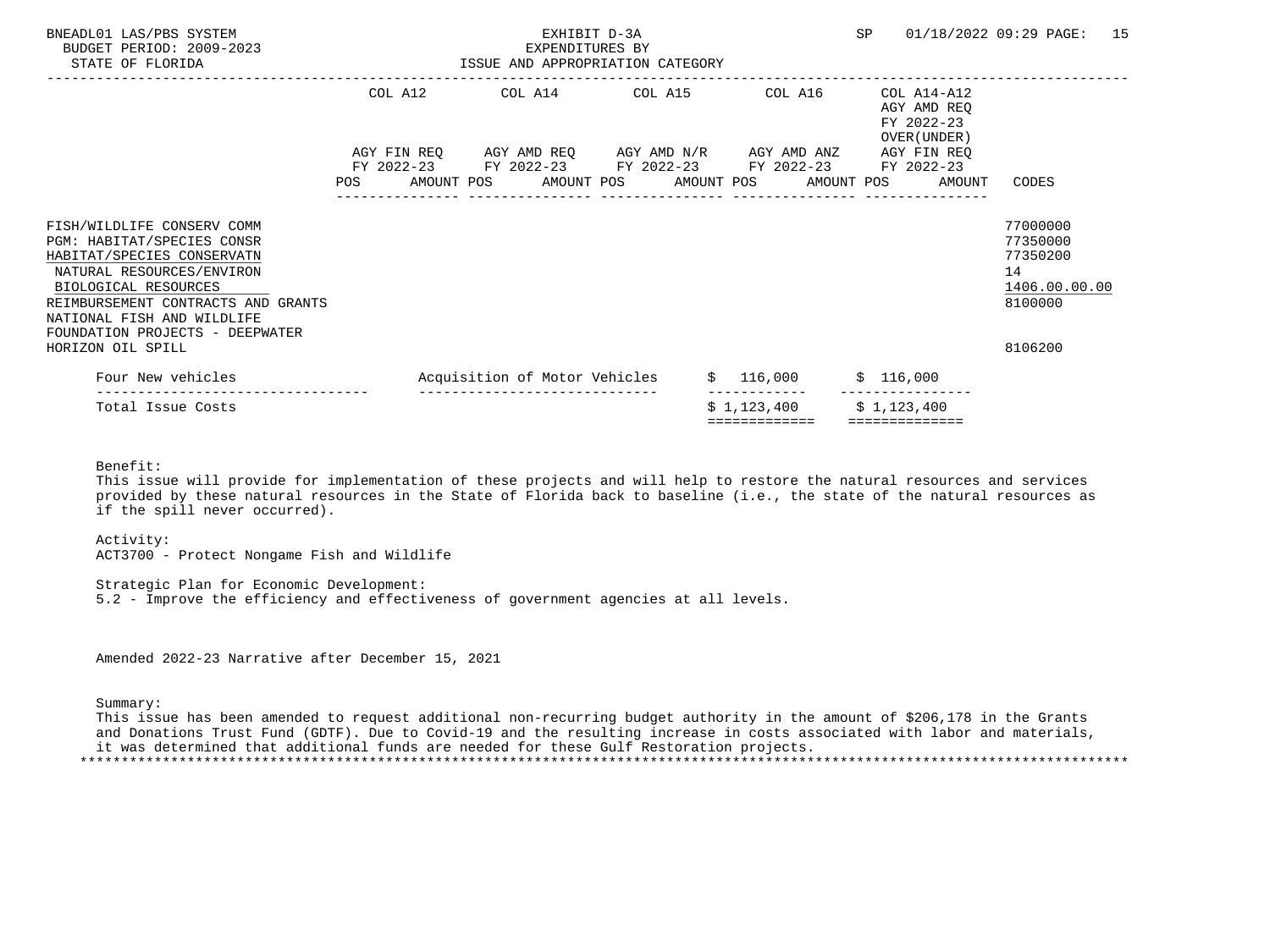| | COL A12 | | COL A14 | | COL A15 | | COL A16 | | COL A14-A12 AGY AMD REQ FY 2022-23 OVER(UNDER) | | |
|---|---|---|---|---|---|---|---|---|---|---|---|
| | AGY FIN REQ FY 2022-23 | | AGY AMD REQ FY 2022-23 | | AGY AMD N/R FY 2022-23 | | AGY AMD ANZ FY 2022-23 | | AGY FIN REQ FY 2022-23 | | |
| | POS | AMOUNT | POS | AMOUNT | POS | AMOUNT | POS | AMOUNT | POS | AMOUNT | CODES |
| FISH/WILDLIFE CONSERV COMM | | | | | | | | | | | 77000000 |
| PGM: HABITAT/SPECIES CONSR | | | | | | | | | | | 77350000 |
| HABITAT/SPECIES CONSERVATN | | | | | | | | | | | 77350200 |
| NATURAL RESOURCES/ENVIRON | | | | | | | | | | | 14 |
| BIOLOGICAL RESOURCES | | | | | | | | | | | 1406.00.00.00 |
| REIMBURSEMENT CONTRACTS AND GRANTS | | | | | | | | | | | 8100000 |
| NATIONAL FISH AND WILDLIFE FOUNDATION PROJECTS - DEEPWATER HORIZON OIL SPILL | | | | | | | | | | | 8106200 |

| | | | |
|---|---|---|---|
| Four New vehicles | Acquisition of Motor Vehicles | $ 116,000 | $ 116,000 |
| Total Issue Costs | | $ 1,123,400 | $ 1,123,400 |

Benefit:
This issue will provide for implementation of these projects and will help to restore the natural resources and services provided by these natural resources in the State of Florida back to baseline (i.e., the state of the natural resources as if the spill never occurred).

Activity:
ACT3700 - Protect Nongame Fish and Wildlife

Strategic Plan for Economic Development:
5.2 - Improve the efficiency and effectiveness of government agencies at all levels.

Amended 2022-23 Narrative after December 15, 2021

Summary:
This issue has been amended to request additional non-recurring budget authority in the amount of $206,178 in the Grants and Donations Trust Fund (GDTF). Due to Covid-19 and the resulting increase in costs associated with labor and materials, it was determined that additional funds are needed for these Gulf Restoration projects.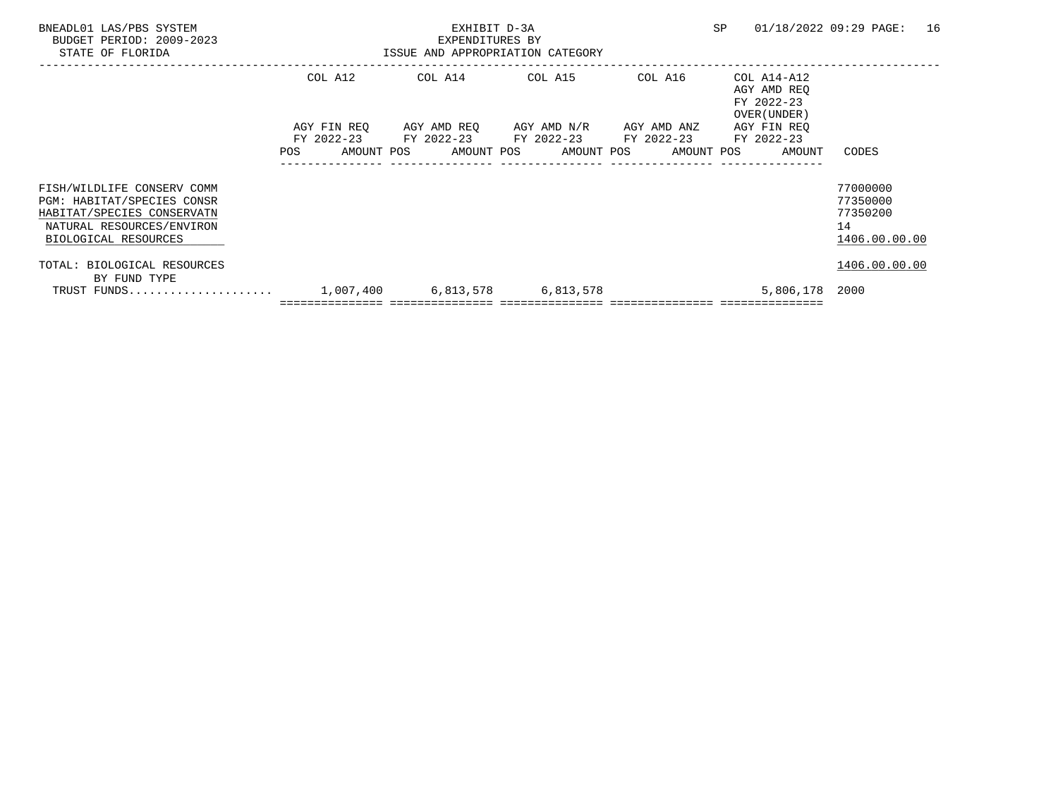BNEADL01 LAS/PBS SYSTEM
BUDGET PERIOD: 2009-2023
STATE OF FLORIDA

EXHIBIT D-3A
EXPENDITURES BY
ISSUE AND APPROPRIATION CATEGORY

SP 01/18/2022 09:29

| | COL A12 AGY FIN REQ FY 2022-23 POS AMOUNT | COL A14 AGY AMD REQ FY 2022-23 POS AMOUNT | COL A15 AGY AMD N/R FY 2022-23 POS AMOUNT | COL A16 AGY AMD ANZ FY 2022-23 POS AMOUNT | COL A14-A12 AGY AMD REQ FY 2022-23 OVER(UNDER) AGY FIN REQ FY 2022-23 POS AMOUNT | CODES |
|---|---|---|---|---|---|---|
| FISH/WILDLIFE CONSERV COMM | | | | | | 77000000 |
| PGM: HABITAT/SPECIES CONSR | | | | | | 77350000 |
| HABITAT/SPECIES CONSERVATN | | | | | | 77350200 |
| NATURAL RESOURCES/ENVIRON | | | | | | 14 |
| BIOLOGICAL RESOURCES | | | | | | 1406.00.00.00 |
| TOTAL: BIOLOGICAL RESOURCES | | | | | | 1406.00.00.00 |
| BY FUND TYPE | | | | | | |
| TRUST FUNDS..................... | 1,007,400 | 6,813,578 | 6,813,578 | | 5,806,178 | 2000 |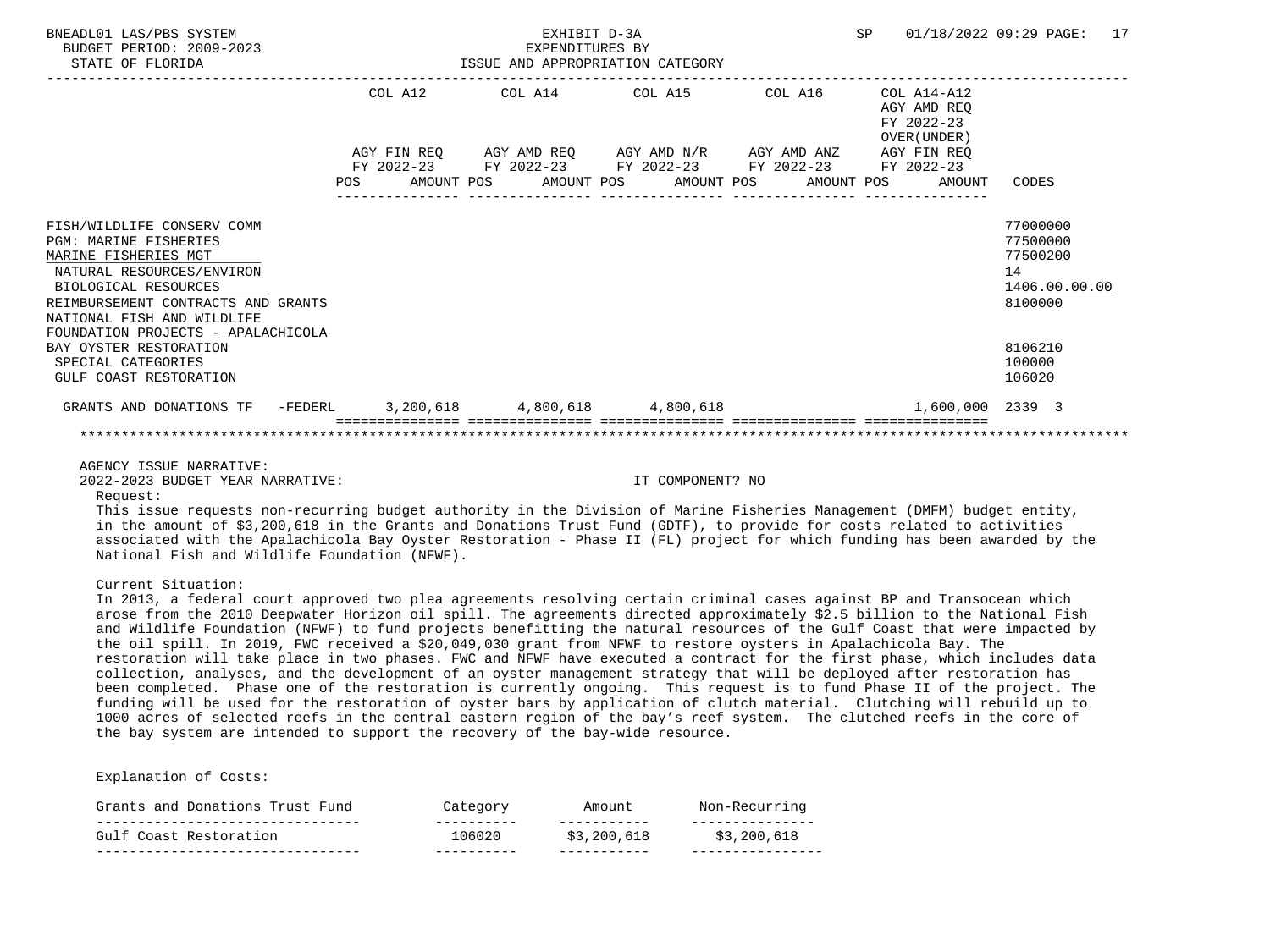BNEADL01 LAS/PBS SYSTEM — EXHIBIT D-3A — SP 01/18/2022 09:29

BUDGET PERIOD: 2009-2023 — EXPENDITURES BY

STATE OF FLORIDA — ISSUE AND APPROPRIATION CATEGORY

| | COL A12 AGY FIN REQ FY 2022-23 POS AMOUNT | COL A14 AGY AMD REQ FY 2022-23 POS AMOUNT | COL A15 AGY AMD N/R FY 2022-23 POS AMOUNT | COL A16 AGY AMD ANZ FY 2022-23 POS AMOUNT | COL A14-A12 AGY AMD REQ FY 2022-23 OVER(UNDER) AGY FIN REQ FY 2022-23 POS AMOUNT | CODES |
|---|---|---|---|---|---|---|
| FISH/WILDLIFE CONSERV COMM | | | | | | 77000000 |
| PGM: MARINE FISHERIES | | | | | | 77500000 |
| MARINE FISHERIES MGT | | | | | | 77500200 |
| NATURAL RESOURCES/ENVIRON | | | | | | 14 |
| BIOLOGICAL RESOURCES | | | | | | 1406.00.00.00 |
| REIMBURSEMENT CONTRACTS AND GRANTS | | | | | | 8100000 |
| NATIONAL FISH AND WILDLIFE FOUNDATION PROJECTS - APALACHICOLA BAY OYSTER RESTORATION | | | | | | 8106210 |
| SPECIAL CATEGORIES | | | | | | 100000 |
| GULF COAST RESTORATION | | | | | | 106020 |
| GRANTS AND DONATIONS TF -FEDERL | 3,200,618 | 4,800,618 | 4,800,618 | | 1,600,000 | 2339 3 |

AGENCY ISSUE NARRATIVE:

2022-2023 BUDGET YEAR NARRATIVE: IT COMPONENT? NO

Request:

This issue requests non-recurring budget authority in the Division of Marine Fisheries Management (DMFM) budget entity, in the amount of $3,200,618 in the Grants and Donations Trust Fund (GDTF), to provide for costs related to activities associated with the Apalachicola Bay Oyster Restoration - Phase II (FL) project for which funding has been awarded by the National Fish and Wildlife Foundation (NFWF).

Current Situation:

In 2013, a federal court approved two plea agreements resolving certain criminal cases against BP and Transocean which arose from the 2010 Deepwater Horizon oil spill. The agreements directed approximately $2.5 billion to the National Fish and Wildlife Foundation (NFWF) to fund projects benefitting the natural resources of the Gulf Coast that were impacted by the oil spill. In 2019, FWC received a $20,049,030 grant from NFWF to restore oysters in Apalachicola Bay. The restoration will take place in two phases. FWC and NFWF have executed a contract for the first phase, which includes data collection, analyses, and the development of an oyster management strategy that will be deployed after restoration has been completed. Phase one of the restoration is currently ongoing. This request is to fund Phase II of the project. The funding will be used for the restoration of oyster bars by application of clutch material. Clutching will rebuild up to 1000 acres of selected reefs in the central eastern region of the bay's reef system. The clutched reefs in the core of the bay system are intended to support the recovery of the bay-wide resource.

Explanation of Costs:

| Grants and Donations Trust Fund | Category | Amount | Non-Recurring |
|---|---|---|---|
| Gulf Coast Restoration | 106020 | $3,200,618 | $3,200,618 |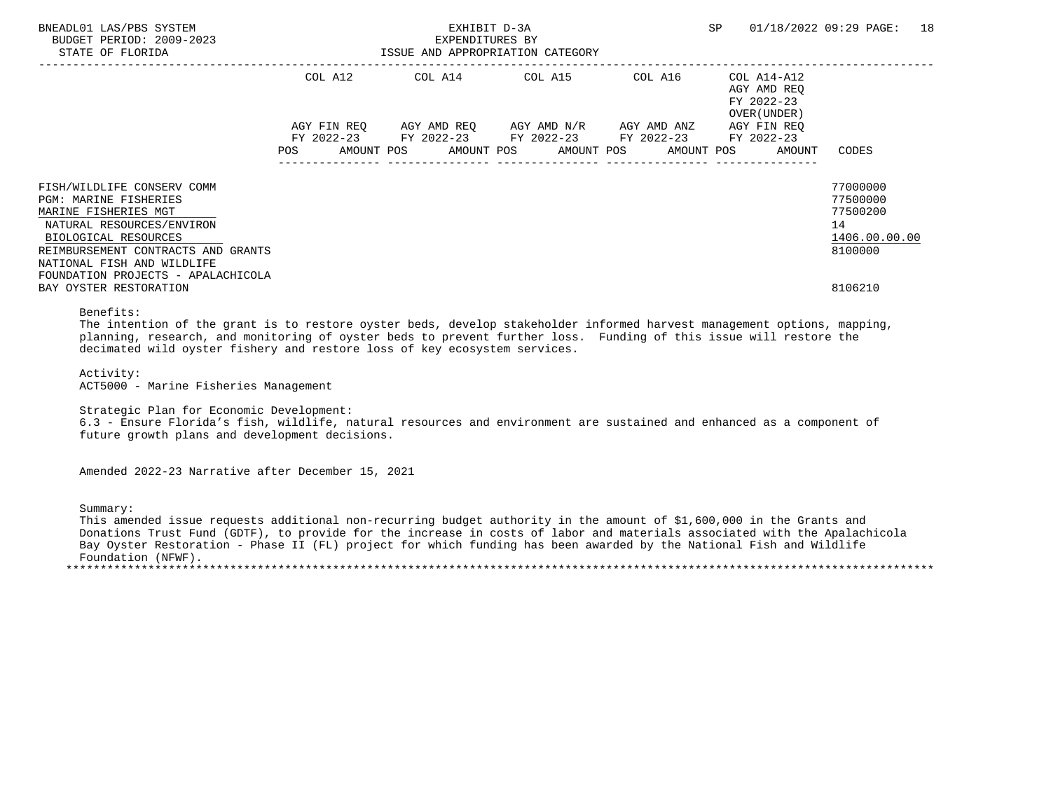BNEADL01 LAS/PBS SYSTEM
BUDGET PERIOD: 2009-2023
STATE OF FLORIDA

EXHIBIT D-3A
EXPENDITURES BY
ISSUE AND APPROPRIATION CATEGORY

SP 01/18/2022 09:29

| | COL A12 AGY FIN REQ FY 2022-23 POS AMOUNT | COL A14 AGY AMD REQ FY 2022-23 POS AMOUNT | COL A15 AGY AMD N/R FY 2022-23 POS AMOUNT | COL A16 AGY AMD ANZ FY 2022-23 POS AMOUNT | COL A14-A12 AGY AMD REQ FY 2022-23 OVER(UNDER) AGY FIN REQ FY 2022-23 POS AMOUNT | CODES |
|---|---|---|---|---|---|---|
| FISH/WILDLIFE CONSERV COMM | | | | | | 77000000 |
| PGM: MARINE FISHERIES | | | | | | 77500000 |
| MARINE FISHERIES MGT | | | | | | 77500200 |
| NATURAL RESOURCES/ENVIRON | | | | | | 14 |
| BIOLOGICAL RESOURCES | | | | | | 1406.00.00.00 |
| REIMBURSEMENT CONTRACTS AND GRANTS | | | | | | 8100000 |
| NATIONAL FISH AND WILDLIFE FOUNDATION PROJECTS - APALACHICOLA BAY OYSTER RESTORATION | | | | | | 8106210 |

Benefits:
The intention of the grant is to restore oyster beds, develop stakeholder informed harvest management options, mapping, planning, research, and monitoring of oyster beds to prevent further loss. Funding of this issue will restore the decimated wild oyster fishery and restore loss of key ecosystem services.

Activity:
ACT5000 - Marine Fisheries Management

Strategic Plan for Economic Development:
6.3 - Ensure Florida's fish, wildlife, natural resources and environment are sustained and enhanced as a component of future growth plans and development decisions.

Amended 2022-23 Narrative after December 15, 2021

Summary:
This amended issue requests additional non-recurring budget authority in the amount of $1,600,000 in the Grants and Donations Trust Fund (GDTF), to provide for the increase in costs of labor and materials associated with the Apalachicola Bay Oyster Restoration - Phase II (FL) project for which funding has been awarded by the National Fish and Wildlife Foundation (NFWF).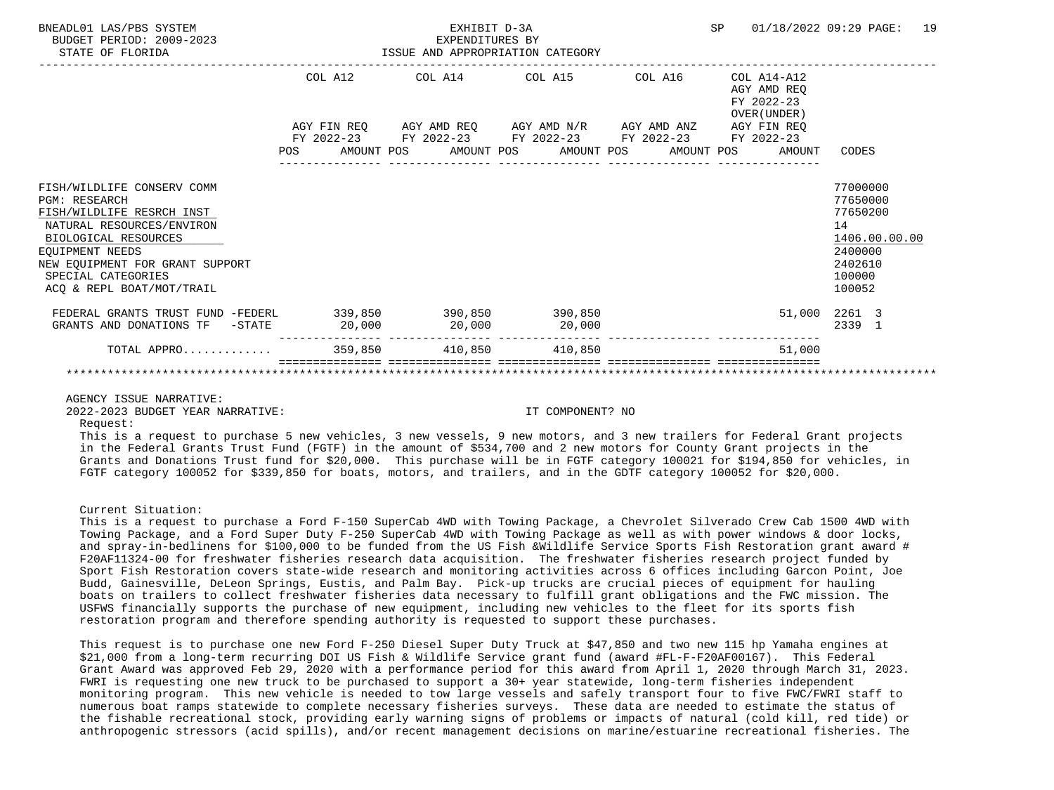BNEADL01 LAS/PBS SYSTEM — EXHIBIT D-3A — EXPENDITURES BY ISSUE AND APPROPRIATION CATEGORY
BUDGET PERIOD: 2009-2023
STATE OF FLORIDA
SP 01/18/2022 09:29

| | COL A12 AGY FIN REQ FY 2022-23 POS AMOUNT | COL A14 AGY AMD REQ FY 2022-23 POS AMOUNT | COL A15 AGY AMD N/R FY 2022-23 POS AMOUNT | COL A16 AGY AMD ANZ FY 2022-23 POS AMOUNT | COL A14-A12 AGY AMD REQ FY 2022-23 OVER(UNDER) AGY FIN REQ FY 2022-23 POS AMOUNT | CODES |
|---|---|---|---|---|---|---|
| FISH/WILDLIFE CONSERV COMM | | | | | | 77000000 |
| PGM: RESEARCH | | | | | | 77650000 |
| FISH/WILDLIFE RESRCH INST | | | | | | 77650200 |
| NATURAL RESOURCES/ENVIRON | | | | | | 14 |
| BIOLOGICAL RESOURCES | | | | | | 1406.00.00.00 |
| EQUIPMENT NEEDS | | | | | | 2400000 |
| NEW EQUIPMENT FOR GRANT SUPPORT | | | | | | 2402610 |
| SPECIAL CATEGORIES | | | | | | 100000 |
| ACQ & REPL BOAT/MOT/TRAIL | | | | | | 100052 |
| FEDERAL GRANTS TRUST FUND -FEDERL | 339,850 | 390,850 | 390,850 | | 51,000 | 2261 3 |
| GRANTS AND DONATIONS TF -STATE | 20,000 | 20,000 | 20,000 | | | 2339 1 |
| TOTAL APPRO............ | 359,850 | 410,850 | 410,850 | | 51,000 | |

AGENCY ISSUE NARRATIVE:

2022-2023 BUDGET YEAR NARRATIVE: IT COMPONENT? NO

Request:

This is a request to purchase 5 new vehicles, 3 new vessels, 9 new motors, and 3 new trailers for Federal Grant projects in the Federal Grants Trust Fund (FGTF) in the amount of $534,700 and 2 new motors for County Grant projects in the Grants and Donations Trust fund for $20,000. This purchase will be in FGTF category 100021 for $194,850 for vehicles, in FGTF category 100052 for $339,850 for boats, motors, and trailers, and in the GDTF category 100052 for $20,000.

Current Situation:

This is a request to purchase a Ford F-150 SuperCab 4WD with Towing Package, a Chevrolet Silverado Crew Cab 1500 4WD with Towing Package, and a Ford Super Duty F-250 SuperCab 4WD with Towing Package as well as with power windows & door locks, and spray-in-bedlinens for $100,000 to be funded from the US Fish &Wildlife Service Sports Fish Restoration grant award # F20AF11324-00 for freshwater fisheries research data acquisition. The freshwater fisheries research project funded by Sport Fish Restoration covers state-wide research and monitoring activities across 6 offices including Garcon Point, Joe Budd, Gainesville, DeLeon Springs, Eustis, and Palm Bay. Pick-up trucks are crucial pieces of equipment for hauling boats on trailers to collect freshwater fisheries data necessary to fulfill grant obligations and the FWC mission. The USFWS financially supports the purchase of new equipment, including new vehicles to the fleet for its sports fish restoration program and therefore spending authority is requested to support these purchases.

This request is to purchase one new Ford F-250 Diesel Super Duty Truck at $47,850 and two new 115 hp Yamaha engines at $21,000 from a long-term recurring DOI US Fish & Wildlife Service grant fund (award #FL-F-F20AF00167). This Federal Grant Award was approved Feb 29, 2020 with a performance period for this award from April 1, 2020 through March 31, 2023. FWRI is requesting one new truck to be purchased to support a 30+ year statewide, long-term fisheries independent monitoring program. This new vehicle is needed to tow large vessels and safely transport four to five FWC/FWRI staff to numerous boat ramps statewide to complete necessary fisheries surveys. These data are needed to estimate the status of the fishable recreational stock, providing early warning signs of problems or impacts of natural (cold kill, red tide) or anthropogenic stressors (acid spills), and/or recent management decisions on marine/estuarine recreational fisheries. The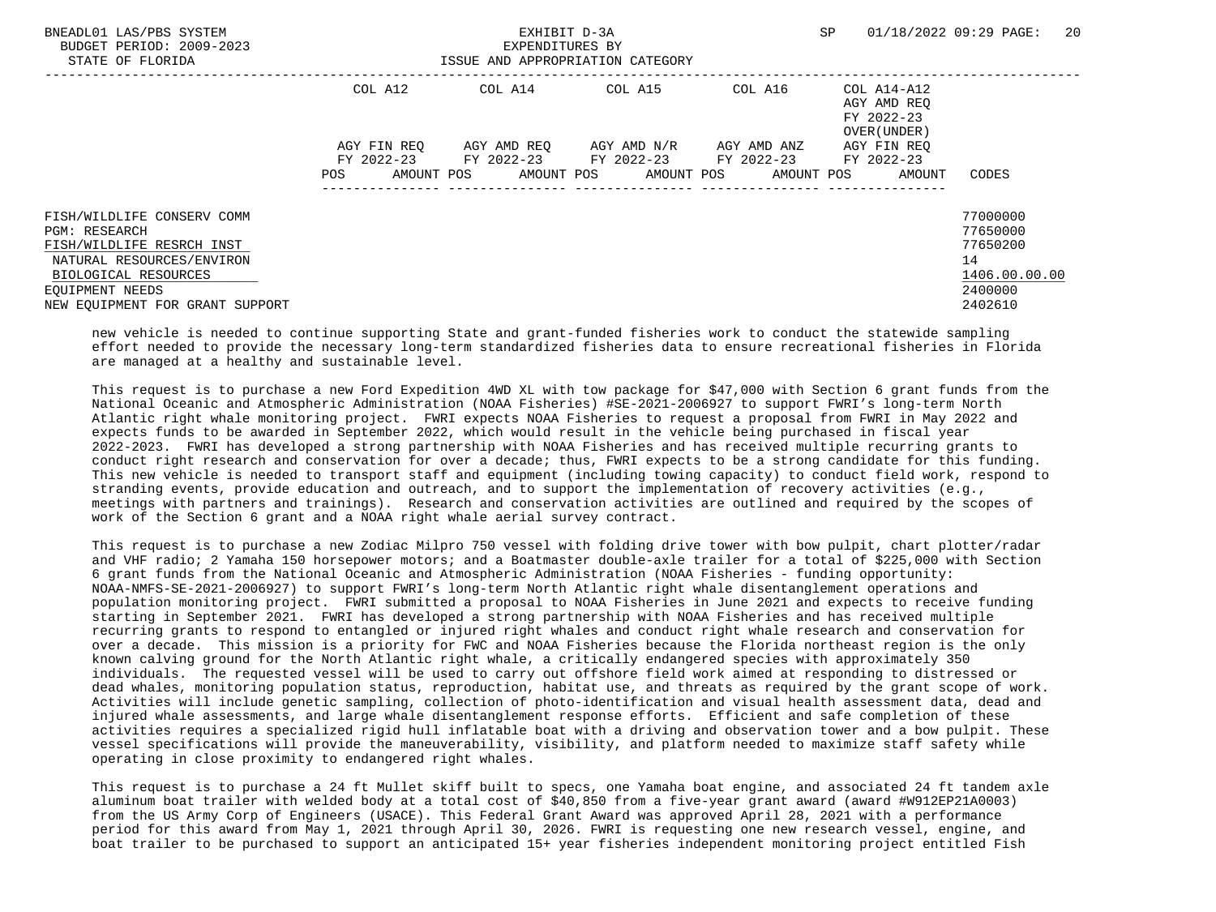| | COL A12 | COL A14 | COL A15 | COL A16 | COL A14-A12 AGY AMD REQ FY 2022-23 OVER(UNDER) | |
|---|---|---|---|---|---|---|
| | AGY FIN REQ FY 2022-23 | AGY AMD REQ FY 2022-23 | AGY AMD N/R FY 2022-23 | AGY AMD ANZ FY 2022-23 | AGY FIN REQ FY 2022-23 | |
| | POS AMOUNT | POS AMOUNT | POS AMOUNT | POS AMOUNT | POS AMOUNT | CODES |
| FISH/WILDLIFE CONSERV COMM | | | | | | 77000000 |
| PGM: RESEARCH | | | | | | 77650000 |
| FISH/WILDLIFE RESRCH INST | | | | | | 77650200 |
| NATURAL RESOURCES/ENVIRON | | | | | | 14 |
| BIOLOGICAL RESOURCES | | | | | | 1406.00.00.00 |
| EQUIPMENT NEEDS | | | | | | 2400000 |
| NEW EQUIPMENT FOR GRANT SUPPORT | | | | | | 2402610 |

new vehicle is needed to continue supporting State and grant-funded fisheries work to conduct the statewide sampling effort needed to provide the necessary long-term standardized fisheries data to ensure recreational fisheries in Florida are managed at a healthy and sustainable level.

This request is to purchase a new Ford Expedition 4WD XL with tow package for $47,000 with Section 6 grant funds from the National Oceanic and Atmospheric Administration (NOAA Fisheries) #SE-2021-2006927 to support FWRI's long-term North Atlantic right whale monitoring project. FWRI expects NOAA Fisheries to request a proposal from FWRI in May 2022 and expects funds to be awarded in September 2022, which would result in the vehicle being purchased in fiscal year 2022-2023. FWRI has developed a strong partnership with NOAA Fisheries and has received multiple recurring grants to conduct right research and conservation for over a decade; thus, FWRI expects to be a strong candidate for this funding. This new vehicle is needed to transport staff and equipment (including towing capacity) to conduct field work, respond to stranding events, provide education and outreach, and to support the implementation of recovery activities (e.g., meetings with partners and trainings). Research and conservation activities are outlined and required by the scopes of work of the Section 6 grant and a NOAA right whale aerial survey contract.

This request is to purchase a new Zodiac Milpro 750 vessel with folding drive tower with bow pulpit, chart plotter/radar and VHF radio; 2 Yamaha 150 horsepower motors; and a Boatmaster double-axle trailer for a total of $225,000 with Section 6 grant funds from the National Oceanic and Atmospheric Administration (NOAA Fisheries - funding opportunity: NOAA-NMFS-SE-2021-2006927) to support FWRI's long-term North Atlantic right whale disentanglement operations and population monitoring project. FWRI submitted a proposal to NOAA Fisheries in June 2021 and expects to receive funding starting in September 2021. FWRI has developed a strong partnership with NOAA Fisheries and has received multiple recurring grants to respond to entangled or injured right whales and conduct right whale research and conservation for over a decade. This mission is a priority for FWC and NOAA Fisheries because the Florida northeast region is the only known calving ground for the North Atlantic right whale, a critically endangered species with approximately 350 individuals. The requested vessel will be used to carry out offshore field work aimed at responding to distressed or dead whales, monitoring population status, reproduction, habitat use, and threats as required by the grant scope of work. Activities will include genetic sampling, collection of photo-identification and visual health assessment data, dead and injured whale assessments, and large whale disentanglement response efforts. Efficient and safe completion of these activities requires a specialized rigid hull inflatable boat with a driving and observation tower and a bow pulpit. These vessel specifications will provide the maneuverability, visibility, and platform needed to maximize staff safety while operating in close proximity to endangered right whales.

This request is to purchase a 24 ft Mullet skiff built to specs, one Yamaha boat engine, and associated 24 ft tandem axle aluminum boat trailer with welded body at a total cost of $40,850 from a five-year grant award (award #W912EP21A0003) from the US Army Corp of Engineers (USACE). This Federal Grant Award was approved April 28, 2021 with a performance period for this award from May 1, 2021 through April 30, 2026. FWRI is requesting one new research vessel, engine, and boat trailer to be purchased to support an anticipated 15+ year fisheries independent monitoring project entitled Fish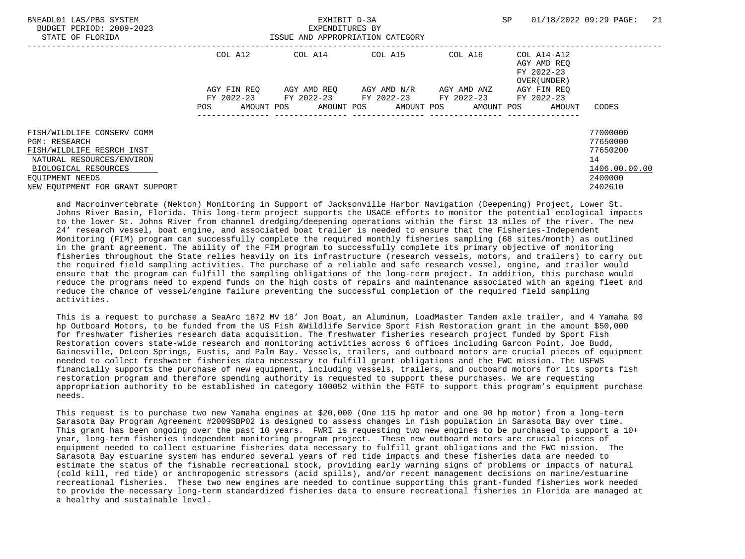| | COL A12 | COL A14 | COL A15 | COL A16 | COL A14-A12 AGY AMD REQ FY 2022-23 OVER(UNDER) | |
|---|---|---|---|---|---|---|
| | AGY FIN REQ FY 2022-23 | AGY AMD REQ FY 2022-23 | AGY AMD N/R FY 2022-23 | AGY AMD ANZ FY 2022-23 | AGY FIN REQ FY 2022-23 | |
| | POS AMOUNT | POS AMOUNT | POS AMOUNT | POS AMOUNT | POS AMOUNT | CODES |
| FISH/WILDLIFE CONSERV COMM | | | | | | 77000000 |
| PGM: RESEARCH | | | | | | 77650000 |
| FISH/WILDLIFE RESRCH INST | | | | | | 77650200 |
| NATURAL RESOURCES/ENVIRON | | | | | | 14 |
| BIOLOGICAL RESOURCES | | | | | | 1406.00.00.00 |
| EQUIPMENT NEEDS | | | | | | 2400000 |
| NEW EQUIPMENT FOR GRANT SUPPORT | | | | | | 2402610 |

and Macroinvertebrate (Nekton) Monitoring in Support of Jacksonville Harbor Navigation (Deepening) Project, Lower St. Johns River Basin, Florida. This long-term project supports the USACE efforts to monitor the potential ecological impacts to the lower St. Johns River from channel dredging/deepening operations within the first 13 miles of the river. The new 24' research vessel, boat engine, and associated boat trailer is needed to ensure that the Fisheries-Independent Monitoring (FIM) program can successfully complete the required monthly fisheries sampling (68 sites/month) as outlined in the grant agreement. The ability of the FIM program to successfully complete its primary objective of monitoring fisheries throughout the State relies heavily on its infrastructure (research vessels, motors, and trailers) to carry out the required field sampling activities. The purchase of a reliable and safe research vessel, engine, and trailer would ensure that the program can fulfill the sampling obligations of the long-term project. In addition, this purchase would reduce the programs need to expend funds on the high costs of repairs and maintenance associated with an ageing fleet and reduce the chance of vessel/engine failure preventing the successful completion of the required field sampling activities.

This is a request to purchase a SeaArc 1872 MV 18' Jon Boat, an Aluminum, LoadMaster Tandem axle trailer, and 4 Yamaha 90 hp Outboard Motors, to be funded from the US Fish &Wildlife Service Sport Fish Restoration grant in the amount $50,000 for freshwater fisheries research data acquisition. The freshwater fisheries research project funded by Sport Fish Restoration covers state-wide research and monitoring activities across 6 offices including Garcon Point, Joe Budd, Gainesville, DeLeon Springs, Eustis, and Palm Bay. Vessels, trailers, and outboard motors are crucial pieces of equipment needed to collect freshwater fisheries data necessary to fulfill grant obligations and the FWC mission. The USFWS financially supports the purchase of new equipment, including vessels, trailers, and outboard motors for its sports fish restoration program and therefore spending authority is requested to support these purchases. We are requesting appropriation authority to be established in category 100052 within the FGTF to support this program's equipment purchase needs.

This request is to purchase two new Yamaha engines at $20,000 (One 115 hp motor and one 90 hp motor) from a long-term Sarasota Bay Program Agreement #2009SBP02 is designed to assess changes in fish population in Sarasota Bay over time. This grant has been ongoing over the past 10 years. FWRI is requesting two new engines to be purchased to support a 10+ year, long-term fisheries independent monitoring program project. These new outboard motors are crucial pieces of equipment needed to collect estuarine fisheries data necessary to fulfill grant obligations and the FWC mission. The Sarasota Bay estuarine system has endured several years of red tide impacts and these fisheries data are needed to estimate the status of the fishable recreational stock, providing early warning signs of problems or impacts of natural (cold kill, red tide) or anthropogenic stressors (acid spills), and/or recent management decisions on marine/estuarine recreational fisheries. These two new engines are needed to continue supporting this grant-funded fisheries work needed to provide the necessary long-term standardized fisheries data to ensure recreational fisheries in Florida are managed at a healthy and sustainable level.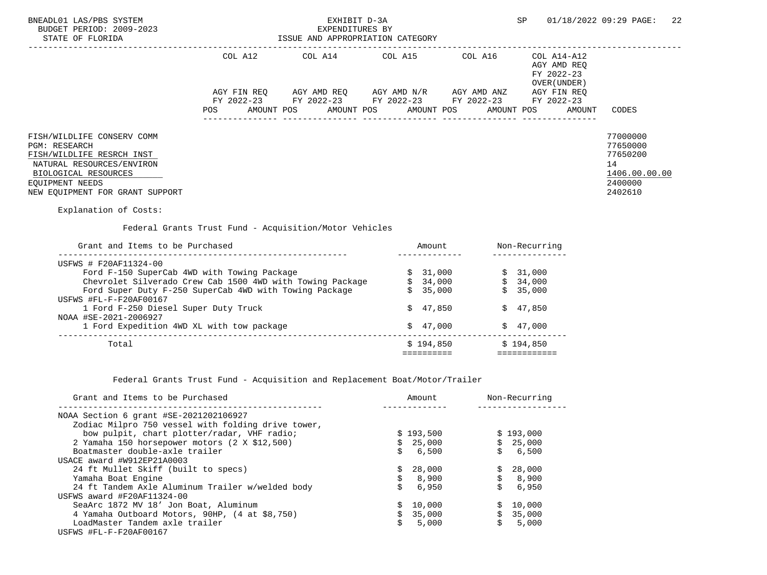BNEADL01 LAS/PBS SYSTEM
BUDGET PERIOD: 2009-2023
STATE OF FLORIDA

EXHIBIT D-3A
EXPENDITURES BY
ISSUE AND APPROPRIATION CATEGORY

SP 01/18/2022 09:29

| | COL A12 AGY FIN REQ FY 2022-23 POS AMOUNT | COL A14 AGY AMD REQ FY 2022-23 POS AMOUNT | COL A15 AGY AMD N/R FY 2022-23 POS AMOUNT | COL A16 AGY AMD ANZ FY 2022-23 POS AMOUNT | COL A14-A12 AGY AMD REQ FY 2022-23 OVER(UNDER) AGY FIN REQ FY 2022-23 POS AMOUNT | CODES |
|---|---|---|---|---|---|---|
| FISH/WILDLIFE CONSERV COMM | | | | | | 77000000 |
| PGM: RESEARCH | | | | | | 77650000 |
| FISH/WILDLIFE RESRCH INST | | | | | | 77650200 |
| NATURAL RESOURCES/ENVIRON | | | | | | 14 |
| BIOLOGICAL RESOURCES | | | | | | 1406.00.00.00 |
| EQUIPMENT NEEDS | | | | | | 2400000 |
| NEW EQUIPMENT FOR GRANT SUPPORT | | | | | | 2402610 |

Explanation of Costs:

Federal Grants Trust Fund - Acquisition/Motor Vehicles

| Grant and Items to be Purchased | Amount | Non-Recurring |
|---|---|---|
| USFWS # F20AF11324-00 | | |
| Ford F-150 SuperCab 4WD with Towing Package | $ 31,000 | $ 31,000 |
| Chevrolet Silverado Crew Cab 1500 4WD with Towing Package | $ 34,000 | $ 34,000 |
| Ford Super Duty F-250 SuperCab 4WD with Towing Package | $ 35,000 | $ 35,000 |
| USFWS #FL-F-F20AF00167 | | |
| 1 Ford F-250 Diesel Super Duty Truck | $ 47,850 | $ 47,850 |
| NOAA #SE-2021-2006927 | | |
| 1 Ford Expedition 4WD XL with tow package | $ 47,000 | $ 47,000 |
| Total | $ 194,850 | $ 194,850 |

Federal Grants Trust Fund - Acquisition and Replacement Boat/Motor/Trailer

| Grant and Items to be Purchased | Amount | Non-Recurring |
|---|---|---|
| NOAA Section 6 grant #SE-2021202106927 | | |
| Zodiac Milpro 750 vessel with folding drive tower, bow pulpit, chart plotter/radar, VHF radio; | $ 193,500 | $ 193,000 |
| 2 Yamaha 150 horsepower motors (2 X $12,500) | $ 25,000 | $ 25,000 |
| Boatmaster double-axle trailer | $ 6,500 | $ 6,500 |
| USACE award #W912EP21A0003 | | |
| 24 ft Mullet Skiff (built to specs) | $ 28,000 | $ 28,000 |
| Yamaha Boat Engine | $ 8,900 | $ 8,900 |
| 24 ft Tandem Axle Aluminum Trailer w/welded body | $ 6,950 | $ 6,950 |
| USFWS award #F20AF11324-00 | | |
| SeaArc 1872 MV 18’ Jon Boat, Aluminum | $ 10,000 | $ 10,000 |
| 4 Yamaha Outboard Motors, 90HP, (4 at $8,750) | $ 35,000 | $ 35,000 |
| LoadMaster Tandem axle trailer | $ 5,000 | $ 5,000 |
| USFWS #FL-F-F20AF00167 | | |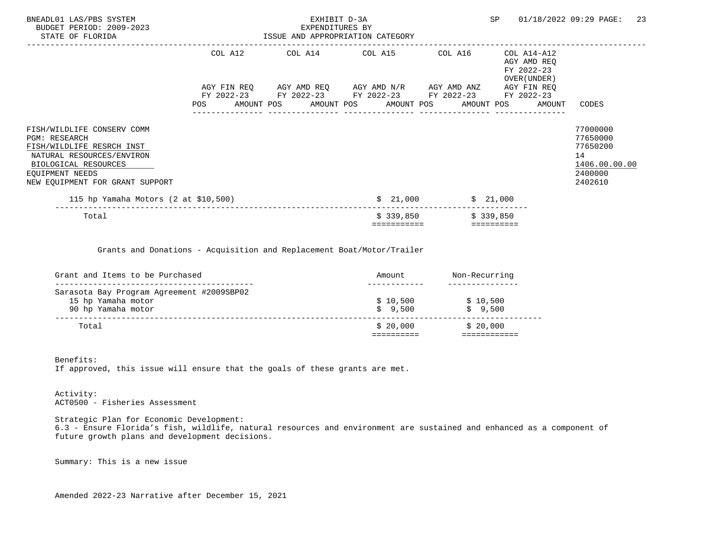BNEADL01 LAS/PBS SYSTEM
BUDGET PERIOD: 2009-2023
STATE OF FLORIDA

EXHIBIT D-3A
EXPENDITURES BY
ISSUE AND APPROPRIATION CATEGORY

| | COL A12 | | COL A14 | | COL A15 | | COL A16 | | COL A14-A12 AGY AMD REQ FY 2022-23 OVER(UNDER) AGY FIN REQ FY 2022-23 | | |
|---|---|---|---|---|---|---|---|---|---|---|---|
| | AGY FIN REQ FY 2022-23 | | AGY AMD REQ FY 2022-23 | | AGY AMD N/R FY 2022-23 | | AGY AMD ANZ FY 2022-23 | | | | |
| | POS | AMOUNT | POS | AMOUNT | POS | AMOUNT | POS | AMOUNT | POS | AMOUNT | CODES |
| FISH/WILDLIFE CONSERV COMM | | | | | | | | | | | 77000000 |
| PGM: RESEARCH | | | | | | | | | | | 77650000 |
| FISH/WILDLIFE RESRCH INST | | | | | | | | | | | 77650200 |
| NATURAL RESOURCES/ENVIRON | | | | | | | | | | | 14 |
| BIOLOGICAL RESOURCES | | | | | | | | | | | 1406.00.00.00 |
| EQUIPMENT NEEDS | | | | | | | | | | | 2400000 |
| NEW EQUIPMENT FOR GRANT SUPPORT | | | | | | | | | | | 2402610 |

| | | |
|---|---|---|
| 115 hp Yamaha Motors (2 at $10,500) | $ 21,000 | $ 21,000 |
| Total | $ 339,850 | $ 339,850 |

Grants and Donations - Acquisition and Replacement Boat/Motor/Trailer

| Grant and Items to be Purchased | Amount | Non-Recurring |
|---|---|---|
| Sarasota Bay Program Agreement #2009SBP02 | | |
| 15 hp Yamaha motor | $ 10,500 | $ 10,500 |
| 90 hp Yamaha motor | $ 9,500 | $ 9,500 |
| Total | $ 20,000 | $ 20,000 |

Benefits:
If approved, this issue will ensure that the goals of these grants are met.

Activity:
ACT0500 - Fisheries Assessment

Strategic Plan for Economic Development:
6.3 - Ensure Florida's fish, wildlife, natural resources and environment are sustained and enhanced as a component of future growth plans and development decisions.

Summary: This is a new issue

Amended 2022-23 Narrative after December 15, 2021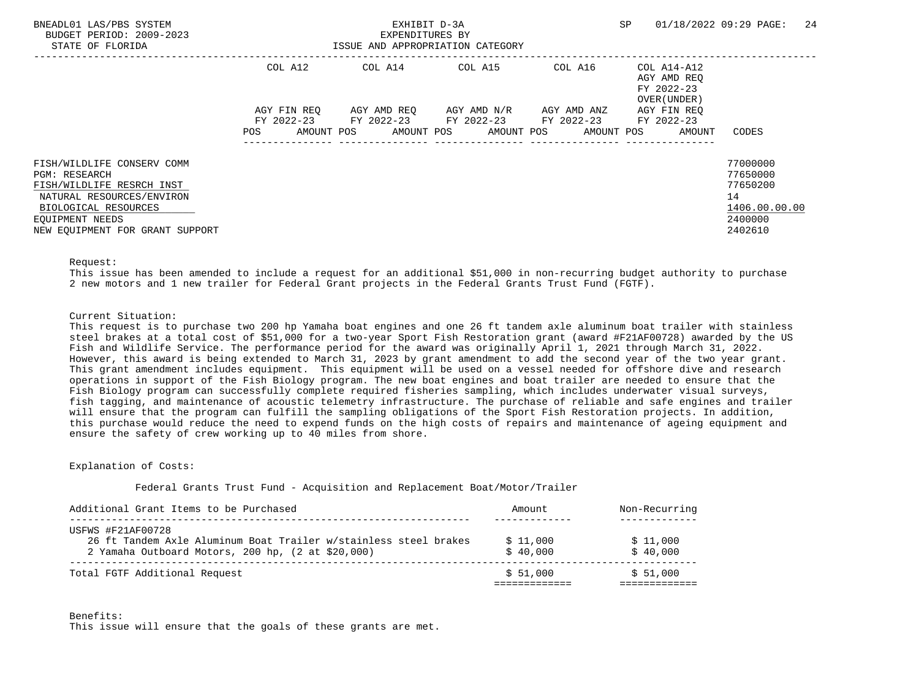| | COL A12 | | COL A14 | | COL A15 | | COL A16 | | COL A14-A12 AGY AMD REQ FY 2022-23 OVER(UNDER) | | |
|---|---|---|---|---|---|---|---|---|---|---|---|
| | AGY FIN REQ FY 2022-23 | | AGY AMD REQ FY 2022-23 | | AGY AMD N/R FY 2022-23 | | AGY AMD ANZ FY 2022-23 | | AGY FIN REQ FY 2022-23 | | |
| | POS | AMOUNT | POS | AMOUNT | POS | AMOUNT | POS | AMOUNT | POS | AMOUNT | CODES |
| FISH/WILDLIFE CONSERV COMM | | | | | | | | | | | 77000000 |
| PGM: RESEARCH | | | | | | | | | | | 77650000 |
| FISH/WILDLIFE RESRCH INST | | | | | | | | | | | 77650200 |
| NATURAL RESOURCES/ENVIRON | | | | | | | | | | | 14 |
| BIOLOGICAL RESOURCES | | | | | | | | | | | 1406.00.00.00 |
| EQUIPMENT NEEDS | | | | | | | | | | | 2400000 |
| NEW EQUIPMENT FOR GRANT SUPPORT | | | | | | | | | | | 2402610 |

Request:
This issue has been amended to include a request for an additional $51,000 in non-recurring budget authority to purchase 2 new motors and 1 new trailer for Federal Grant projects in the Federal Grants Trust Fund (FGTF).

Current Situation:
This request is to purchase two 200 hp Yamaha boat engines and one 26 ft tandem axle aluminum boat trailer with stainless steel brakes at a total cost of $51,000 for a two-year Sport Fish Restoration grant (award #F21AF00728) awarded by the US Fish and Wildlife Service. The performance period for the award was originally April 1, 2021 through March 31, 2022. However, this award is being extended to March 31, 2023 by grant amendment to add the second year of the two year grant. This grant amendment includes equipment. This equipment will be used on a vessel needed for offshore dive and research operations in support of the Fish Biology program. The new boat engines and boat trailer are needed to ensure that the Fish Biology program can successfully complete required fisheries sampling, which includes underwater visual surveys, fish tagging, and maintenance of acoustic telemetry infrastructure. The purchase of reliable and safe engines and trailer will ensure that the program can fulfill the sampling obligations of the Sport Fish Restoration projects. In addition, this purchase would reduce the need to expend funds on the high costs of repairs and maintenance of ageing equipment and ensure the safety of crew working up to 40 miles from shore.

Explanation of Costs:

Federal Grants Trust Fund - Acquisition and Replacement Boat/Motor/Trailer

| Additional Grant Items to be Purchased | Amount | Non-Recurring |
|---|---|---|
| USFWS #F21AF00728 | | |
| 26 ft Tandem Axle Aluminum Boat Trailer w/stainless steel brakes | $ 11,000 | $ 11,000 |
| 2 Yamaha Outboard Motors, 200 hp, (2 at $20,000) | $ 40,000 | $ 40,000 |
| Total FGTF Additional Request | $ 51,000 | $ 51,000 |

Benefits:
This issue will ensure that the goals of these grants are met.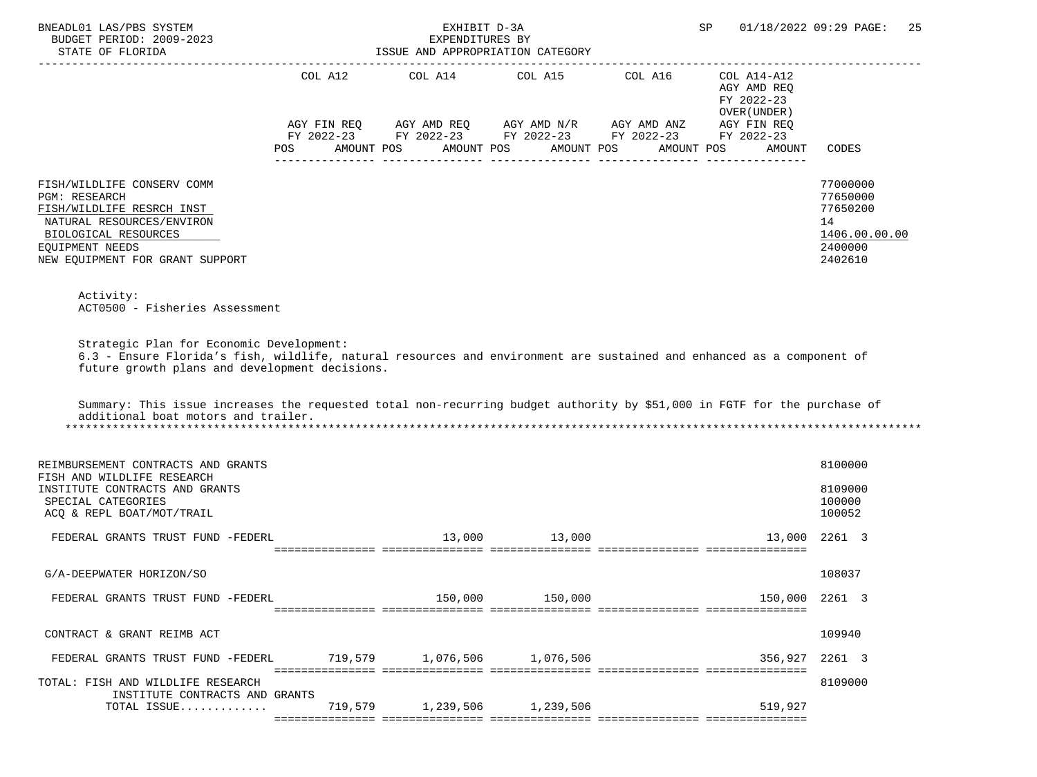BNEADL01 LAS/PBS SYSTEM — EXHIBIT D-3A — EXPENDITURES BY ISSUE AND APPROPRIATION CATEGORY — SP 01/18/2022 09:29

BUDGET PERIOD: 2009-2023

STATE OF FLORIDA

| | COL A12 AGY FIN REQ FY 2022-23 POS AMOUNT | COL A14 AGY AMD REQ FY 2022-23 POS AMOUNT | COL A15 AGY AMD N/R FY 2022-23 POS AMOUNT | COL A16 AGY AMD ANZ FY 2022-23 POS AMOUNT | COL A14-A12 AGY AMD REQ FY 2022-23 OVER(UNDER) AGY FIN REQ FY 2022-23 POS AMOUNT | CODES |
|---|---|---|---|---|---|---|
| FISH/WILDLIFE CONSERV COMM | | | | | | 77000000 |
| PGM: RESEARCH | | | | | | 77650000 |
| FISH/WILDLIFE RESRCH INST | | | | | | 77650200 |
| NATURAL RESOURCES/ENVIRON | | | | | | 14 |
| BIOLOGICAL RESOURCES | | | | | | 1406.00.00.00 |
| EQUIPMENT NEEDS | | | | | | 2400000 |
| NEW EQUIPMENT FOR GRANT SUPPORT | | | | | | 2402610 |

Activity:
ACT0500 - Fisheries Assessment

Strategic Plan for Economic Development:
6.3 - Ensure Florida's fish, wildlife, natural resources and environment are sustained and enhanced as a component of future growth plans and development decisions.

Summary: This issue increases the requested total non-recurring budget authority by $51,000 in FGTF for the purchase of additional boat motors and trailer.

******************************************************************************************************************

| | COL A12 | COL A14 | COL A15 | COL A16 | COL A14-A12 | CODES |
|---|---|---|---|---|---|---|
| REIMBURSEMENT CONTRACTS AND GRANTS | | | | | | 8100000 |
| FISH AND WILDLIFE RESEARCH INSTITUTE CONTRACTS AND GRANTS | | | | | | 8109000 |
| SPECIAL CATEGORIES | | | | | | 100000 |
| ACQ & REPL BOAT/MOT/TRAIL | | | | | | 100052 |
| FEDERAL GRANTS TRUST FUND -FEDERL | | 13,000 | 13,000 | | 13,000 | 2261 3 |
| G/A-DEEPWATER HORIZON/SO | | | | | | 108037 |
| FEDERAL GRANTS TRUST FUND -FEDERL | | 150,000 | 150,000 | | 150,000 | 2261 3 |
| CONTRACT & GRANT REIMB ACT | | | | | | 109940 |
| FEDERAL GRANTS TRUST FUND -FEDERL | 719,579 | 1,076,506 | 1,076,506 | | 356,927 | 2261 3 |
| TOTAL: FISH AND WILDLIFE RESEARCH INSTITUTE CONTRACTS AND GRANTS | | | | | | 8109000 |
| TOTAL ISSUE............ | 719,579 | 1,239,506 | 1,239,506 | | 519,927 | |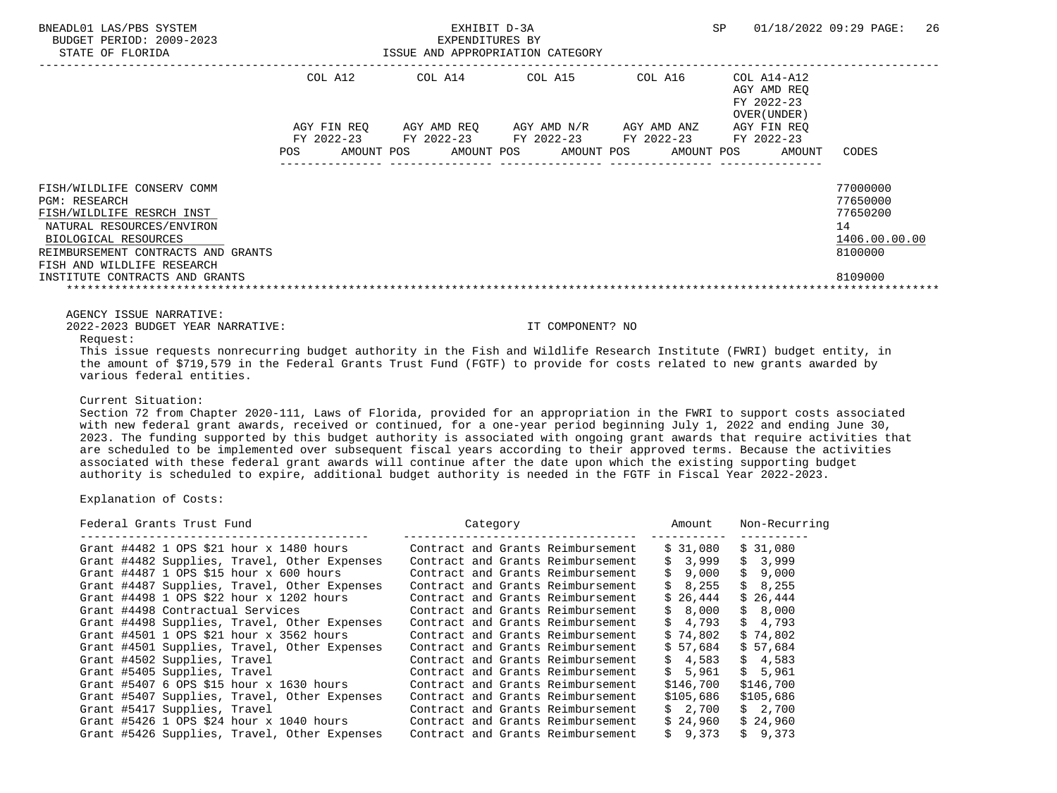BNEADL01 LAS/PBS SYSTEM — EXHIBIT D-3A — EXPENDITURES BY ISSUE AND APPROPRIATION CATEGORY
BUDGET PERIOD: 2009-2023
STATE OF FLORIDA

| | COL A12 AGY FIN REQ FY 2022-23 POS AMOUNT | COL A14 AGY AMD REQ FY 2022-23 POS AMOUNT | COL A15 AGY AMD N/R FY 2022-23 POS AMOUNT | COL A16 AGY AMD ANZ FY 2022-23 POS AMOUNT | COL A14-A12 AGY AMD REQ FY 2022-23 OVER(UNDER) AGY FIN REQ FY 2022-23 POS AMOUNT | CODES |
|---|---|---|---|---|---|---|
| FISH/WILDLIFE CONSERV COMM | | | | | | 77000000 |
| PGM: RESEARCH | | | | | | 77650000 |
| FISH/WILDLIFE RESRCH INST | | | | | | 77650200 |
| NATURAL RESOURCES/ENVIRON | | | | | | 14 |
| BIOLOGICAL RESOURCES | | | | | | 1406.00.00.00 |
| REIMBURSEMENT CONTRACTS AND GRANTS | | | | | | 8100000 |
| FISH AND WILDLIFE RESEARCH INSTITUTE CONTRACTS AND GRANTS | | | | | | 8109000 |

AGENCY ISSUE NARRATIVE:
2022-2023 BUDGET YEAR NARRATIVE: IT COMPONENT? NO

Request:
This issue requests nonrecurring budget authority in the Fish and Wildlife Research Institute (FWRI) budget entity, in the amount of $719,579 in the Federal Grants Trust Fund (FGTF) to provide for costs related to new grants awarded by various federal entities.

Current Situation:
Section 72 from Chapter 2020-111, Laws of Florida, provided for an appropriation in the FWRI to support costs associated with new federal grant awards, received or continued, for a one-year period beginning July 1, 2022 and ending June 30, 2023. The funding supported by this budget authority is associated with ongoing grant awards that require activities that are scheduled to be implemented over subsequent fiscal years according to their approved terms. Because the activities associated with these federal grant awards will continue after the date upon which the existing supporting budget authority is scheduled to expire, additional budget authority is needed in the FGTF in Fiscal Year 2022-2023.

Explanation of Costs:

| Federal Grants Trust Fund | Category | Amount | Non-Recurring |
|---|---|---|---|
| Grant #4482 1 OPS $21 hour x 1480 hours | Contract and Grants Reimbursement | $ 31,080 | $ 31,080 |
| Grant #4482 Supplies, Travel, Other Expenses | Contract and Grants Reimbursement | $ 3,999 | $ 3,999 |
| Grant #4487 1 OPS $15 hour x 600 hours | Contract and Grants Reimbursement | $ 9,000 | $ 9,000 |
| Grant #4487 Supplies, Travel, Other Expenses | Contract and Grants Reimbursement | $ 8,255 | $ 8,255 |
| Grant #4498 1 OPS $22 hour x 1202 hours | Contract and Grants Reimbursement | $ 26,444 | $ 26,444 |
| Grant #4498 Contractual Services | Contract and Grants Reimbursement | $ 8,000 | $ 8,000 |
| Grant #4498 Supplies, Travel, Other Expenses | Contract and Grants Reimbursement | $ 4,793 | $ 4,793 |
| Grant #4501 1 OPS $21 hour x 3562 hours | Contract and Grants Reimbursement | $ 74,802 | $ 74,802 |
| Grant #4501 Supplies, Travel, Other Expenses | Contract and Grants Reimbursement | $ 57,684 | $ 57,684 |
| Grant #4502 Supplies, Travel | Contract and Grants Reimbursement | $ 4,583 | $ 4,583 |
| Grant #5405 Supplies, Travel | Contract and Grants Reimbursement | $ 5,961 | $ 5,961 |
| Grant #5407 6 OPS $15 hour x 1630 hours | Contract and Grants Reimbursement | $146,700 | $146,700 |
| Grant #5407 Supplies, Travel, Other Expenses | Contract and Grants Reimbursement | $105,686 | $105,686 |
| Grant #5417 Supplies, Travel | Contract and Grants Reimbursement | $ 2,700 | $ 2,700 |
| Grant #5426 1 OPS $24 hour x 1040 hours | Contract and Grants Reimbursement | $ 24,960 | $ 24,960 |
| Grant #5426 Supplies, Travel, Other Expenses | Contract and Grants Reimbursement | $ 9,373 | $ 9,373 |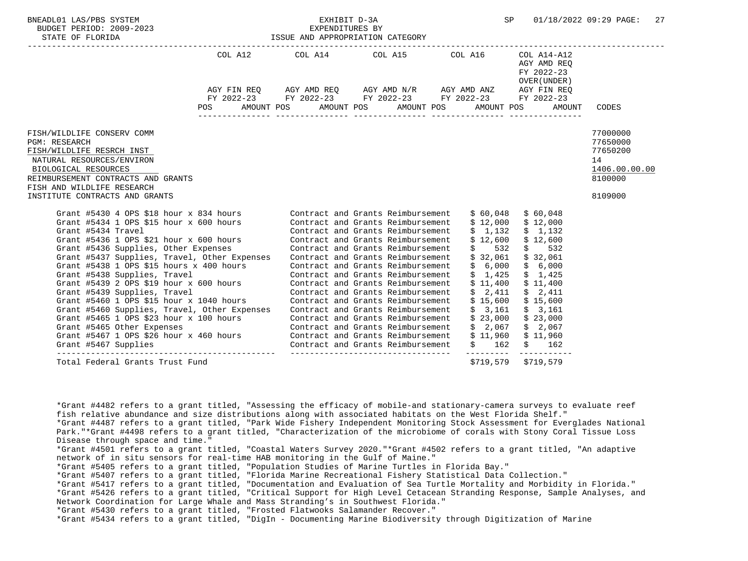BNEADL01 LAS/PBS SYSTEM — EXHIBIT D-3A — EXPENDITURES BY ISSUE AND APPROPRIATION CATEGORY
BUDGET PERIOD: 2009-2023
STATE OF FLORIDA
SP 01/18/2022 09:29

| | COL A12 AGY FIN REQ FY 2022-23 POS AMOUNT | COL A14 AGY AMD REQ FY 2022-23 POS AMOUNT | COL A15 AGY AMD N/R FY 2022-23 POS AMOUNT | COL A16 AGY AMD ANZ FY 2022-23 POS AMOUNT | COL A14-A12 AGY AMD REQ FY 2022-23 OVER(UNDER) AGY FIN REQ FY 2022-23 POS AMOUNT | CODES |
|---|---|---|---|---|---|---|
| FISH/WILDLIFE CONSERV COMM | | | | | | 77000000 |
| PGM: RESEARCH | | | | | | 77650000 |
| FISH/WILDLIFE RESRCH INST | | | | | | 77650200 |
| NATURAL RESOURCES/ENVIRON | | | | | | 14 |
| BIOLOGICAL RESOURCES | | | | | | 1406.00.00.00 |
| REIMBURSEMENT CONTRACTS AND GRANTS | | | | | | 8100000 |
| FISH AND WILDLIFE RESEARCH INSTITUTE CONTRACTS AND GRANTS | | | | | | 8109000 |

| Item | Description | Amount | Amount |
|---|---|---|---|
| Grant #5430 4 OPS $18 hour x 834 hours | Contract and Grants Reimbursement | $ 60,048 | $ 60,048 |
| Grant #5434 1 OPS $15 hour x 600 hours | Contract and Grants Reimbursement | $ 12,000 | $ 12,000 |
| Grant #5434 Travel | Contract and Grants Reimbursement | $ 1,132 | $ 1,132 |
| Grant #5436 1 OPS $21 hour x 600 hours | Contract and Grants Reimbursement | $ 12,600 | $ 12,600 |
| Grant #5436 Supplies, Other Expenses | Contract and Grants Reimbursement | $ 532 | $ 532 |
| Grant #5437 Supplies, Travel, Other Expenses | Contract and Grants Reimbursement | $ 32,061 | $ 32,061 |
| Grant #5438 1 OPS $15 hours x 400 hours | Contract and Grants Reimbursement | $ 6,000 | $ 6,000 |
| Grant #5438 Supplies, Travel | Contract and Grants Reimbursement | $ 1,425 | $ 1,425 |
| Grant #5439 2 OPS $19 hour x 600 hours | Contract and Grants Reimbursement | $ 11,400 | $ 11,400 |
| Grant #5439 Supplies, Travel | Contract and Grants Reimbursement | $ 2,411 | $ 2,411 |
| Grant #5460 1 OPS $15 hour x 1040 hours | Contract and Grants Reimbursement | $ 15,600 | $ 15,600 |
| Grant #5460 Supplies, Travel, Other Expenses | Contract and Grants Reimbursement | $ 3,161 | $ 3,161 |
| Grant #5465 1 OPS $23 hour x 100 hours | Contract and Grants Reimbursement | $ 23,000 | $ 23,000 |
| Grant #5465 Other Expenses | Contract and Grants Reimbursement | $ 2,067 | $ 2,067 |
| Grant #5467 1 OPS $26 hour x 460 hours | Contract and Grants Reimbursement | $ 11,960 | $ 11,960 |
| Grant #5467 Supplies | Contract and Grants Reimbursement | $ 162 | $ 162 |
| Total Federal Grants Trust Fund | | $719,579 | $719,579 |

*Grant #4482 refers to a grant titled, "Assessing the efficacy of mobile-and stationary-camera surveys to evaluate reef fish relative abundance and size distributions along with associated habitats on the West Florida Shelf."
*Grant #4487 refers to a grant titled, "Park Wide Fishery Independent Monitoring Stock Assessment for Everglades National Park."*Grant #4498 refers to a grant titled, "Characterization of the microbiome of corals with Stony Coral Tissue Loss Disease through space and time."
*Grant #4501 refers to a grant titled, "Coastal Waters Survey 2020."*Grant #4502 refers to a grant titled, "An adaptive network of in situ sensors for real-time HAB monitoring in the Gulf of Maine."
*Grant #5405 refers to a grant titled, "Population Studies of Marine Turtles in Florida Bay."
*Grant #5407 refers to a grant titled, "Florida Marine Recreational Fishery Statistical Data Collection."
*Grant #5417 refers to a grant titled, "Documentation and Evaluation of Sea Turtle Mortality and Morbidity in Florida."
*Grant #5426 refers to a grant titled, "Critical Support for High Level Cetacean Stranding Response, Sample Analyses, and Network Coordination for Large Whale and Mass Stranding's in Southwest Florida."
*Grant #5430 refers to a grant titled, "Frosted Flatwooks Salamander Recover."
*Grant #5434 refers to a grant titled, "DigIn - Documenting Marine Biodiversity through Digitization of Marine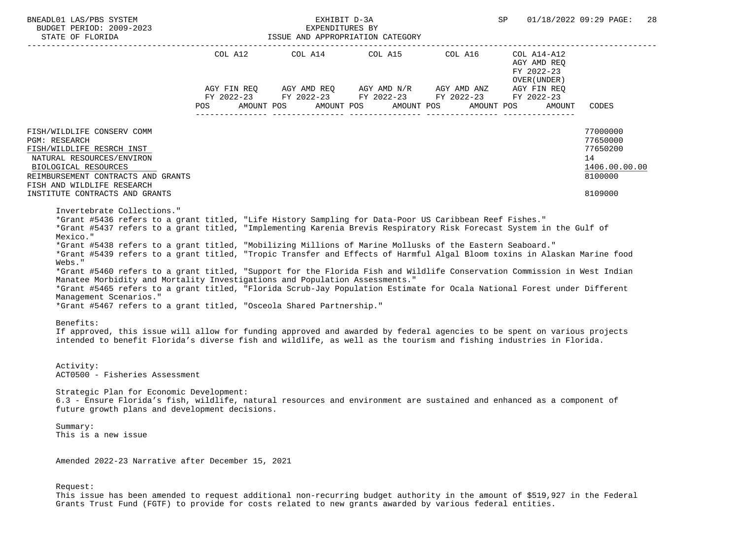| | COL A12 | | COL A14 | | COL A15 | | COL A16 | | COL A14-A12 AGY AMD REQ FY 2022-23 OVER(UNDER) | | |
|---|---|---|---|---|---|---|---|---|---|---|---|
| | AGY FIN REQ FY 2022-23 | | AGY AMD REQ FY 2022-23 | | AGY AMD N/R FY 2022-23 | | AGY AMD ANZ FY 2022-23 | | AGY FIN REQ FY 2022-23 | | |
| | POS | AMOUNT | POS | AMOUNT | POS | AMOUNT | POS | AMOUNT | POS | AMOUNT | CODES |
| FISH/WILDLIFE CONSERV COMM | | | | | | | | | | | 77000000 |
| PGM: RESEARCH | | | | | | | | | | | 77650000 |
| FISH/WILDLIFE RESRCH INST | | | | | | | | | | | 77650200 |
| NATURAL RESOURCES/ENVIRON | | | | | | | | | | | 14 |
| BIOLOGICAL RESOURCES | | | | | | | | | | | 1406.00.00.00 |
| REIMBURSEMENT CONTRACTS AND GRANTS | | | | | | | | | | | 8100000 |
| FISH AND WILDLIFE RESEARCH INSTITUTE CONTRACTS AND GRANTS | | | | | | | | | | | 8109000 |

Invertebrate Collections."
*Grant #5436 refers to a grant titled, "Life History Sampling for Data-Poor US Caribbean Reef Fishes."
*Grant #5437 refers to a grant titled, "Implementing Karenia Brevis Respiratory Risk Forecast System in the Gulf of Mexico."
*Grant #5438 refers to a grant titled, "Mobilizing Millions of Marine Mollusks of the Eastern Seaboard."
*Grant #5439 refers to a grant titled, "Tropic Transfer and Effects of Harmful Algal Bloom toxins in Alaskan Marine food Webs."
*Grant #5460 refers to a grant titled, "Support for the Florida Fish and Wildlife Conservation Commission in West Indian Manatee Morbidity and Mortality Investigations and Population Assessments."
*Grant #5465 refers to a grant titled, "Florida Scrub-Jay Population Estimate for Ocala National Forest under Different Management Scenarios."
*Grant #5467 refers to a grant titled, "Osceola Shared Partnership."

Benefits:
If approved, this issue will allow for funding approved and awarded by federal agencies to be spent on various projects intended to benefit Florida's diverse fish and wildlife, as well as the tourism and fishing industries in Florida.

Activity:
ACT0500 - Fisheries Assessment

Strategic Plan for Economic Development:
6.3 - Ensure Florida's fish, wildlife, natural resources and environment are sustained and enhanced as a component of future growth plans and development decisions.

Summary:
This is a new issue

Amended 2022-23 Narrative after December 15, 2021

Request:
This issue has been amended to request additional non-recurring budget authority in the amount of $519,927 in the Federal Grants Trust Fund (FGTF) to provide for costs related to new grants awarded by various federal entities.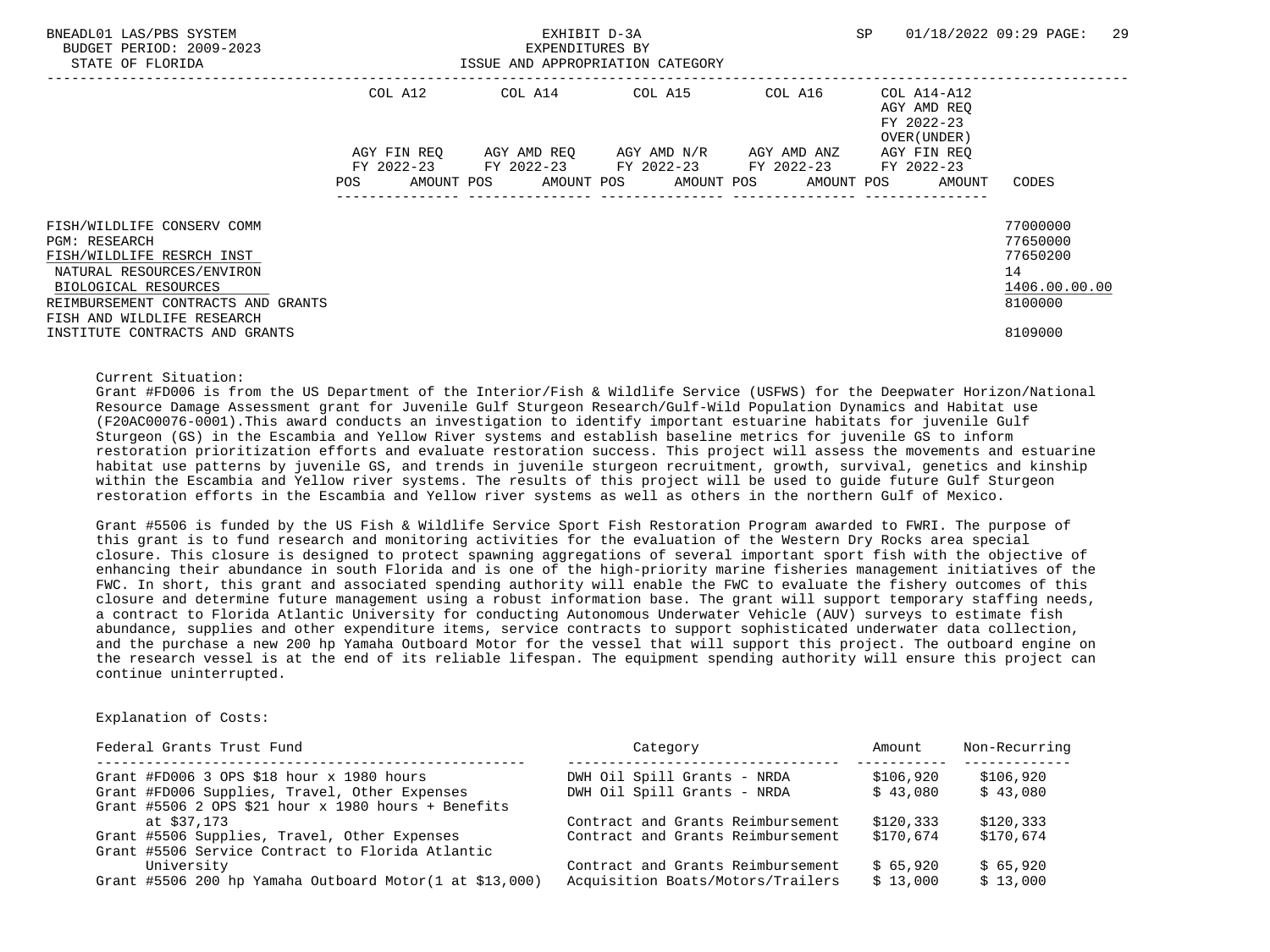BNEADL01 LAS/PBS SYSTEM — EXHIBIT D-3A — EXPENDITURES BY ISSUE AND APPROPRIATION CATEGORY
BUDGET PERIOD: 2009-2023
STATE OF FLORIDA
SP 01/18/2022 09:29

| | COL A12 AGY FIN REQ FY 2022-23 POS AMOUNT | COL A14 AGY AMD REQ FY 2022-23 POS AMOUNT | COL A15 AGY AMD N/R FY 2022-23 POS AMOUNT | COL A16 AGY AMD ANZ FY 2022-23 POS AMOUNT | COL A14-A12 AGY AMD REQ FY 2022-23 OVER(UNDER) AGY FIN REQ FY 2022-23 POS AMOUNT | CODES |
|---|---|---|---|---|---|---|
| FISH/WILDLIFE CONSERV COMM | | | | | | 77000000 |
| PGM: RESEARCH | | | | | | 77650000 |
| FISH/WILDLIFE RESRCH INST | | | | | | 77650200 |
| NATURAL RESOURCES/ENVIRON | | | | | | 14 |
| BIOLOGICAL RESOURCES | | | | | | 1406.00.00.00 |
| REIMBURSEMENT CONTRACTS AND GRANTS | | | | | | 8100000 |
| FISH AND WILDLIFE RESEARCH INSTITUTE CONTRACTS AND GRANTS | | | | | | 8109000 |

Current Situation:
Grant #FD006 is from the US Department of the Interior/Fish & Wildlife Service (USFWS) for the Deepwater Horizon/National Resource Damage Assessment grant for Juvenile Gulf Sturgeon Research/Gulf-Wild Population Dynamics and Habitat use (F20AC00076-0001).This award conducts an investigation to identify important estuarine habitats for juvenile Gulf Sturgeon (GS) in the Escambia and Yellow River systems and establish baseline metrics for juvenile GS to inform restoration prioritization efforts and evaluate restoration success. This project will assess the movements and estuarine habitat use patterns by juvenile GS, and trends in juvenile sturgeon recruitment, growth, survival, genetics and kinship within the Escambia and Yellow river systems. The results of this project will be used to guide future Gulf Sturgeon restoration efforts in the Escambia and Yellow river systems as well as others in the northern Gulf of Mexico.

Grant #5506 is funded by the US Fish & Wildlife Service Sport Fish Restoration Program awarded to FWRI. The purpose of this grant is to fund research and monitoring activities for the evaluation of the Western Dry Rocks area special closure. This closure is designed to protect spawning aggregations of several important sport fish with the objective of enhancing their abundance in south Florida and is one of the high-priority marine fisheries management initiatives of the FWC. In short, this grant and associated spending authority will enable the FWC to evaluate the fishery outcomes of this closure and determine future management using a robust information base. The grant will support temporary staffing needs, a contract to Florida Atlantic University for conducting Autonomous Underwater Vehicle (AUV) surveys to estimate fish abundance, supplies and other expenditure items, service contracts to support sophisticated underwater data collection, and the purchase a new 200 hp Yamaha Outboard Motor for the vessel that will support this project. The outboard engine on the research vessel is at the end of its reliable lifespan. The equipment spending authority will ensure this project can continue uninterrupted.

Explanation of Costs:

| Federal Grants Trust Fund | Category | Amount | Non-Recurring |
|---|---|---|---|
| Grant #FD006 3 OPS $18 hour x 1980 hours | DWH Oil Spill Grants - NRDA | $106,920 | $106,920 |
| Grant #FD006 Supplies, Travel, Other Expenses | DWH Oil Spill Grants - NRDA | $ 43,080 | $ 43,080 |
| Grant #5506 2 OPS $21 hour x 1980 hours + Benefits at $37,173 | Contract and Grants Reimbursement | $120,333 | $120,333 |
| Grant #5506 Supplies, Travel, Other Expenses | Contract and Grants Reimbursement | $170,674 | $170,674 |
| Grant #5506 Service Contract to Florida Atlantic University | Contract and Grants Reimbursement | $ 65,920 | $ 65,920 |
| Grant #5506 200 hp Yamaha Outboard Motor(1 at $13,000) | Acquisition Boats/Motors/Trailers | $ 13,000 | $ 13,000 |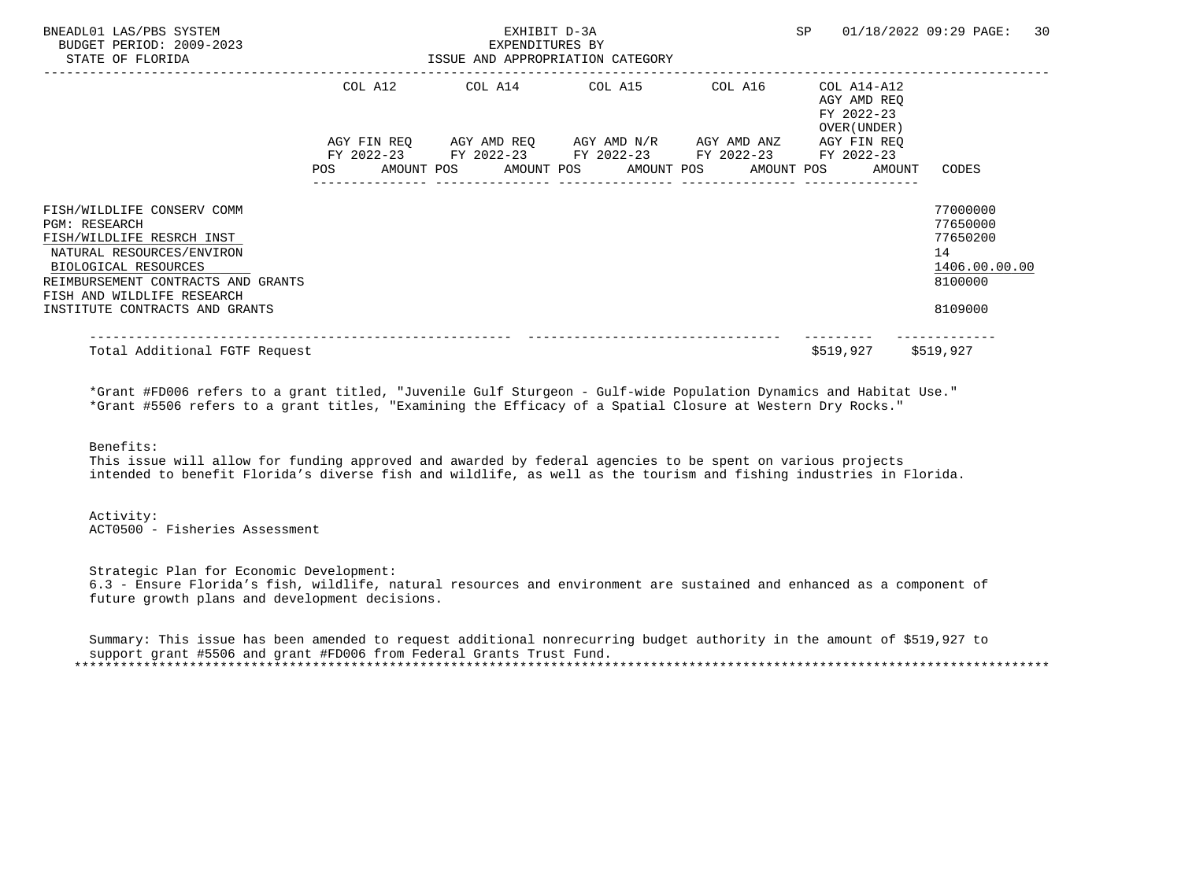BNEADL01 LAS/PBS SYSTEM
BUDGET PERIOD: 2009-2023
STATE OF FLORIDA

EXHIBIT D-3A
EXPENDITURES BY
ISSUE AND APPROPRIATION CATEGORY

SP 01/18/2022 09:29

| | COL A12 AGY FIN REQ FY 2022-23 POS AMOUNT | COL A14 AGY AMD REQ FY 2022-23 POS AMOUNT | COL A15 AGY AMD N/R FY 2022-23 POS AMOUNT | COL A16 AGY AMD ANZ FY 2022-23 POS AMOUNT | COL A14-A12 AGY AMD REQ FY 2022-23 OVER(UNDER) AGY FIN REQ FY 2022-23 POS AMOUNT | CODES |
|---|---|---|---|---|---|---|
| FISH/WILDLIFE CONSERV COMM | | | | | | 77000000 |
| PGM: RESEARCH | | | | | | 77650000 |
| FISH/WILDLIFE RESRCH INST | | | | | | 77650200 |
| NATURAL RESOURCES/ENVIRON | | | | | | 14 |
| BIOLOGICAL RESOURCES | | | | | | 1406.00.00.00 |
| REIMBURSEMENT CONTRACTS AND GRANTS | | | | | | 8100000 |
| FISH AND WILDLIFE RESEARCH INSTITUTE CONTRACTS AND GRANTS | | | | | | 8109000 |
| Total Additional FGTF Request | | | | $519,927 | $519,927 | |

*Grant #FD006 refers to a grant titled, "Juvenile Gulf Sturgeon - Gulf-wide Population Dynamics and Habitat Use."
*Grant #5506 refers to a grant titles, "Examining the Efficacy of a Spatial Closure at Western Dry Rocks."

Benefits:
This issue will allow for funding approved and awarded by federal agencies to be spent on various projects intended to benefit Florida's diverse fish and wildlife, as well as the tourism and fishing industries in Florida.

Activity:
ACT0500 - Fisheries Assessment

Strategic Plan for Economic Development:
6.3 - Ensure Florida's fish, wildlife, natural resources and environment are sustained and enhanced as a component of future growth plans and development decisions.

Summary: This issue has been amended to request additional nonrecurring budget authority in the amount of $519,927 to support grant #5506 and grant #FD006 from Federal Grants Trust Fund.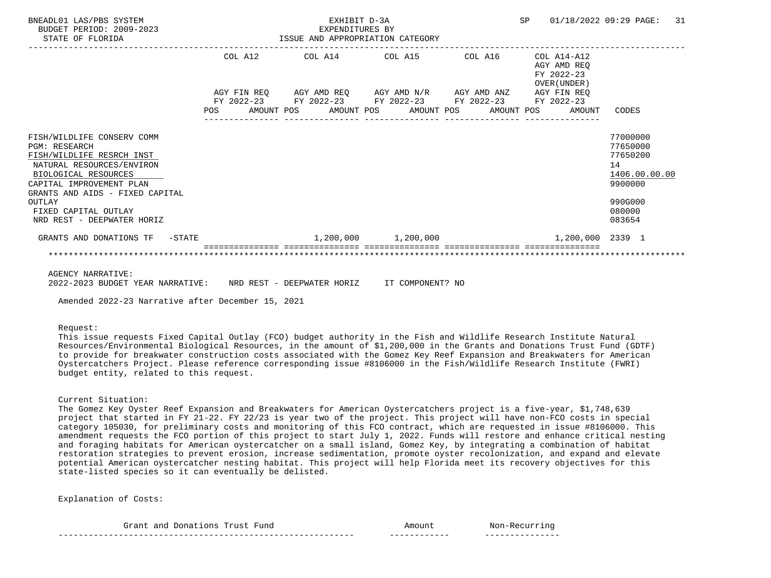BNEADL01 LAS/PBS SYSTEM — EXHIBIT D-3A — SP 01/18/2022 09:29
BUDGET PERIOD: 2009-2023 — EXPENDITURES BY
STATE OF FLORIDA — ISSUE AND APPROPRIATION CATEGORY

| | COL A12 AGY FIN REQ FY 2022-23 POS | AMOUNT | COL A14 AGY AMD REQ FY 2022-23 POS | AMOUNT | COL A15 AGY AMD N/R FY 2022-23 POS | AMOUNT | COL A16 AGY AMD ANZ FY 2022-23 POS | AMOUNT | COL A14-A12 AGY AMD REQ FY 2022-23 OVER(UNDER) AGY FIN REQ FY 2022-23 POS | AMOUNT | CODES |
|---|---|---|---|---|---|---|---|---|---|---|---|
| FISH/WILDLIFE CONSERV COMM | | | | | | | | | | | 77000000 |
| PGM: RESEARCH | | | | | | | | | | | 77650000 |
| FISH/WILDLIFE RESRCH INST | | | | | | | | | | | 77650200 |
| NATURAL RESOURCES/ENVIRON | | | | | | | | | | | 14 |
| BIOLOGICAL RESOURCES | | | | | | | | | | | 1406.00.00.00 |
| CAPITAL IMPROVEMENT PLAN | | | | | | | | | | | 9900000 |
| GRANTS AND AIDS - FIXED CAPITAL OUTLAY | | | | | | | | | | | 990G000 |
| FIXED CAPITAL OUTLAY | | | | | | | | | | | 080000 |
| NRD REST - DEEPWATER HORIZ | | | | | | | | | | | 083654 |
| GRANTS AND DONATIONS TF -STATE | | | | 1,200,000 | | 1,200,000 | | | | 1,200,000 | 2339 1 |

AGENCY NARRATIVE:
2022-2023 BUDGET YEAR NARRATIVE: NRD REST - DEEPWATER HORIZ IT COMPONENT? NO

Amended 2022-23 Narrative after December 15, 2021

Request:
This issue requests Fixed Capital Outlay (FCO) budget authority in the Fish and Wildlife Research Institute Natural Resources/Environmental Biological Resources, in the amount of $1,200,000 in the Grants and Donations Trust Fund (GDTF) to provide for breakwater construction costs associated with the Gomez Key Reef Expansion and Breakwaters for American Oystercatchers Project. Please reference corresponding issue #8106000 in the Fish/Wildlife Research Institute (FWRI) budget entity, related to this request.

Current Situation:
The Gomez Key Oyster Reef Expansion and Breakwaters for American Oystercatchers project is a five-year, $1,748,639 project that started in FY 21-22. FY 22/23 is year two of the project. This project will have non-FCO costs in special category 105030, for preliminary costs and monitoring of this FCO contract, which are requested in issue #8106000. This amendment requests the FCO portion of this project to start July 1, 2022. Funds will restore and enhance critical nesting and foraging habitats for American oystercatcher on a small island, Gomez Key, by integrating a combination of habitat restoration strategies to prevent erosion, increase sedimentation, promote oyster recolonization, and expand and elevate potential American oystercatcher nesting habitat. This project will help Florida meet its recovery objectives for this state-listed species so it can eventually be delisted.

Explanation of Costs:

| Grant and Donations Trust Fund | Amount | Non-Recurring |
|---|---|---|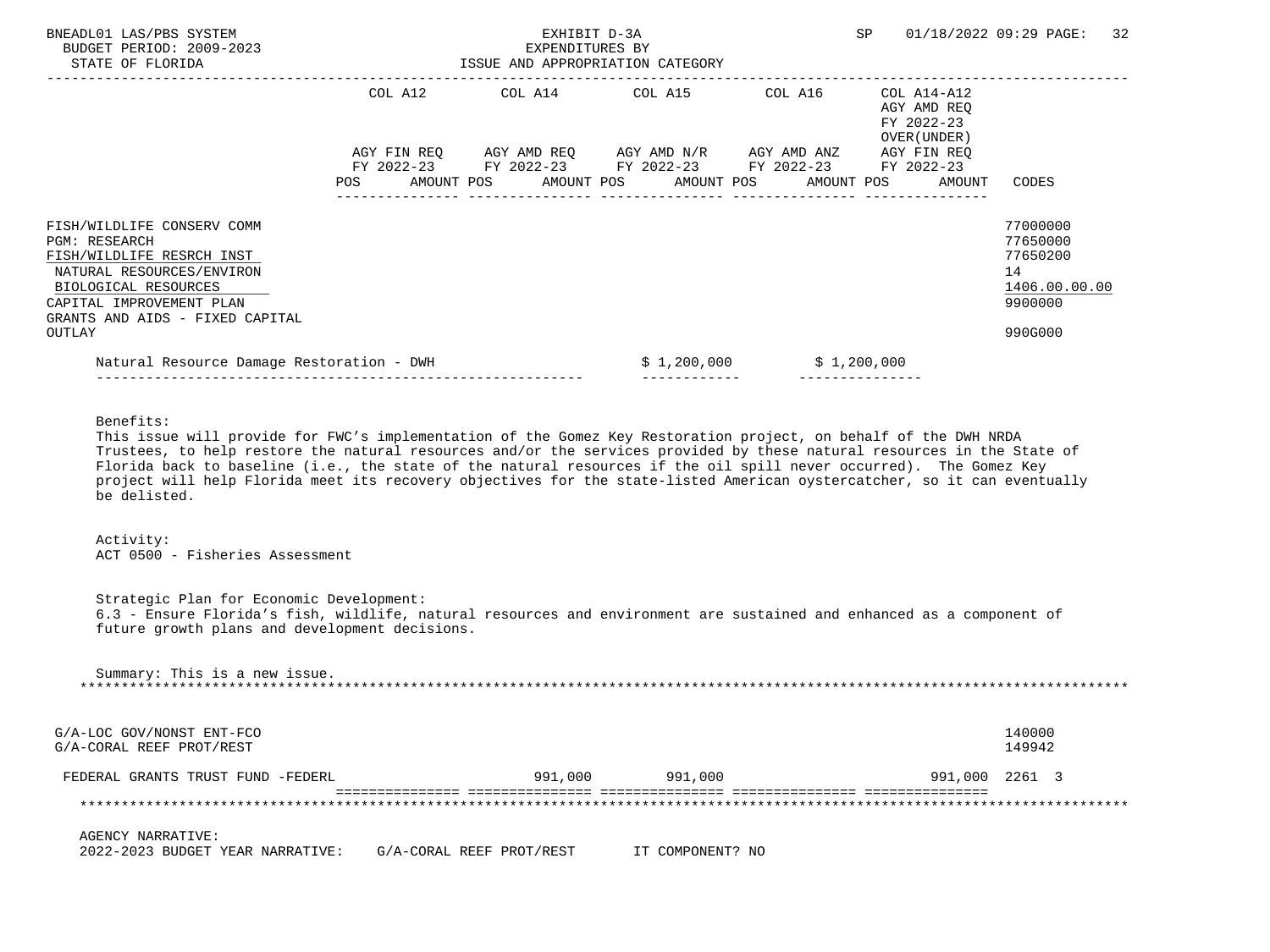BNEADL01 LAS/PBS SYSTEM — EXHIBIT D-3A — EXPENDITURES BY ISSUE AND APPROPRIATION CATEGORY — BUDGET PERIOD: 2009-2023 — STATE OF FLORIDA — SP 01/18/2022 09:29

| | COL A12 AGY FIN REQ FY 2022-23 POS AMOUNT | COL A14 AGY AMD REQ FY 2022-23 POS AMOUNT | COL A15 AGY AMD N/R FY 2022-23 POS AMOUNT | COL A16 AGY AMD ANZ FY 2022-23 POS AMOUNT | COL A14-A12 AGY AMD REQ FY 2022-23 OVER(UNDER) AGY FIN REQ FY 2022-23 POS AMOUNT | CODES |
|---|---|---|---|---|---|---|
| FISH/WILDLIFE CONSERV COMM | | | | | | 77000000 |
| PGM: RESEARCH | | | | | | 77650000 |
| FISH/WILDLIFE RESRCH INST | | | | | | 77650200 |
| NATURAL RESOURCES/ENVIRON | | | | | | 14 |
| BIOLOGICAL RESOURCES | | | | | | 1406.00.00.00 |
| CAPITAL IMPROVEMENT PLAN | | | | | | 9900000 |
| GRANTS AND AIDS - FIXED CAPITAL OUTLAY | | | | | | 990G000 |
| Natural Resource Damage Restoration - DWH | | | $ 1,200,000 | $ 1,200,000 | | |

Benefits:
This issue will provide for FWC's implementation of the Gomez Key Restoration project, on behalf of the DWH NRDA Trustees, to help restore the natural resources and/or the services provided by these natural resources in the State of Florida back to baseline (i.e., the state of the natural resources if the oil spill never occurred). The Gomez Key project will help Florida meet its recovery objectives for the state-listed American oystercatcher, so it can eventually be delisted.

Activity:
ACT 0500 - Fisheries Assessment

Strategic Plan for Economic Development:
6.3 - Ensure Florida's fish, wildlife, natural resources and environment are sustained and enhanced as a component of future growth plans and development decisions.

Summary: This is a new issue.

*******************************************************************************************************************

| | COL A12 | COL A14 | COL A15 | COL A16 | COL A14-A12 | CODES |
|---|---|---|---|---|---|---|
| G/A-LOC GOV/NONST ENT-FCO | | | | | | 140000 |
| G/A-CORAL REEF PROT/REST | | | | | | 149942 |
| FEDERAL GRANTS TRUST FUND -FEDERL | 991,000 | 991,000 | | | 991,000 | 2261 3 |

*******************************************************************************************************************

AGENCY NARRATIVE:
2022-2023 BUDGET YEAR NARRATIVE: G/A-CORAL REEF PROT/REST IT COMPONENT? NO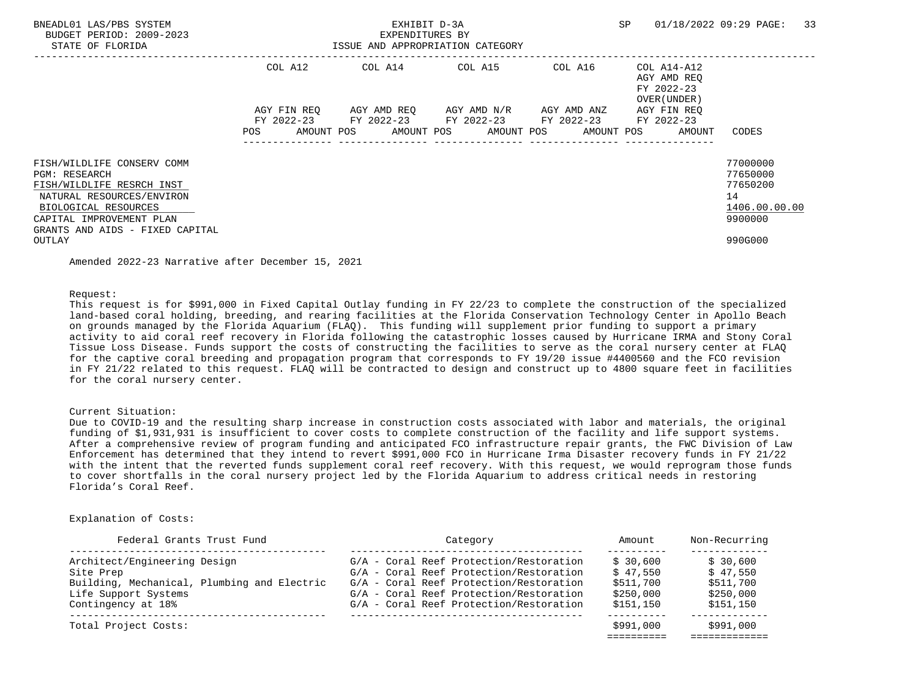| | COL A12 | | COL A14 | | COL A15 | | COL A16 | | COL A14-A12 AGY AMD REQ FY 2022-23 OVER(UNDER) | | |
|---|---|---|---|---|---|---|---|---|---|---|---|
| | AGY FIN REQ FY 2022-23 | | AGY AMD REQ FY 2022-23 | | AGY AMD N/R FY 2022-23 | | AGY AMD ANZ FY 2022-23 | | AGY FIN REQ FY 2022-23 | | |
| | POS | AMOUNT | POS | AMOUNT | POS | AMOUNT | POS | AMOUNT | POS | AMOUNT | CODES |
| FISH/WILDLIFE CONSERV COMM | | | | | | | | | | | 77000000 |
| PGM: RESEARCH | | | | | | | | | | | 77650000 |
| FISH/WILDLIFE RESRCH INST | | | | | | | | | | | 77650200 |
| NATURAL RESOURCES/ENVIRON | | | | | | | | | | | 14 |
| BIOLOGICAL RESOURCES | | | | | | | | | | | 1406.00.00.00 |
| CAPITAL IMPROVEMENT PLAN | | | | | | | | | | | 9900000 |
| GRANTS AND AIDS - FIXED CAPITAL OUTLAY | | | | | | | | | | | 990G000 |

Amended 2022-23 Narrative after December 15, 2021

Request:
This request is for $991,000 in Fixed Capital Outlay funding in FY 22/23 to complete the construction of the specialized land-based coral holding, breeding, and rearing facilities at the Florida Conservation Technology Center in Apollo Beach on grounds managed by the Florida Aquarium (FLAQ). This funding will supplement prior funding to support a primary activity to aid coral reef recovery in Florida following the catastrophic losses caused by Hurricane IRMA and Stony Coral Tissue Loss Disease. Funds support the costs of constructing the facilities to serve as the coral nursery center at FLAQ for the captive coral breeding and propagation program that corresponds to FY 19/20 issue #4400560 and the FCO revision in FY 21/22 related to this request. FLAQ will be contracted to design and construct up to 4800 square feet in facilities for the coral nursery center.

Current Situation:
Due to COVID-19 and the resulting sharp increase in construction costs associated with labor and materials, the original funding of $1,931,931 is insufficient to cover costs to complete construction of the facility and life support systems. After a comprehensive review of program funding and anticipated FCO infrastructure repair grants, the FWC Division of Law Enforcement has determined that they intend to revert $991,000 FCO in Hurricane Irma Disaster recovery funds in FY 21/22 with the intent that the reverted funds supplement coral reef recovery. With this request, we would reprogram those funds to cover shortfalls in the coral nursery project led by the Florida Aquarium to address critical needs in restoring Florida's Coral Reef.

Explanation of Costs:

| Federal Grants Trust Fund | Category | Amount | Non-Recurring |
|---|---|---|---|
| Architect/Engineering Design | G/A - Coral Reef Protection/Restoration | $ 30,600 | $ 30,600 |
| Site Prep | G/A - Coral Reef Protection/Restoration | $ 47,550 | $ 47,550 |
| Building, Mechanical, Plumbing and Electric | G/A - Coral Reef Protection/Restoration | $511,700 | $511,700 |
| Life Support Systems | G/A - Coral Reef Protection/Restoration | $250,000 | $250,000 |
| Contingency at 18% | G/A - Coral Reef Protection/Restoration | $151,150 | $151,150 |
| Total Project Costs: | | $991,000 | $991,000 |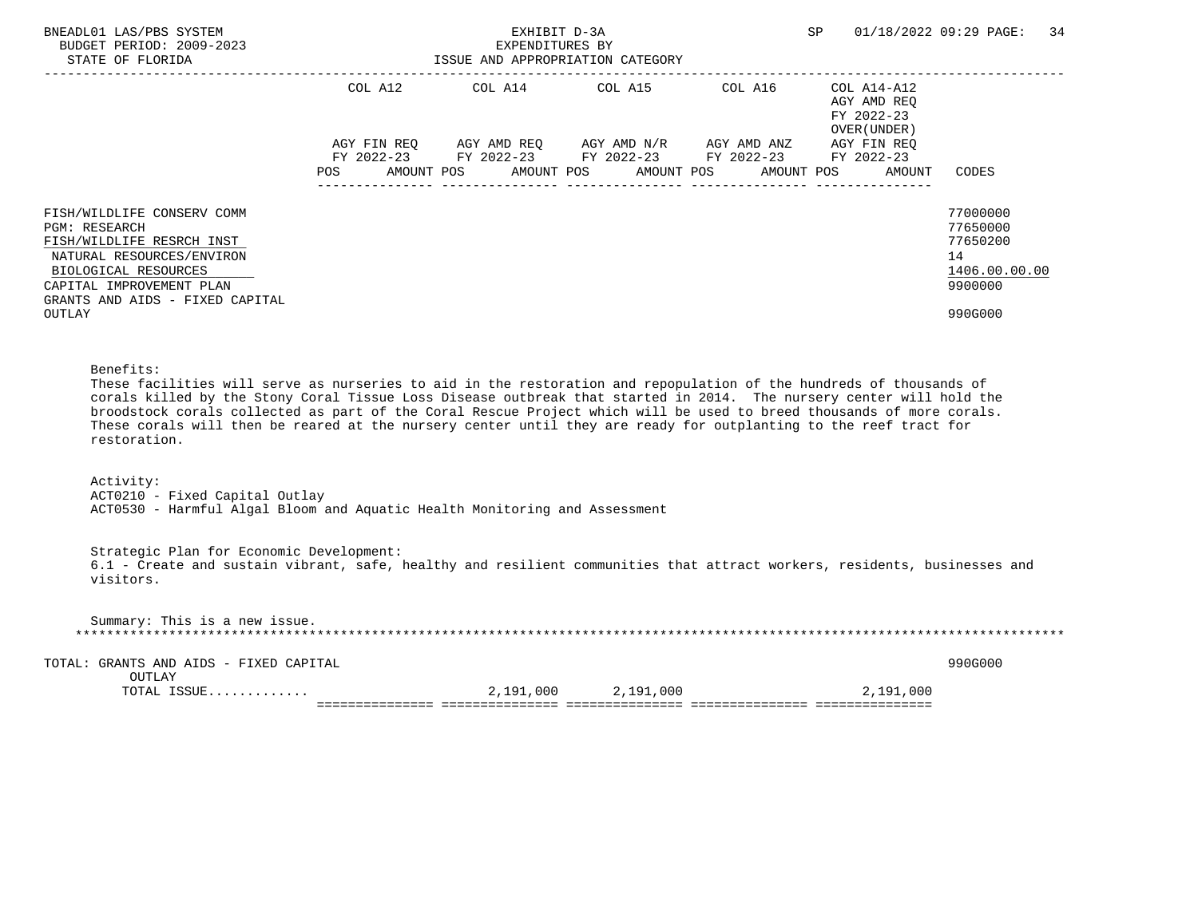BNEADL01 LAS/PBS SYSTEM — EXHIBIT D-3A — EXPENDITURES BY ISSUE AND APPROPRIATION CATEGORY
BUDGET PERIOD: 2009-2023
STATE OF FLORIDA

| | COL A12 AGY FIN REQ FY 2022-23 | | COL A14 AGY AMD REQ FY 2022-23 | | COL A15 AGY AMD N/R FY 2022-23 | | COL A16 AGY AMD ANZ FY 2022-23 | | COL A14-A12 AGY AMD REQ FY 2022-23 OVER(UNDER) AGY FIN REQ FY 2022-23 | | CODES |
|---|---|---|---|---|---|---|---|---|---|---|---|
| | POS | AMOUNT | POS | AMOUNT | POS | AMOUNT | POS | AMOUNT | POS | AMOUNT | |
| FISH/WILDLIFE CONSERV COMM | | | | | | | | | | | 77000000 |
| PGM: RESEARCH | | | | | | | | | | | 77650000 |
| FISH/WILDLIFE RESRCH INST | | | | | | | | | | | 77650200 |
| NATURAL RESOURCES/ENVIRON | | | | | | | | | | | 14 |
| BIOLOGICAL RESOURCES | | | | | | | | | | | 1406.00.00.00 |
| CAPITAL IMPROVEMENT PLAN | | | | | | | | | | | 9900000 |
| GRANTS AND AIDS - FIXED CAPITAL OUTLAY | | | | | | | | | | | 990G000 |

Benefits:
These facilities will serve as nurseries to aid in the restoration and repopulation of the hundreds of thousands of corals killed by the Stony Coral Tissue Loss Disease outbreak that started in 2014. The nursery center will hold the broodstock corals collected as part of the Coral Rescue Project which will be used to breed thousands of more corals. These corals will then be reared at the nursery center until they are ready for outplanting to the reef tract for restoration.

Activity:
ACT0210 - Fixed Capital Outlay
ACT0530 - Harmful Algal Bloom and Aquatic Health Monitoring and Assessment

Strategic Plan for Economic Development:
6.1 - Create and sustain vibrant, safe, healthy and resilient communities that attract workers, residents, businesses and visitors.

Summary: This is a new issue.

| | COL A12 | | COL A14 | | COL A15 | | COL A16 | | COL A14-A12 | | CODES |
|---|---|---|---|---|---|---|---|---|---|---|---|
| TOTAL: GRANTS AND AIDS - FIXED CAPITAL OUTLAY | | | | | | | | | | | 990G000 |
| TOTAL ISSUE............ | | | | 2,191,000 | | 2,191,000 | | | | 2,191,000 | |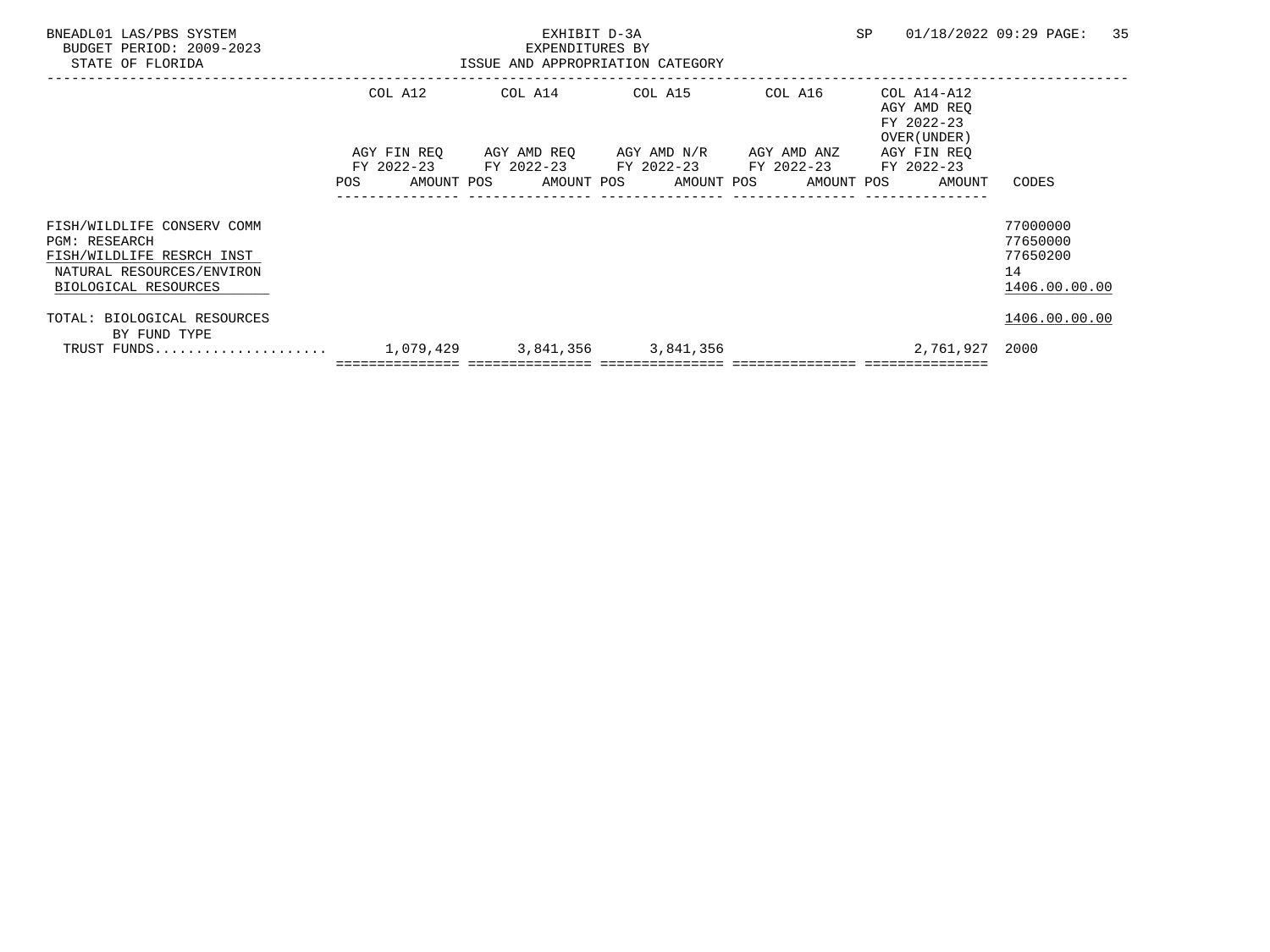BNEADL01 LAS/PBS SYSTEM
BUDGET PERIOD: 2009-2023
STATE OF FLORIDA

EXHIBIT D-3A
EXPENDITURES BY
ISSUE AND APPROPRIATION CATEGORY

SP 01/18/2022 09:29

| | COL A12 AGY FIN REQ FY 2022-23 POS AMOUNT | COL A14 AGY AMD REQ FY 2022-23 POS AMOUNT | COL A15 AGY AMD N/R FY 2022-23 POS AMOUNT | COL A16 AGY AMD ANZ FY 2022-23 POS AMOUNT | COL A14-A12 AGY AMD REQ FY 2022-23 OVER(UNDER) AGY FIN REQ FY 2022-23 POS AMOUNT | CODES |
|---|---|---|---|---|---|---|
| FISH/WILDLIFE CONSERV COMM | | | | | | 77000000 |
| PGM: RESEARCH | | | | | | 77650000 |
| FISH/WILDLIFE RESRCH INST | | | | | | 77650200 |
| NATURAL RESOURCES/ENVIRON | | | | | | 14 |
| BIOLOGICAL RESOURCES | | | | | | 1406.00.00.00 |
| TOTAL: BIOLOGICAL RESOURCES | | | | | | 1406.00.00.00 |
| BY FUND TYPE | | | | | | |
| TRUST FUNDS..................... | 1,079,429 | 3,841,356 | 3,841,356 | | 2,761,927 | 2000 |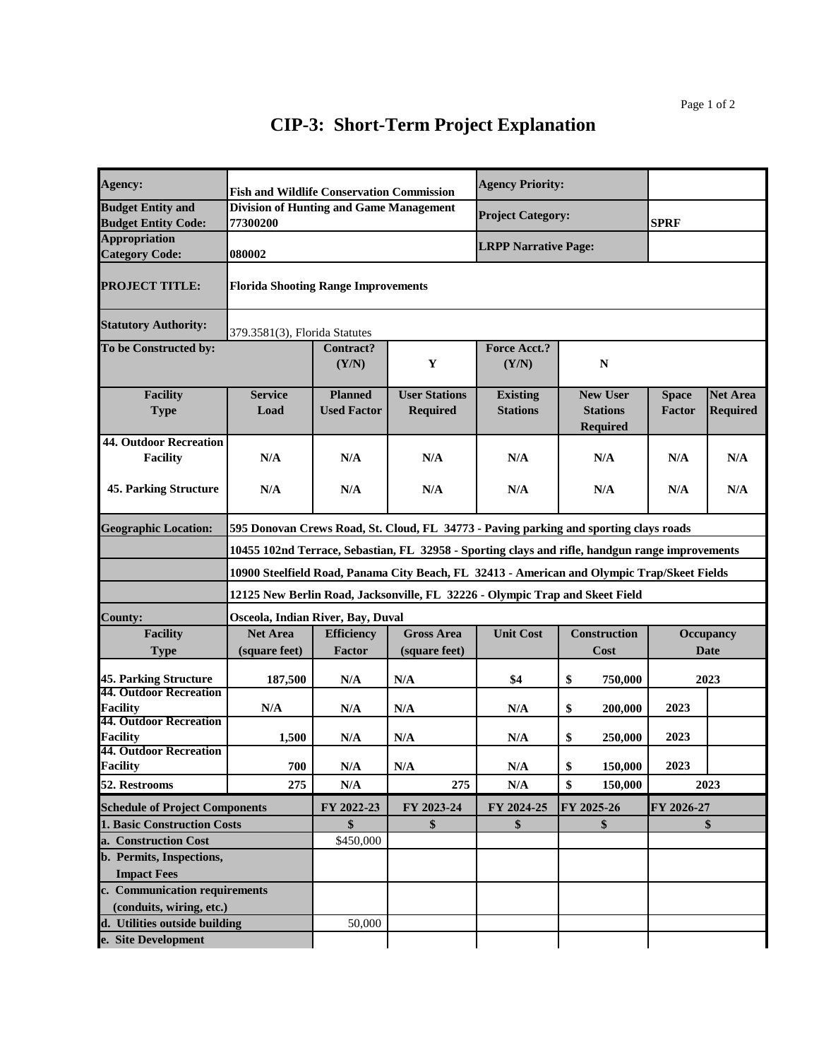# CIP-3: Short-Term Project Explanation

| | | | | | | | |
|---|---|---|---|---|---|---|---|
| **Agency:** | **Fish and Wildlife Conservation Commission** | | | **Agency Priority:** | | | |
| **Budget Entity and Budget Entity Code:** | **Division of Hunting and Game Management 77300200** | | | **Project Category:** | | **SPRF** | |
| **Appropriation Category Code:** | **080002** | | | **LRPP Narrative Page:** | | | |
| **PROJECT TITLE:** | **Florida Shooting Range Improvements** | | | | | | |
| **Statutory Authority:** | 379.3581(3), Florida Statutes | | | | | | |
| **To be Constructed by:** | | **Contract? (Y/N)** | **Y** | **Force Acct.? (Y/N)** | **N** | | |
| **Facility Type** | **Service Load** | **Planned Used Factor** | **User Stations Required** | **Existing Stations** | **New User Stations Required** | **Space Factor** | **Net Area Required** |
| **44. Outdoor Recreation Facility** | **N/A** | **N/A** | **N/A** | **N/A** | **N/A** | **N/A** | **N/A** |
| **45. Parking Structure** | **N/A** | **N/A** | **N/A** | **N/A** | **N/A** | **N/A** | **N/A** |
| **Geographic Location:** | **595 Donovan Crews Road, St. Cloud, FL 34773 - Paving parking and sporting clays roads** | | | | | | |
| | **10455 102nd Terrace, Sebastian, FL 32958 - Sporting clays and rifle, handgun range improvements** | | | | | | |
| | **10900 Steelfield Road, Panama City Beach, FL 32413 - American and Olympic Trap/Skeet Fields** | | | | | | |
| | **12125 New Berlin Road, Jacksonville, FL 32226 - Olympic Trap and Skeet Field** | | | | | | |
| **County:** | **Osceola, Indian River, Bay, Duval** | | | | | | |
| **Facility Type** | **Net Area (square feet)** | **Efficiency Factor** | **Gross Area (square feet)** | **Unit Cost** | **Construction Cost** | **Occupancy Date** | |
| **45. Parking Structure** | **187,500** | **N/A** | **N/A** | **$4** | **$ 750,000** | **2023** | |
| **44. Outdoor Recreation Facility** | **N/A** | **N/A** | **N/A** | **N/A** | **$ 200,000** | **2023** | |
| **44. Outdoor Recreation Facility** | **1,500** | **N/A** | **N/A** | **N/A** | **$ 250,000** | **2023** | |
| **44. Outdoor Recreation Facility** | **700** | **N/A** | **N/A** | **N/A** | **$ 150,000** | **2023** | |
| **52. Restrooms** | **275** | **N/A** | **275** | **N/A** | **$ 150,000** | **2023** | |

| **Schedule of Project Components** | **FY 2022-23** | **FY 2023-24** | **FY 2024-25** | **FY 2025-26** | **FY 2026-27** |
|---|---|---|---|---|---|
| **1. Basic Construction Costs** | **$** | **$** | **$** | **$** | **$** |
| **a. Construction Cost** | $450,000 | | | | |
| **b. Permits, Inspections, Impact Fees** | | | | | |
| **c. Communication requirements (conduits, wiring, etc.)** | | | | | |
| **d. Utilities outside building** | 50,000 | | | | |
| **e. Site Development** | | | | | |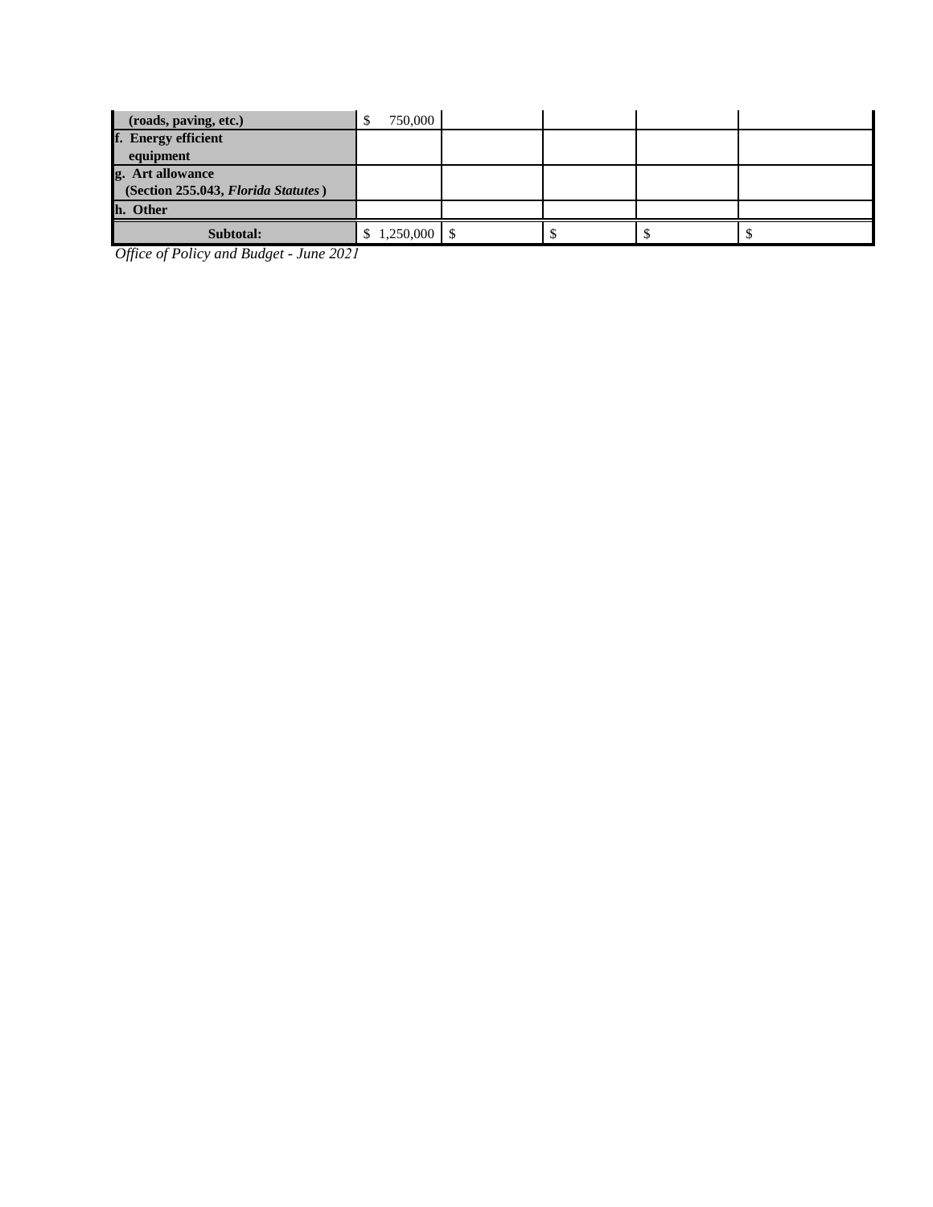| | | | | | |
|---|---|---|---|---|---|
| **(roads, paving, etc.)** | $ 750,000 | | | | |
| **f. Energy efficient equipment** | | | | | |
| **g. Art allowance (Section 255.043, *Florida Statutes*)** | | | | | |
| **h. Other** | | | | | |
| **Subtotal:** | $ 1,250,000 | $ | $ | $ | $ |

*Office of Policy and Budget - June 2021*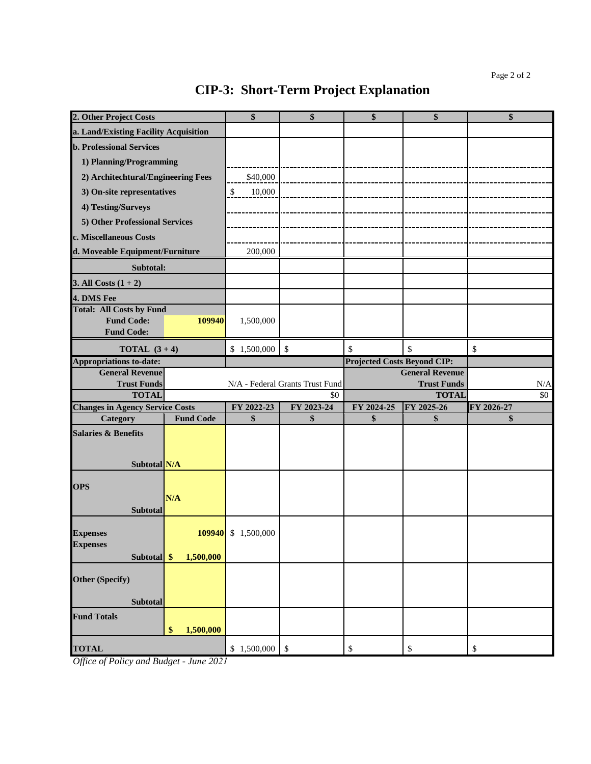# CIP-3: Short-Term Project Explanation

| 2. Other Project Costs | | $ | $ | $ | $ | $ |
|---|---|---|---|---|---|---|
| a. Land/Existing Facility Acquisition | | | | | | |
| b. Professional Services | | | | | | |
| 1) Planning/Programming | | | | | | |
| 2) Architechtural/Engineering Fees | | $40,000 | | | | |
| 3) On-site representatives | | $ 10,000 | | | | |
| 4) Testing/Surveys | | | | | | |
| 5) Other Professional Services | | | | | | |
| c. Miscellaneous Costs | | | | | | |
| d. Moveable Equipment/Furniture | | 200,000 | | | | |
| Subtotal: | | | | | | |
| 3. All Costs (1 + 2) | | | | | | |
| 4. DMS Fee | | | | | | |
| Total: All Costs by Fund<br>Fund Code:<br>Fund Code: | 109940 | 1,500,000 | | | | |
| TOTAL (3 + 4) | | $ 1,500,000 | $ | $ | $ | $ |

| Appropriations to-date: | | Projected Costs Beyond CIP: | |
|---|---|---|---|
| General Revenue | | General Revenue | |
| Trust Funds | N/A - Federal Grants Trust Fund | Trust Funds | N/A |
| TOTAL | $0 | TOTAL | $0 |

| Changes in Agency Service Costs | | FY 2022-23 | FY 2023-24 | FY 2024-25 | FY 2025-26 | FY 2026-27 |
|---|---|---|---|---|---|---|
| Category | Fund Code | $ | $ | $ | $ | $ |
| Salaries & Benefits<br>Subtotal | N/A | | | | | |
| OPS<br>Subtotal | N/A | | | | | |
| Expenses<br>Expenses<br>Subtotal | 109940<br>$ 1,500,000 | $ 1,500,000 | | | | |
| Other (Specify)<br>Subtotal | | | | | | |
| Fund Totals | $ 1,500,000 | | | | | |
| TOTAL | | $ 1,500,000 | $ | $ | $ | $ |

*Office of Policy and Budget - June 2021*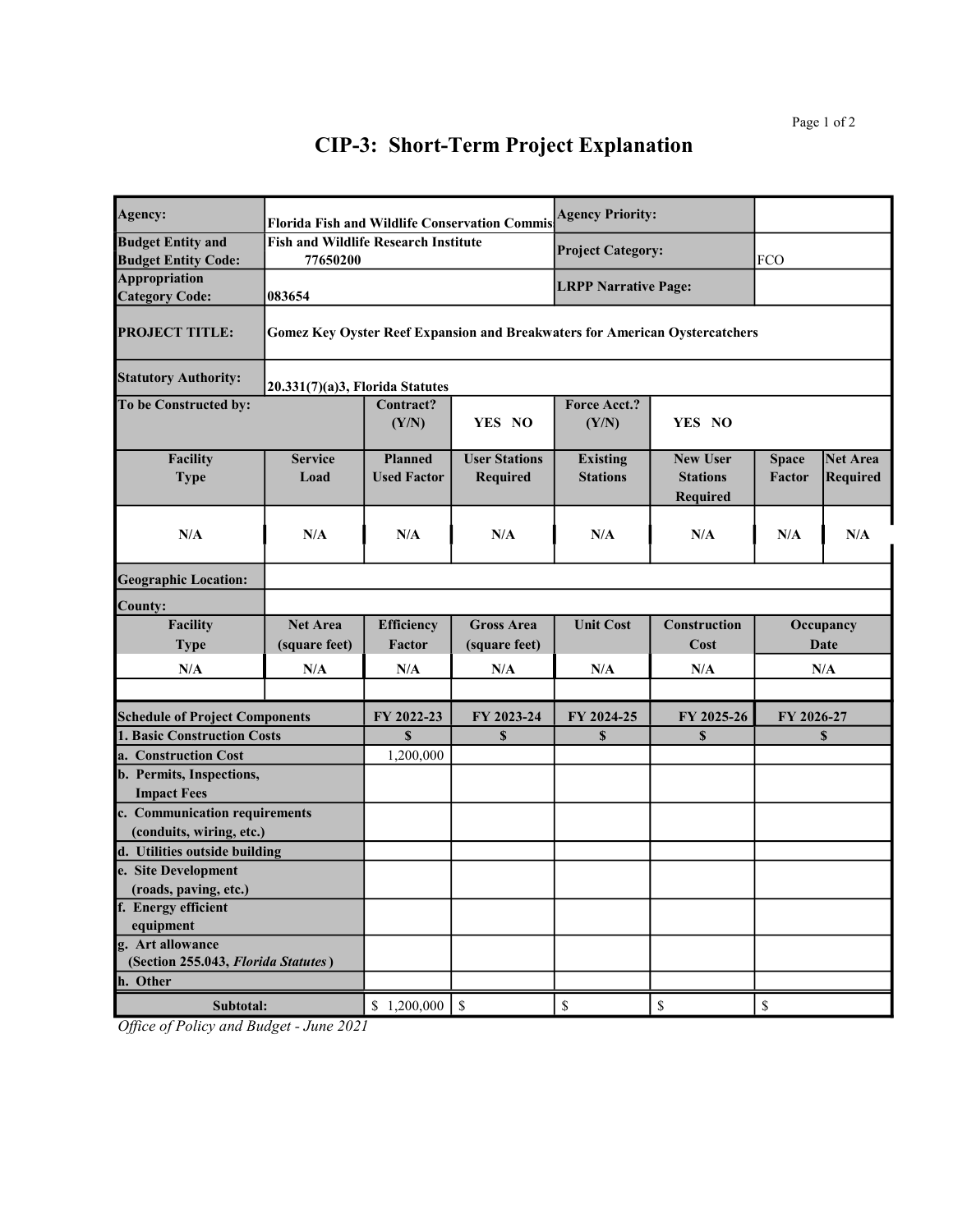# CIP-3: Short-Term Project Explanation

| | | | | | | | |
|---|---|---|---|---|---|---|---|
| **Agency:** | **Florida Fish and Wildlife Conservation Commis** | | | **Agency Priority:** | | | |
| **Budget Entity and Budget Entity Code:** | **Fish and Wildlife Research Institute 77650200** | | | **Project Category:** | | FCO | |
| **Appropriation Category Code:** | **083654** | | | **LRPP Narrative Page:** | | | |
| **PROJECT TITLE:** | **Gomez Key Oyster Reef Expansion and Breakwaters for American Oystercatchers** | | | | | | |
| **Statutory Authority:** | **20.331(7)(a)3, Florida Statutes** | | | | | | |
| **To be Constructed by:** | | **Contract? (Y/N)** | **YES NO** | **Force Acct.? (Y/N)** | **YES NO** | | |
| **Facility Type** | **Service Load** | **Planned Used Factor** | **User Stations Required** | **Existing Stations** | **New User Stations Required** | **Space Factor** | **Net Area Required** |
| **N/A** | **N/A** | **N/A** | **N/A** | **N/A** | **N/A** | **N/A** | **N/A** |
| **Geographic Location:** | | | | | | | |
| **County:** | | | | | | | |
| **Facility Type** | **Net Area (square feet)** | **Efficiency Factor** | **Gross Area (square feet)** | **Unit Cost** | **Construction Cost** | **Occupancy Date** | |
| **N/A** | **N/A** | **N/A** | **N/A** | **N/A** | **N/A** | **N/A** | |

| **Schedule of Project Components** | **FY 2022-23** | **FY 2023-24** | **FY 2024-25** | **FY 2025-26** | **FY 2026-27** |
|---|---|---|---|---|---|
| **1. Basic Construction Costs** | **$** | **$** | **$** | **$** | **$** |
| **a. Construction Cost** | 1,200,000 | | | | |
| **b. Permits, Inspections, Impact Fees** | | | | | |
| **c. Communication requirements (conduits, wiring, etc.)** | | | | | |
| **d. Utilities outside building** | | | | | |
| **e. Site Development (roads, paving, etc.)** | | | | | |
| **f. Energy efficient equipment** | | | | | |
| **g. Art allowance (Section 255.043, *Florida Statutes*)** | | | | | |
| **h. Other** | | | | | |
| **Subtotal:** | $ 1,200,000 | $ | $ | $ | $ |

*Office of Policy and Budget - June 2021*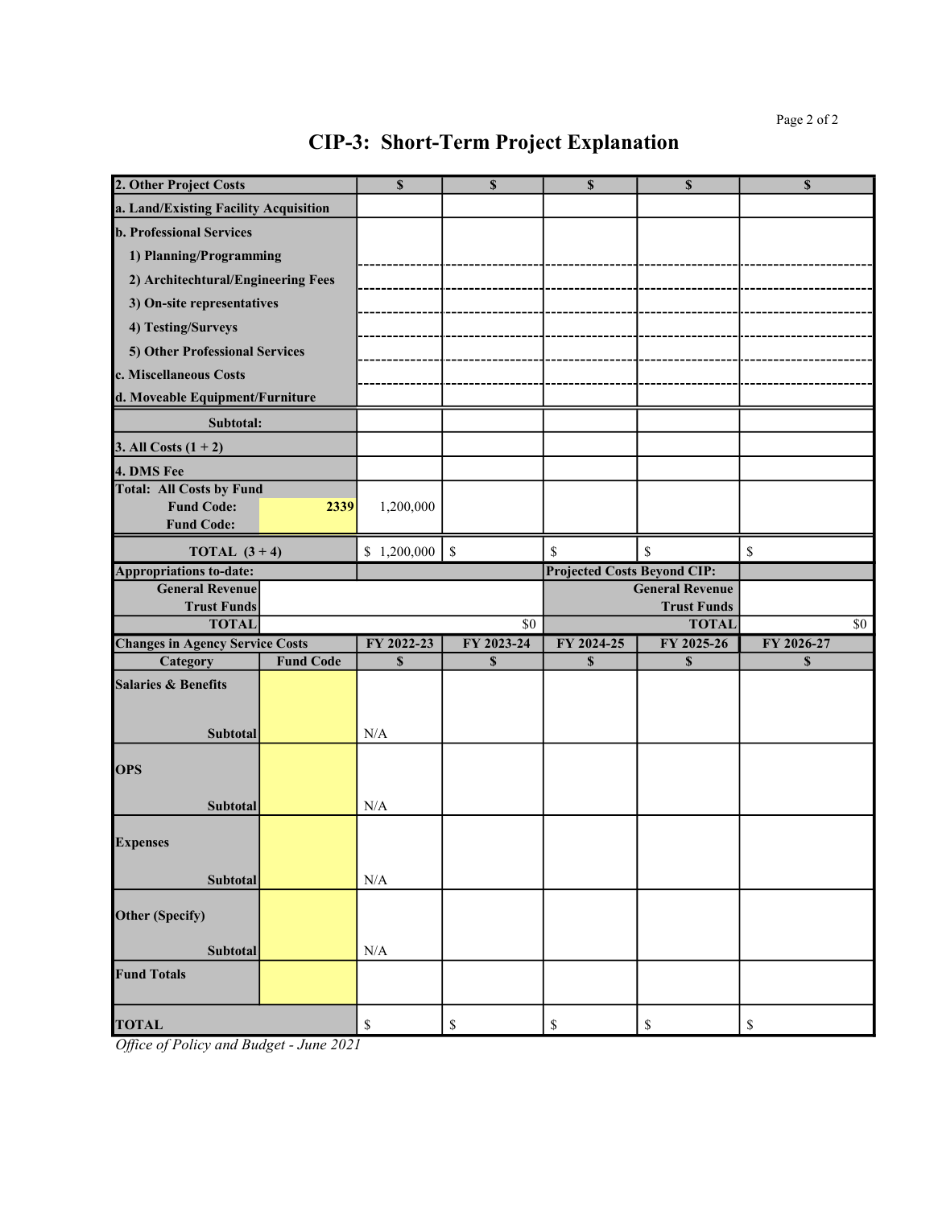# CIP-3: Short-Term Project Explanation

| 2. Other Project Costs | | $ | $ | $ | $ | $ |
|---|---|---|---|---|---|---|
| a. Land/Existing Facility Acquisition | | | | | | |
| b. Professional Services | | | | | | |
| 1) Planning/Programming | | | | | | |
| 2) Architechtural/Engineering Fees | | | | | | |
| 3) On-site representatives | | | | | | |
| 4) Testing/Surveys | | | | | | |
| 5) Other Professional Services | | | | | | |
| c. Miscellaneous Costs | | | | | | |
| d. Moveable Equipment/Furniture | | | | | | |
| Subtotal: | | | | | | |
| 3. All Costs (1 + 2) | | | | | | |
| 4. DMS Fee | | | | | | |
| Total: All Costs by Fund | | | | | | |
| Fund Code: | 2339 | 1,200,000 | | | | |
| Fund Code: | | | | | | |
| TOTAL (3 + 4) | | $ 1,200,000 | $ | $ | $ | $ |

| Appropriations to-date: | | Projected Costs Beyond CIP: | |
|---|---|---|---|
| General Revenue | | General Revenue | |
| Trust Funds | | Trust Funds | |
| TOTAL | $0 | TOTAL | $0 |

| Changes in Agency Service Costs | | FY 2022-23 | FY 2023-24 | FY 2024-25 | FY 2025-26 | FY 2026-27 |
|---|---|---|---|---|---|---|
| Category | Fund Code | $ | $ | $ | $ | $ |
| Salaries & Benefits | | | | | | |
| Subtotal | | N/A | | | | |
| OPS | | | | | | |
| Subtotal | | N/A | | | | |
| Expenses | | | | | | |
| Subtotal | | N/A | | | | |
| Other (Specify) | | | | | | |
| Subtotal | | N/A | | | | |
| Fund Totals | | | | | | |
| TOTAL | | $ | $ | $ | $ | $ |

*Office of Policy and Budget - June 2021*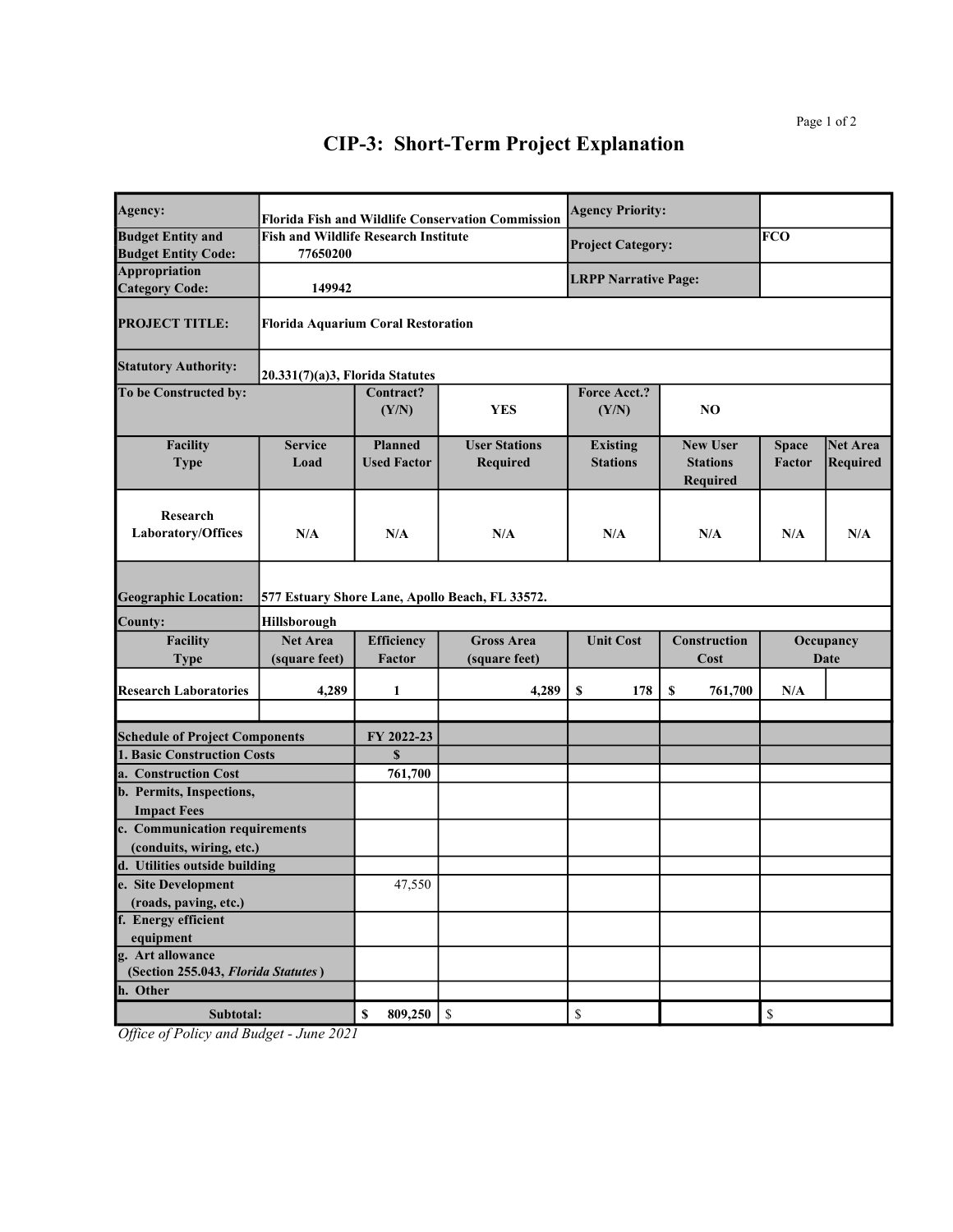# CIP-3: Short-Term Project Explanation

| | | | | | | | |
|---|---|---|---|---|---|---|---|
| **Agency:** | **Florida Fish and Wildlife Conservation Commission** | | | **Agency Priority:** | | | |
| **Budget Entity and Budget Entity Code:** | **Fish and Wildlife Research Institute 77650200** | | | **Project Category:** | **FCO** | | |
| **Appropriation Category Code:** | **149942** | | | **LRPP Narrative Page:** | | | |
| **PROJECT TITLE:** | **Florida Aquarium Coral Restoration** | | | | | | |
| **Statutory Authority:** | **20.331(7)(a)3, Florida Statutes** | | | | | | |
| **To be Constructed by:** | | **Contract? (Y/N)** | **YES** | **Force Acct.? (Y/N)** | **NO** | | |
| **Facility Type** | **Service Load** | **Planned Used Factor** | **User Stations Required** | **Existing Stations** | **New User Stations Required** | **Space Factor** | **Net Area Required** |
| **Research Laboratory/Offices** | **N/A** | **N/A** | **N/A** | **N/A** | **N/A** | **N/A** | **N/A** |
| **Geographic Location:** | **577 Estuary Shore Lane, Apollo Beach, FL 33572.** | | | | | | |
| **County:** | **Hillsborough** | | | | | | |
| **Facility Type** | **Net Area (square feet)** | **Efficiency Factor** | **Gross Area (square feet)** | **Unit Cost** | **Construction Cost** | **Occupancy Date** | |
| **Research Laboratories** | **4,289** | **1** | **4,289** | **$ 178** | **$ 761,700** | **N/A** | |
| | | | | | | | |

| Schedule of Project Components | FY 2022-23 | | | | |
|---|---|---|---|---|---|
| **1. Basic Construction Costs** | **$** | | | | |
| **a. Construction Cost** | **761,700** | | | | |
| **b. Permits, Inspections, Impact Fees** | | | | | |
| **c. Communication requirements (conduits, wiring, etc.)** | | | | | |
| **d. Utilities outside building** | | | | | |
| **e. Site Development (roads, paving, etc.)** | 47,550 | | | | |
| **f. Energy efficient equipment** | | | | | |
| **g. Art allowance (Section 255.043, *Florida Statutes*)** | | | | | |
| **h. Other** | | | | | |
| **Subtotal:** | **$ 809,250** | $ | $ | | $ |

*Office of Policy and Budget - June 2021*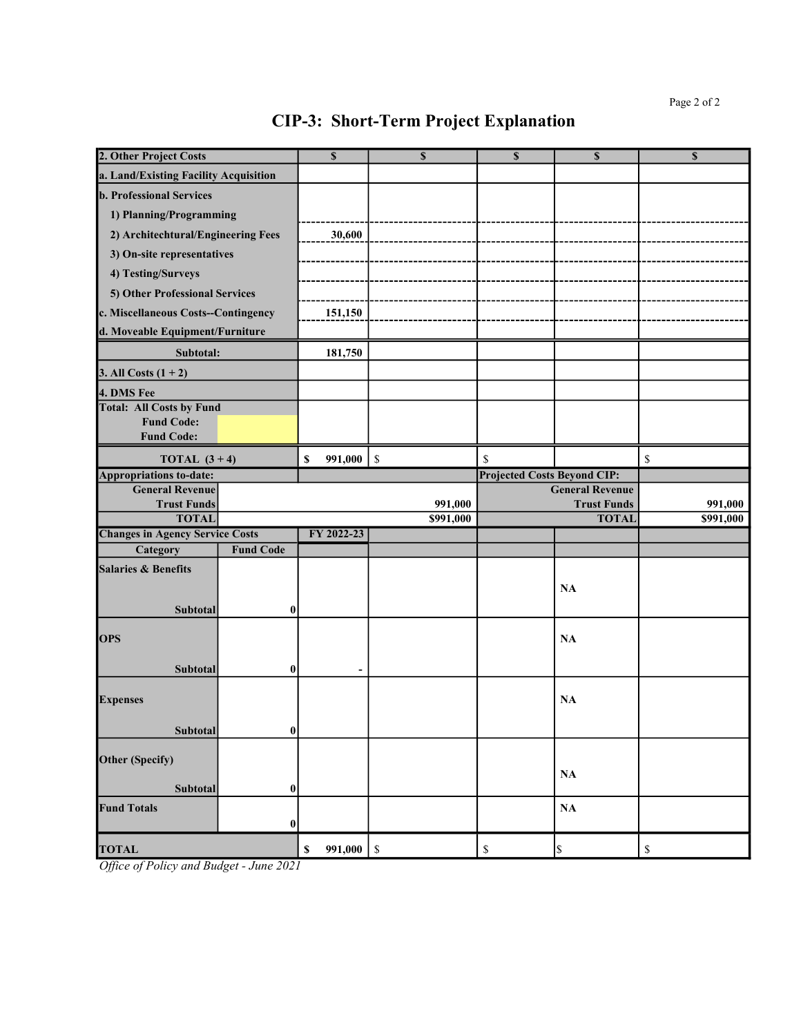# CIP-3: Short-Term Project Explanation

| 2. Other Project Costs | | $ | $ | $ | $ | $ |
|---|---|---|---|---|---|---|
| a. Land/Existing Facility Acquisition | | | | | | |
| b. Professional Services | | | | | | |
| 1) Planning/Programming | | | | | | |
| 2) Architechtural/Engineering Fees | | 30,600 | | | | |
| 3) On-site representatives | | | | | | |
| 4) Testing/Surveys | | | | | | |
| 5) Other Professional Services | | | | | | |
| c. Miscellaneous Costs--Contingency | | 151,150 | | | | |
| d. Moveable Equipment/Furniture | | | | | | |
| Subtotal: | | 181,750 | | | | |
| 3. All Costs (1 + 2) | | | | | | |
| 4. DMS Fee | | | | | | |
| Total: All Costs by Fund | | | | | | |
| Fund Code: | | | | | | |
| Fund Code: | | | | | | |
| TOTAL (3 + 4) | | $ 991,000 | $ | $ | | $ |
| Appropriations to-date: | | | | Projected Costs Beyond CIP: | | |
| General Revenue | | | | | General Revenue | |
| Trust Funds | | | 991,000 | | Trust Funds | 991,000 |
| TOTAL | | | $991,000 | | TOTAL | $991,000 |
| Changes in Agency Service Costs | | FY 2022-23 | | | | |
| Category | Fund Code | | | | | |
| Salaries & Benefits | | | | | NA | |
| Subtotal | 0 | | | | | |
| OPS | | | | | NA | |
| Subtotal | 0 | - | | | | |
| Expenses | | | | | NA | |
| Subtotal | 0 | | | | | |
| Other (Specify) | | | | | NA | |
| Subtotal | 0 | | | | | |
| Fund Totals | 0 | | | | NA | |
| TOTAL | | $ 991,000 | $ | $ | $ | $ |

*Office of Policy and Budget - June 2021*